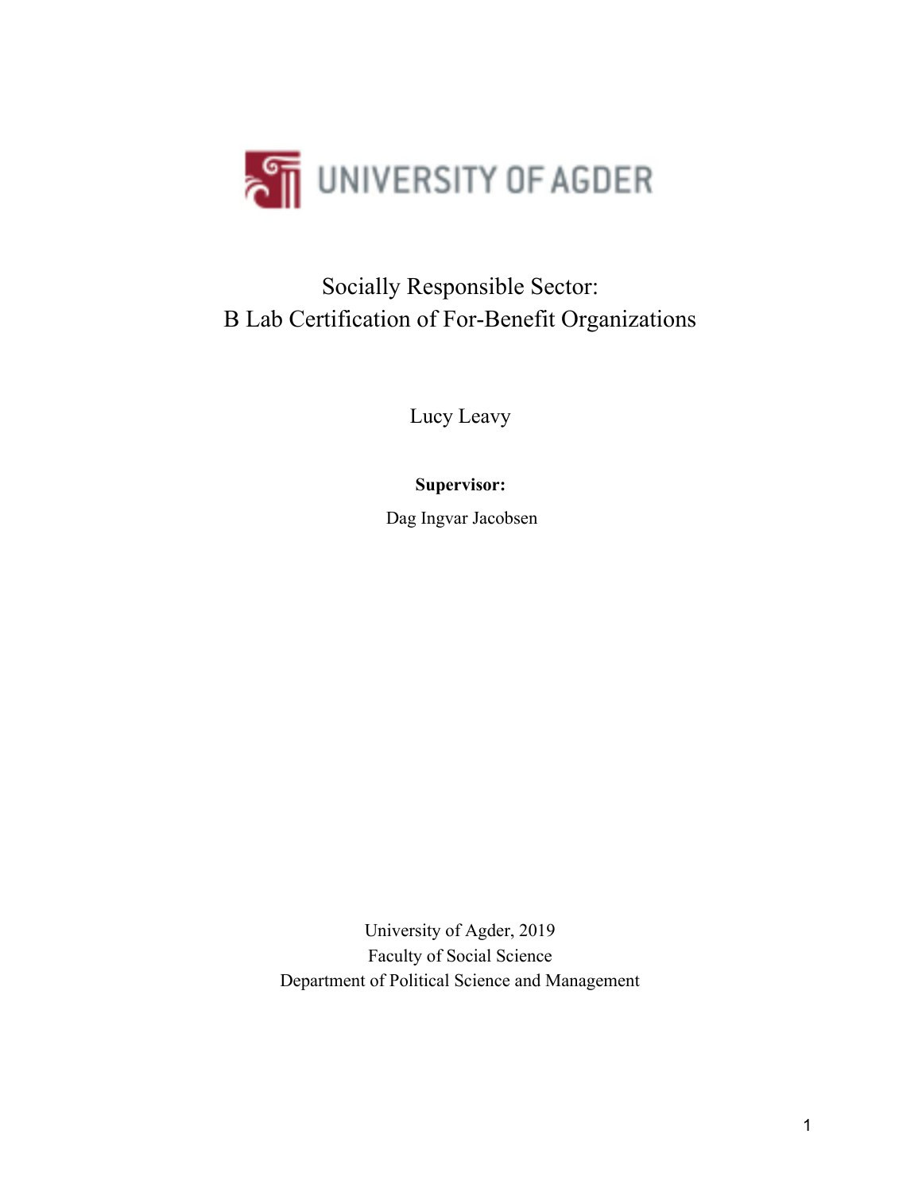UNIVERSITY OF AGDER

# Socially Responsible Sector:
# B Lab Certification of For-Benefit Organizations

Lucy Leavy

**Supervisor:**

Dag Ingvar Jacobsen

University of Agder, 2019
Faculty of Social Science
Department of Political Science and Management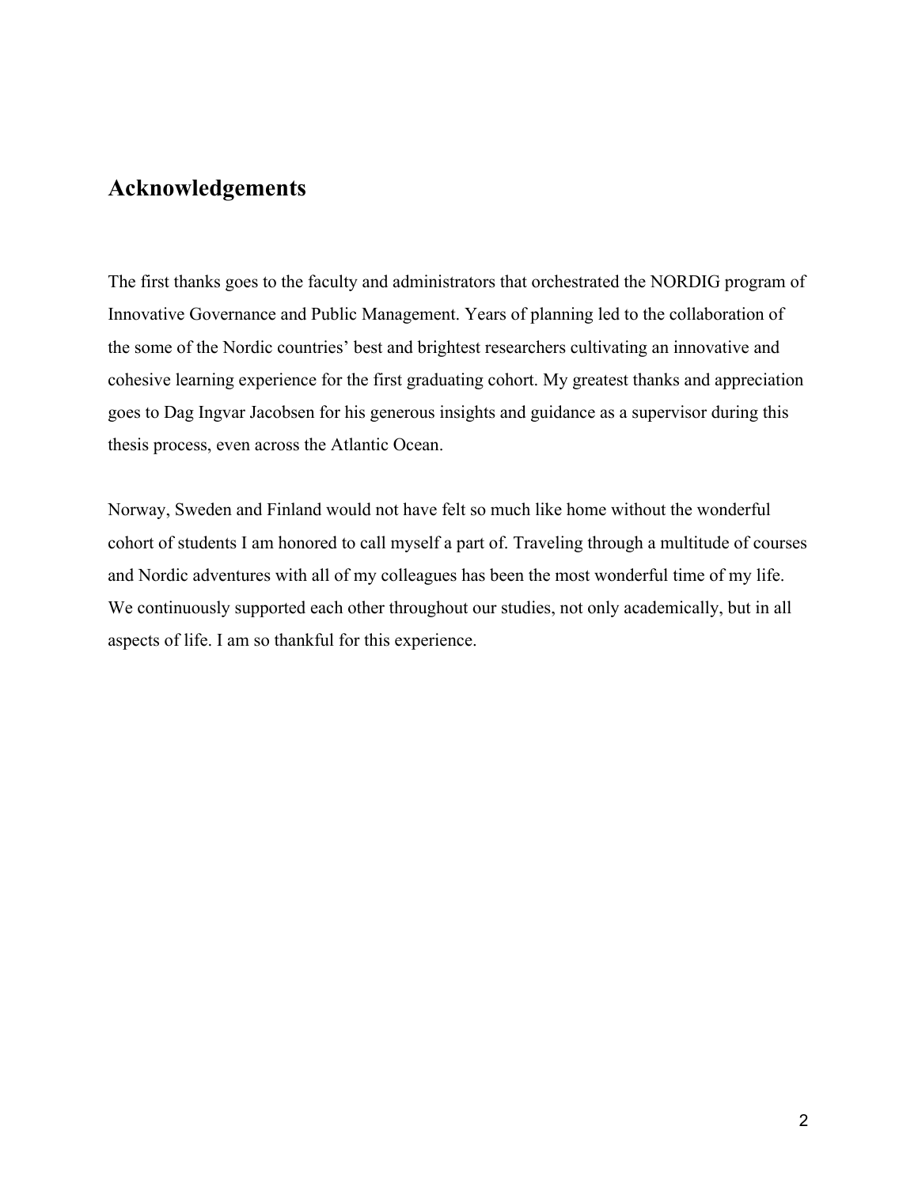## Acknowledgements

The first thanks goes to the faculty and administrators that orchestrated the NORDIG program of Innovative Governance and Public Management. Years of planning led to the collaboration of the some of the Nordic countries' best and brightest researchers cultivating an innovative and cohesive learning experience for the first graduating cohort. My greatest thanks and appreciation goes to Dag Ingvar Jacobsen for his generous insights and guidance as a supervisor during this thesis process, even across the Atlantic Ocean.

Norway, Sweden and Finland would not have felt so much like home without the wonderful cohort of students I am honored to call myself a part of. Traveling through a multitude of courses and Nordic adventures with all of my colleagues has been the most wonderful time of my life. We continuously supported each other throughout our studies, not only academically, but in all aspects of life. I am so thankful for this experience.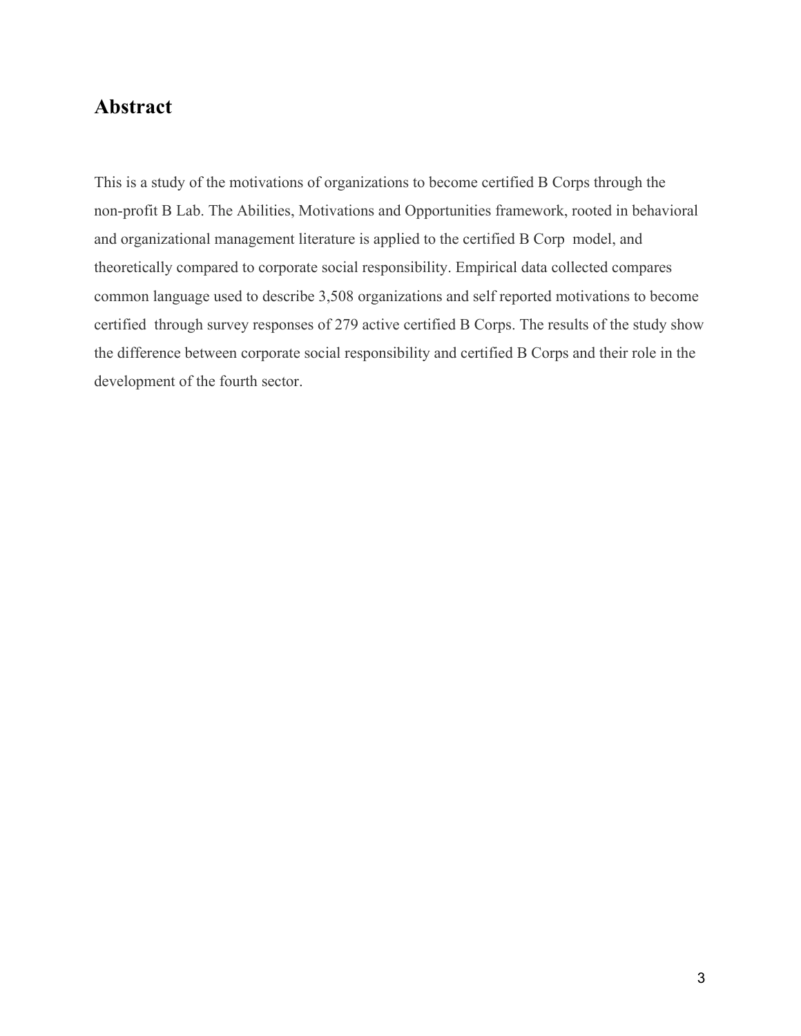## Abstract

This is a study of the motivations of organizations to become certified B Corps through the non-profit B Lab. The Abilities, Motivations and Opportunities framework, rooted in behavioral and organizational management literature is applied to the certified B Corp model, and theoretically compared to corporate social responsibility. Empirical data collected compares common language used to describe 3,508 organizations and self reported motivations to become certified through survey responses of 279 active certified B Corps. The results of the study show the difference between corporate social responsibility and certified B Corps and their role in the development of the fourth sector.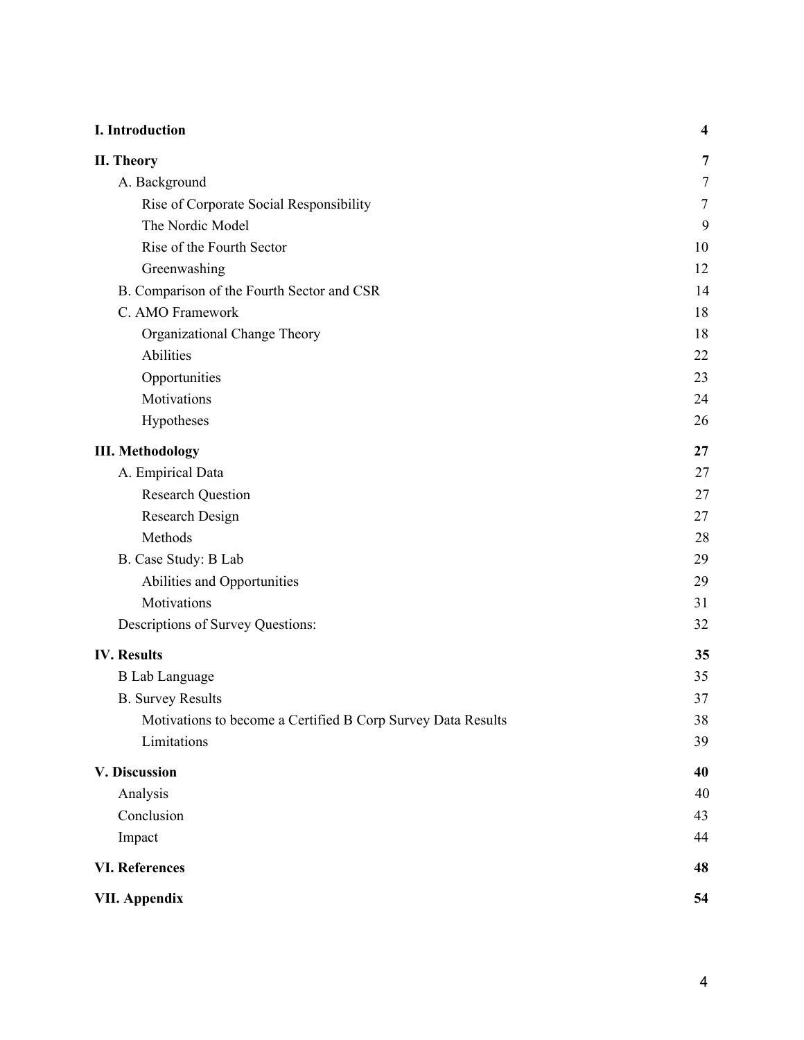| | |
|---|---|
| **I. Introduction** | **4** |
| **II. Theory** | **7** |
| A. Background | 7 |
| Rise of Corporate Social Responsibility | 7 |
| The Nordic Model | 9 |
| Rise of the Fourth Sector | 10 |
| Greenwashing | 12 |
| B. Comparison of the Fourth Sector and CSR | 14 |
| C. AMO Framework | 18 |
| Organizational Change Theory | 18 |
| Abilities | 22 |
| Opportunities | 23 |
| Motivations | 24 |
| Hypotheses | 26 |
| **III. Methodology** | **27** |
| A. Empirical Data | 27 |
| Research Question | 27 |
| Research Design | 27 |
| Methods | 28 |
| B. Case Study: B Lab | 29 |
| Abilities and Opportunities | 29 |
| Motivations | 31 |
| Descriptions of Survey Questions: | 32 |
| **IV. Results** | **35** |
| B Lab Language | 35 |
| B. Survey Results | 37 |
| Motivations to become a Certified B Corp Survey Data Results | 38 |
| Limitations | 39 |
| **V. Discussion** | **40** |
| Analysis | 40 |
| Conclusion | 43 |
| Impact | 44 |
| **VI. References** | **48** |
| **VII. Appendix** | **54** |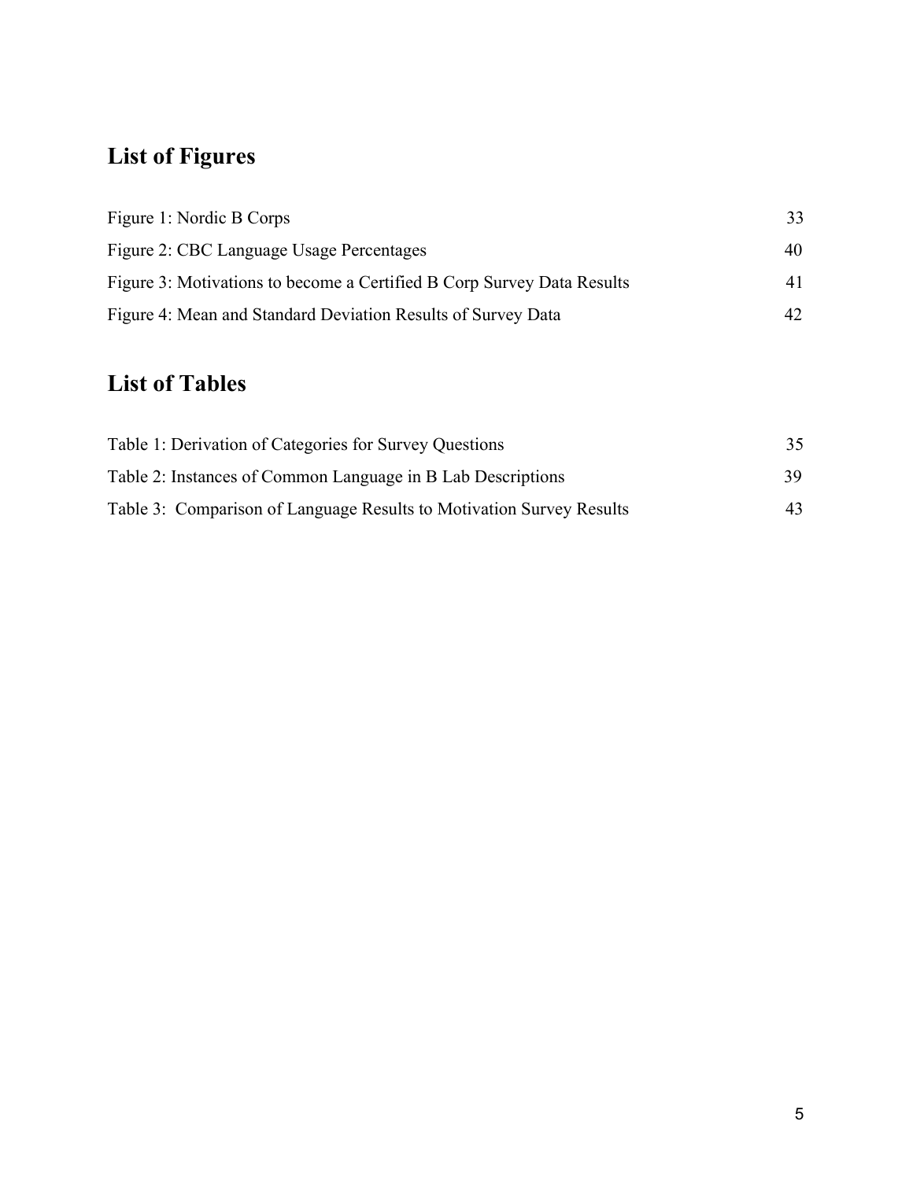## List of Figures

Figure 1: Nordic B Corps 33

Figure 2: CBC Language Usage Percentages 40

Figure 3: Motivations to become a Certified B Corp Survey Data Results 41

Figure 4: Mean and Standard Deviation Results of Survey Data 42

## List of Tables

Table 1: Derivation of Categories for Survey Questions 35

Table 2: Instances of Common Language in B Lab Descriptions 39

Table 3: Comparison of Language Results to Motivation Survey Results 43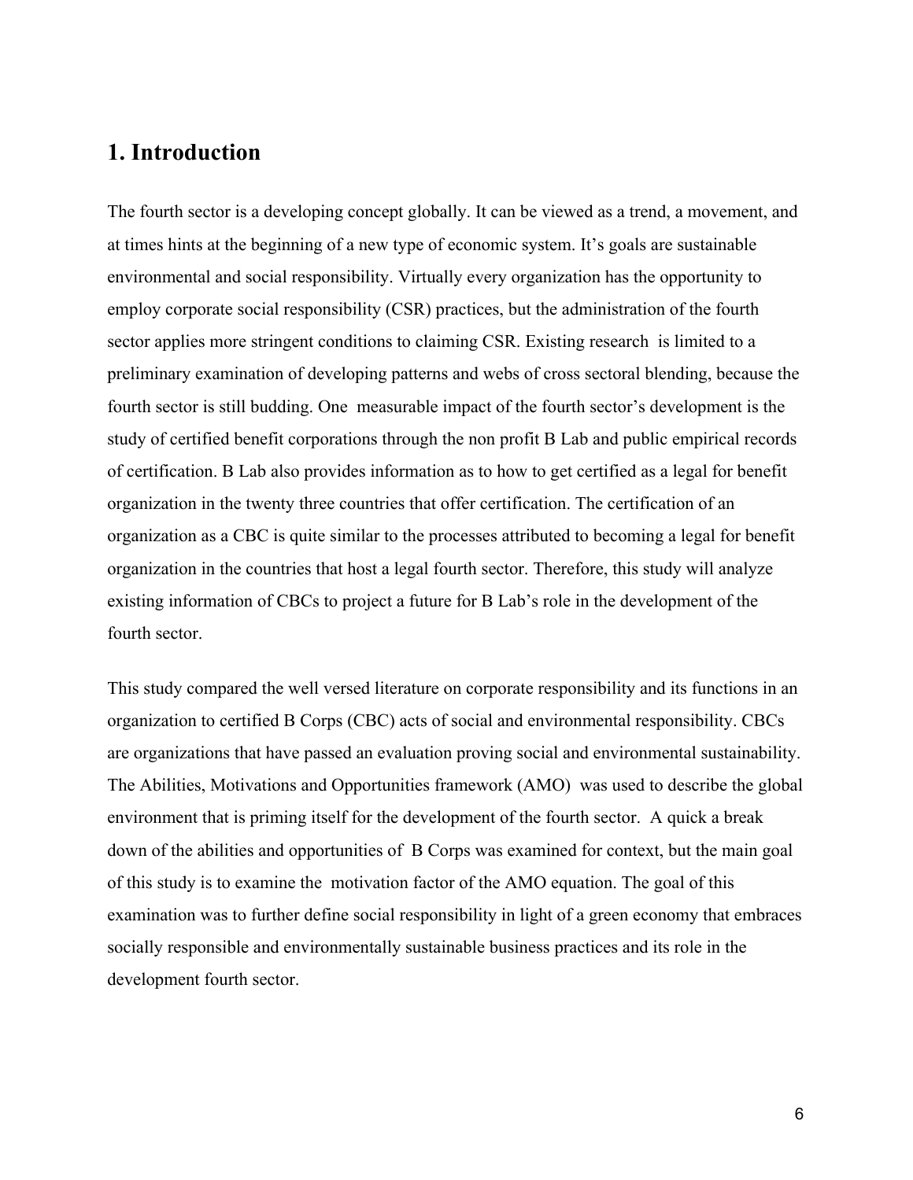# 1. Introduction

The fourth sector is a developing concept globally. It can be viewed as a trend, a movement, and at times hints at the beginning of a new type of economic system. It's goals are sustainable environmental and social responsibility. Virtually every organization has the opportunity to employ corporate social responsibility (CSR) practices, but the administration of the fourth sector applies more stringent conditions to claiming CSR. Existing research is limited to a preliminary examination of developing patterns and webs of cross sectoral blending, because the fourth sector is still budding. One measurable impact of the fourth sector's development is the study of certified benefit corporations through the non profit B Lab and public empirical records of certification. B Lab also provides information as to how to get certified as a legal for benefit organization in the twenty three countries that offer certification. The certification of an organization as a CBC is quite similar to the processes attributed to becoming a legal for benefit organization in the countries that host a legal fourth sector. Therefore, this study will analyze existing information of CBCs to project a future for B Lab's role in the development of the fourth sector.

This study compared the well versed literature on corporate responsibility and its functions in an organization to certified B Corps (CBC) acts of social and environmental responsibility. CBCs are organizations that have passed an evaluation proving social and environmental sustainability. The Abilities, Motivations and Opportunities framework (AMO) was used to describe the global environment that is priming itself for the development of the fourth sector. A quick a break down of the abilities and opportunities of B Corps was examined for context, but the main goal of this study is to examine the motivation factor of the AMO equation. The goal of this examination was to further define social responsibility in light of a green economy that embraces socially responsible and environmentally sustainable business practices and its role in the development fourth sector.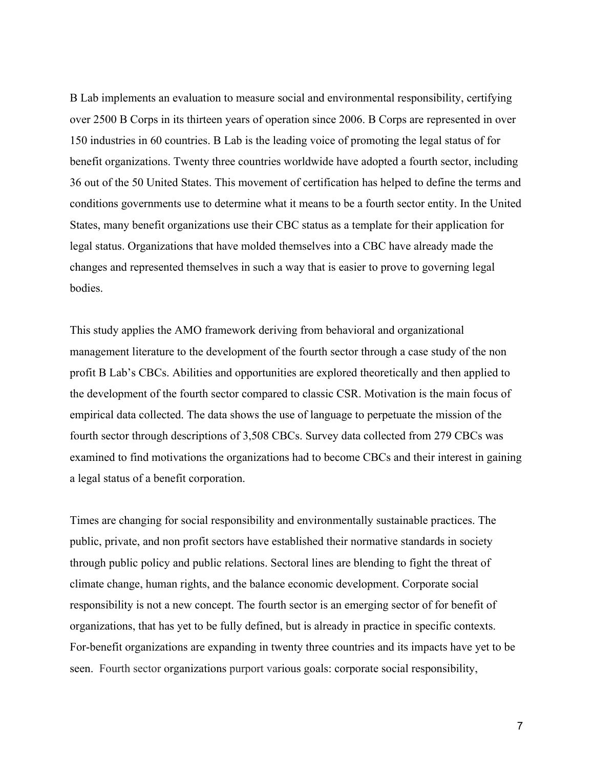B Lab implements an evaluation to measure social and environmental responsibility, certifying over 2500 B Corps in its thirteen years of operation since 2006. B Corps are represented in over 150 industries in 60 countries. B Lab is the leading voice of promoting the legal status of for benefit organizations. Twenty three countries worldwide have adopted a fourth sector, including 36 out of the 50 United States. This movement of certification has helped to define the terms and conditions governments use to determine what it means to be a fourth sector entity. In the United States, many benefit organizations use their CBC status as a template for their application for legal status. Organizations that have molded themselves into a CBC have already made the changes and represented themselves in such a way that is easier to prove to governing legal bodies.

This study applies the AMO framework deriving from behavioral and organizational management literature to the development of the fourth sector through a case study of the non profit B Lab's CBCs. Abilities and opportunities are explored theoretically and then applied to the development of the fourth sector compared to classic CSR. Motivation is the main focus of empirical data collected. The data shows the use of language to perpetuate the mission of the fourth sector through descriptions of 3,508 CBCs. Survey data collected from 279 CBCs was examined to find motivations the organizations had to become CBCs and their interest in gaining a legal status of a benefit corporation.

Times are changing for social responsibility and environmentally sustainable practices. The public, private, and non profit sectors have established their normative standards in society through public policy and public relations. Sectoral lines are blending to fight the threat of climate change, human rights, and the balance economic development. Corporate social responsibility is not a new concept. The fourth sector is an emerging sector of for benefit of organizations, that has yet to be fully defined, but is already in practice in specific contexts. For-benefit organizations are expanding in twenty three countries and its impacts have yet to be seen. Fourth sector organizations purport various goals: corporate social responsibility,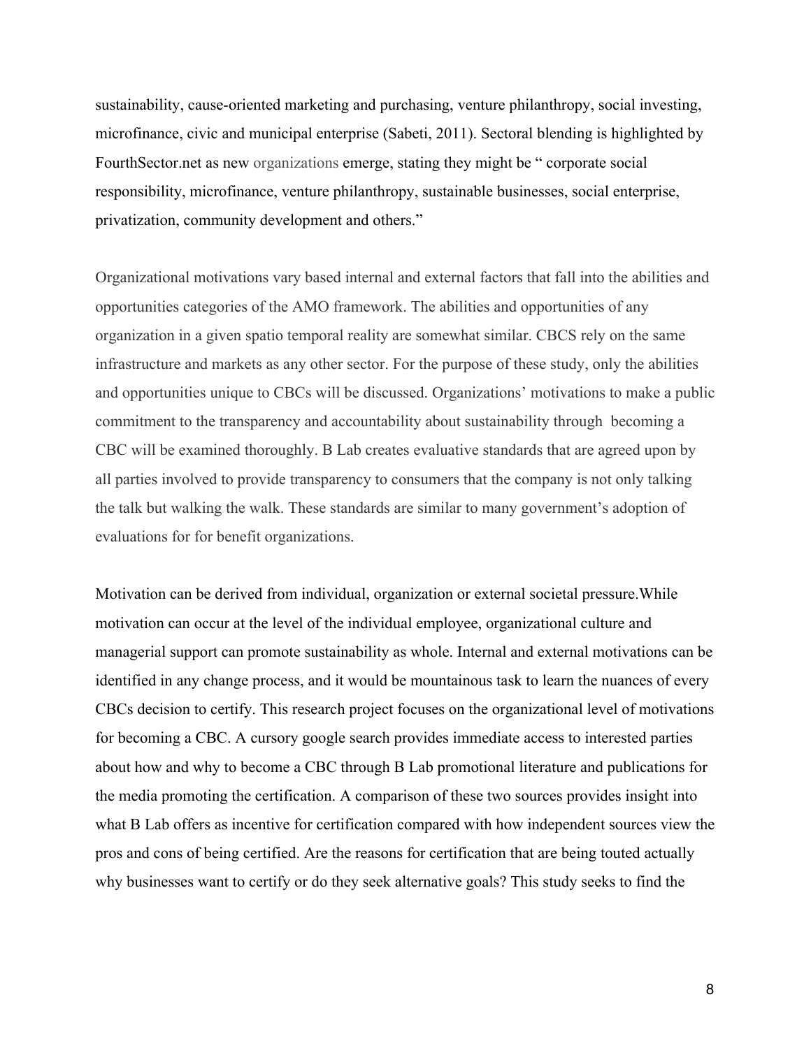sustainability, cause-oriented marketing and purchasing, venture philanthropy, social investing, microfinance, civic and municipal enterprise (Sabeti, 2011). Sectoral blending is highlighted by FourthSector.net as new organizations emerge, stating they might be " corporate social responsibility, microfinance, venture philanthropy, sustainable businesses, social enterprise, privatization, community development and others."

Organizational motivations vary based internal and external factors that fall into the abilities and opportunities categories of the AMO framework. The abilities and opportunities of any organization in a given spatio temporal reality are somewhat similar. CBCS rely on the same infrastructure and markets as any other sector. For the purpose of these study, only the abilities and opportunities unique to CBCs will be discussed. Organizations' motivations to make a public commitment to the transparency and accountability about sustainability through becoming a CBC will be examined thoroughly. B Lab creates evaluative standards that are agreed upon by all parties involved to provide transparency to consumers that the company is not only talking the talk but walking the walk. These standards are similar to many government's adoption of evaluations for for benefit organizations.

Motivation can be derived from individual, organization or external societal pressure.While motivation can occur at the level of the individual employee, organizational culture and managerial support can promote sustainability as whole. Internal and external motivations can be identified in any change process, and it would be mountainous task to learn the nuances of every CBCs decision to certify. This research project focuses on the organizational level of motivations for becoming a CBC. A cursory google search provides immediate access to interested parties about how and why to become a CBC through B Lab promotional literature and publications for the media promoting the certification. A comparison of these two sources provides insight into what B Lab offers as incentive for certification compared with how independent sources view the pros and cons of being certified. Are the reasons for certification that are being touted actually why businesses want to certify or do they seek alternative goals? This study seeks to find the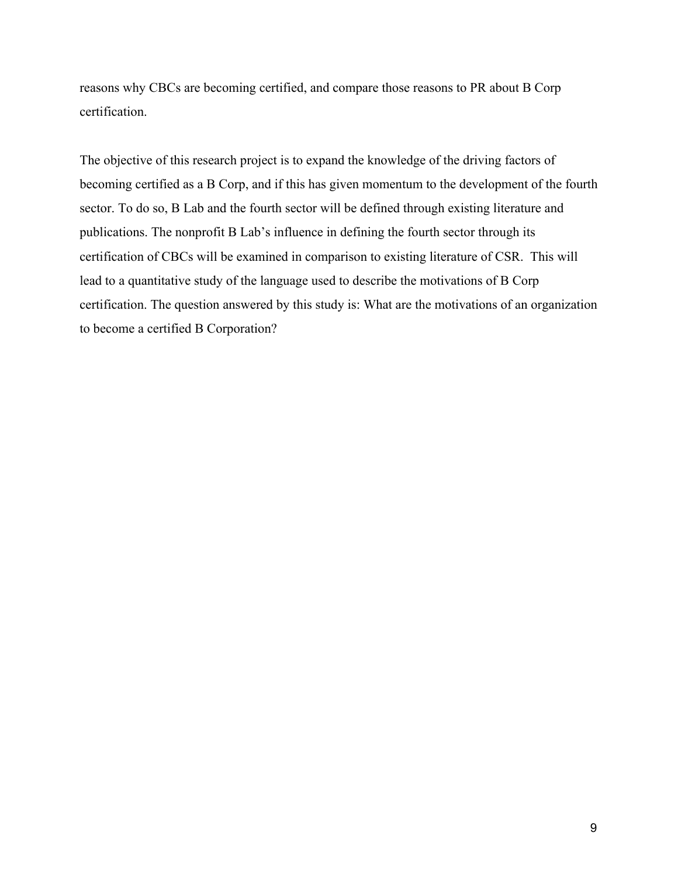reasons why CBCs are becoming certified, and compare those reasons to PR about B Corp certification.

The objective of this research project is to expand the knowledge of the driving factors of becoming certified as a B Corp, and if this has given momentum to the development of the fourth sector. To do so, B Lab and the fourth sector will be defined through existing literature and publications. The nonprofit B Lab's influence in defining the fourth sector through its certification of CBCs will be examined in comparison to existing literature of CSR. This will lead to a quantitative study of the language used to describe the motivations of B Corp certification. The question answered by this study is: What are the motivations of an organization to become a certified B Corporation?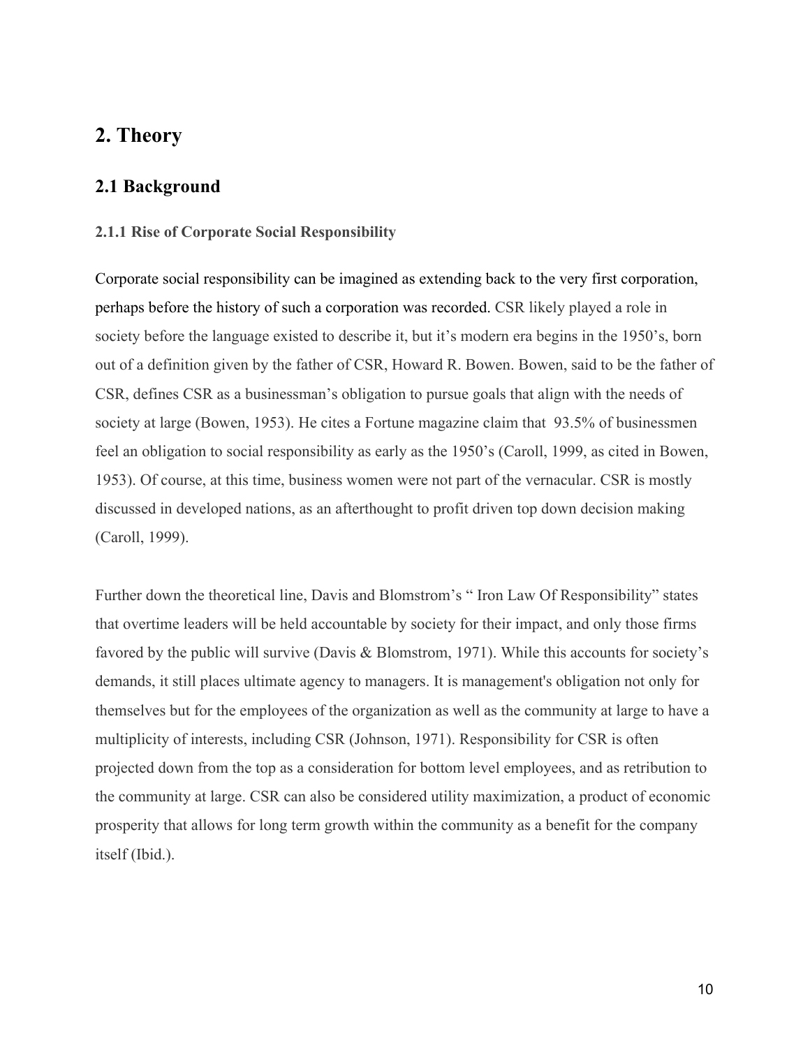## 2. Theory

### 2.1 Background

#### 2.1.1 Rise of Corporate Social Responsibility

Corporate social responsibility can be imagined as extending back to the very first corporation, perhaps before the history of such a corporation was recorded. CSR likely played a role in society before the language existed to describe it, but it's modern era begins in the 1950's, born out of a definition given by the father of CSR, Howard R. Bowen. Bowen, said to be the father of CSR, defines CSR as a businessman's obligation to pursue goals that align with the needs of society at large (Bowen, 1953). He cites a Fortune magazine claim that 93.5% of businessmen feel an obligation to social responsibility as early as the 1950's (Caroll, 1999, as cited in Bowen, 1953). Of course, at this time, business women were not part of the vernacular. CSR is mostly discussed in developed nations, as an afterthought to profit driven top down decision making (Caroll, 1999).

Further down the theoretical line, Davis and Blomstrom's " Iron Law Of Responsibility" states that overtime leaders will be held accountable by society for their impact, and only those firms favored by the public will survive (Davis & Blomstrom, 1971). While this accounts for society's demands, it still places ultimate agency to managers. It is management's obligation not only for themselves but for the employees of the organization as well as the community at large to have a multiplicity of interests, including CSR (Johnson, 1971). Responsibility for CSR is often projected down from the top as a consideration for bottom level employees, and as retribution to the community at large. CSR can also be considered utility maximization, a product of economic prosperity that allows for long term growth within the community as a benefit for the company itself (Ibid.).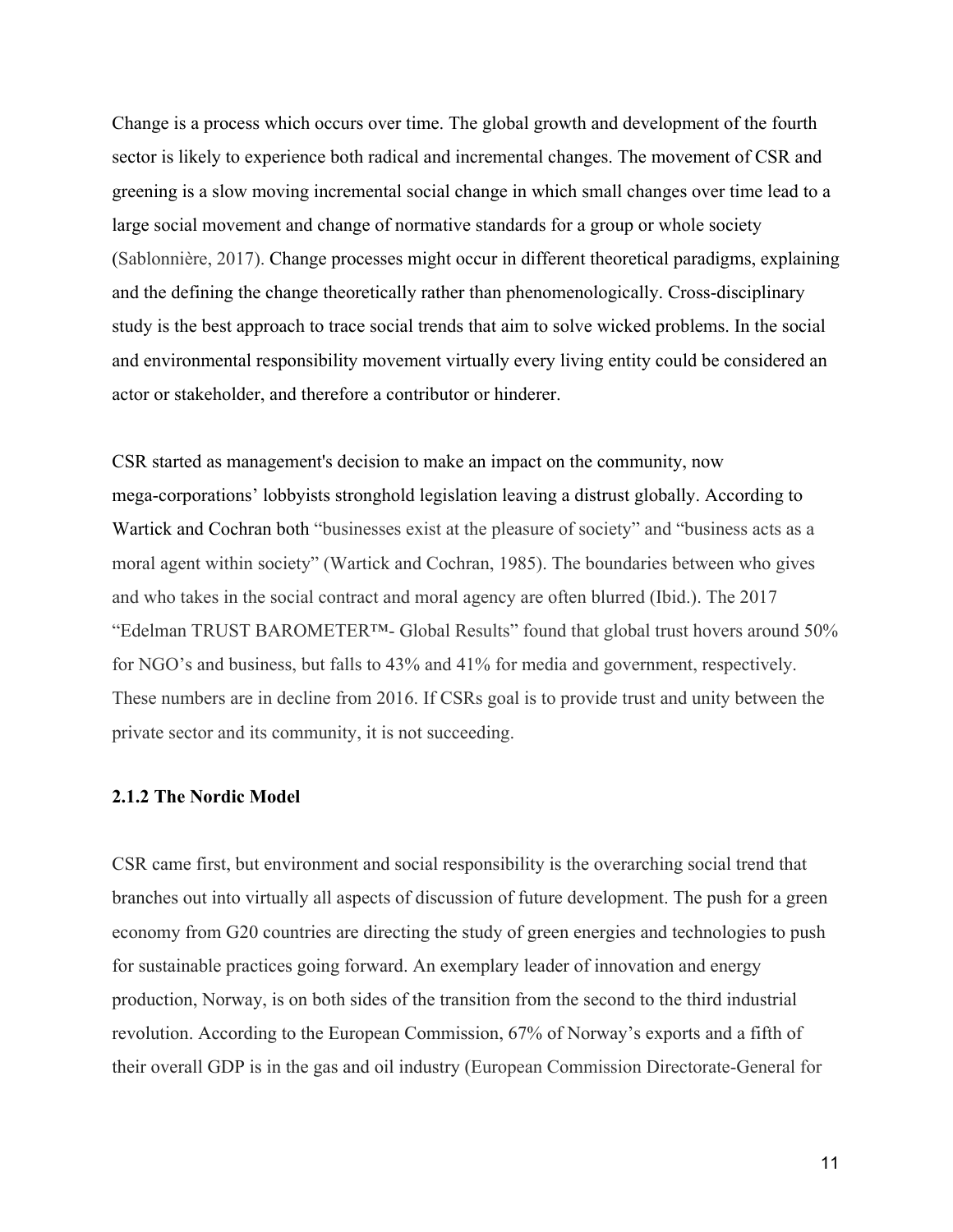Change is a process which occurs over time. The global growth and development of the fourth sector is likely to experience both radical and incremental changes. The movement of CSR and greening is a slow moving incremental social change in which small changes over time lead to a large social movement and change of normative standards for a group or whole society (Sablonnière, 2017). Change processes might occur in different theoretical paradigms, explaining and the defining the change theoretically rather than phenomenologically. Cross-disciplinary study is the best approach to trace social trends that aim to solve wicked problems. In the social and environmental responsibility movement virtually every living entity could be considered an actor or stakeholder, and therefore a contributor or hinderer.

CSR started as management's decision to make an impact on the community, now mega-corporations' lobbyists stronghold legislation leaving a distrust globally. According to Wartick and Cochran both "businesses exist at the pleasure of society" and "business acts as a moral agent within society" (Wartick and Cochran, 1985). The boundaries between who gives and who takes in the social contract and moral agency are often blurred (Ibid.). The 2017 "Edelman TRUST BAROMETER™- Global Results" found that global trust hovers around 50% for NGO's and business, but falls to 43% and 41% for media and government, respectively. These numbers are in decline from 2016. If CSRs goal is to provide trust and unity between the private sector and its community, it is not succeeding.

### 2.1.2 The Nordic Model

CSR came first, but environment and social responsibility is the overarching social trend that branches out into virtually all aspects of discussion of future development. The push for a green economy from G20 countries are directing the study of green energies and technologies to push for sustainable practices going forward. An exemplary leader of innovation and energy production, Norway, is on both sides of the transition from the second to the third industrial revolution. According to the European Commission, 67% of Norway's exports and a fifth of their overall GDP is in the gas and oil industry (European Commission Directorate-General for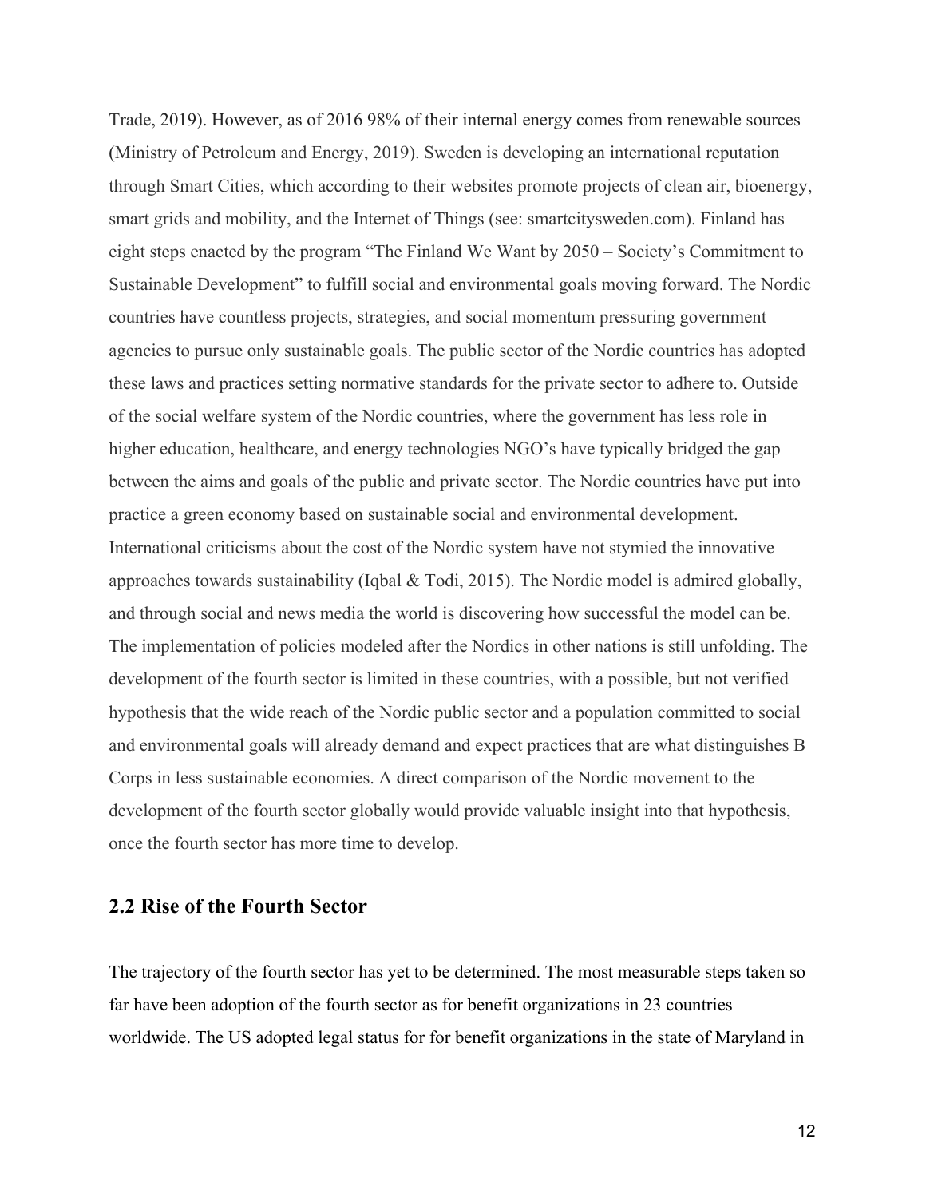Trade, 2019). However, as of 2016 98% of their internal energy comes from renewable sources (Ministry of Petroleum and Energy, 2019). Sweden is developing an international reputation through Smart Cities, which according to their websites promote projects of clean air, bioenergy, smart grids and mobility, and the Internet of Things (see: smartcitysweden.com). Finland has eight steps enacted by the program "The Finland We Want by 2050 – Society's Commitment to Sustainable Development" to fulfill social and environmental goals moving forward. The Nordic countries have countless projects, strategies, and social momentum pressuring government agencies to pursue only sustainable goals. The public sector of the Nordic countries has adopted these laws and practices setting normative standards for the private sector to adhere to. Outside of the social welfare system of the Nordic countries, where the government has less role in higher education, healthcare, and energy technologies NGO's have typically bridged the gap between the aims and goals of the public and private sector. The Nordic countries have put into practice a green economy based on sustainable social and environmental development. International criticisms about the cost of the Nordic system have not stymied the innovative approaches towards sustainability (Iqbal & Todi, 2015). The Nordic model is admired globally, and through social and news media the world is discovering how successful the model can be. The implementation of policies modeled after the Nordics in other nations is still unfolding. The development of the fourth sector is limited in these countries, with a possible, but not verified hypothesis that the wide reach of the Nordic public sector and a population committed to social and environmental goals will already demand and expect practices that are what distinguishes B Corps in less sustainable economies. A direct comparison of the Nordic movement to the development of the fourth sector globally would provide valuable insight into that hypothesis, once the fourth sector has more time to develop.

## 2.2 Rise of the Fourth Sector

The trajectory of the fourth sector has yet to be determined. The most measurable steps taken so far have been adoption of the fourth sector as for benefit organizations in 23 countries worldwide. The US adopted legal status for for benefit organizations in the state of Maryland in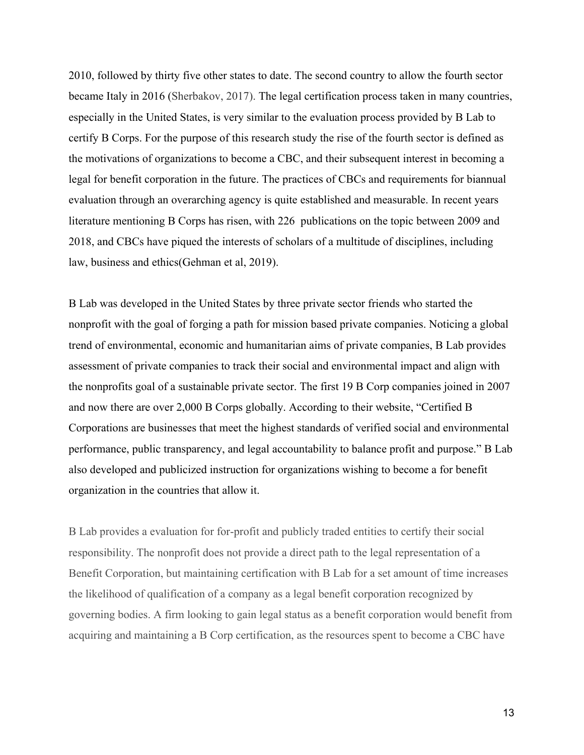2010, followed by thirty five other states to date. The second country to allow the fourth sector became Italy in 2016 (Sherbakov, 2017). The legal certification process taken in many countries, especially in the United States, is very similar to the evaluation process provided by B Lab to certify B Corps. For the purpose of this research study the rise of the fourth sector is defined as the motivations of organizations to become a CBC, and their subsequent interest in becoming a legal for benefit corporation in the future. The practices of CBCs and requirements for biannual evaluation through an overarching agency is quite established and measurable. In recent years literature mentioning B Corps has risen, with 226 publications on the topic between 2009 and 2018, and CBCs have piqued the interests of scholars of a multitude of disciplines, including law, business and ethics(Gehman et al, 2019).

B Lab was developed in the United States by three private sector friends who started the nonprofit with the goal of forging a path for mission based private companies. Noticing a global trend of environmental, economic and humanitarian aims of private companies, B Lab provides assessment of private companies to track their social and environmental impact and align with the nonprofits goal of a sustainable private sector. The first 19 B Corp companies joined in 2007 and now there are over 2,000 B Corps globally. According to their website, "Certified B Corporations are businesses that meet the highest standards of verified social and environmental performance, public transparency, and legal accountability to balance profit and purpose." B Lab also developed and publicized instruction for organizations wishing to become a for benefit organization in the countries that allow it.

B Lab provides a evaluation for for-profit and publicly traded entities to certify their social responsibility. The nonprofit does not provide a direct path to the legal representation of a Benefit Corporation, but maintaining certification with B Lab for a set amount of time increases the likelihood of qualification of a company as a legal benefit corporation recognized by governing bodies. A firm looking to gain legal status as a benefit corporation would benefit from acquiring and maintaining a B Corp certification, as the resources spent to become a CBC have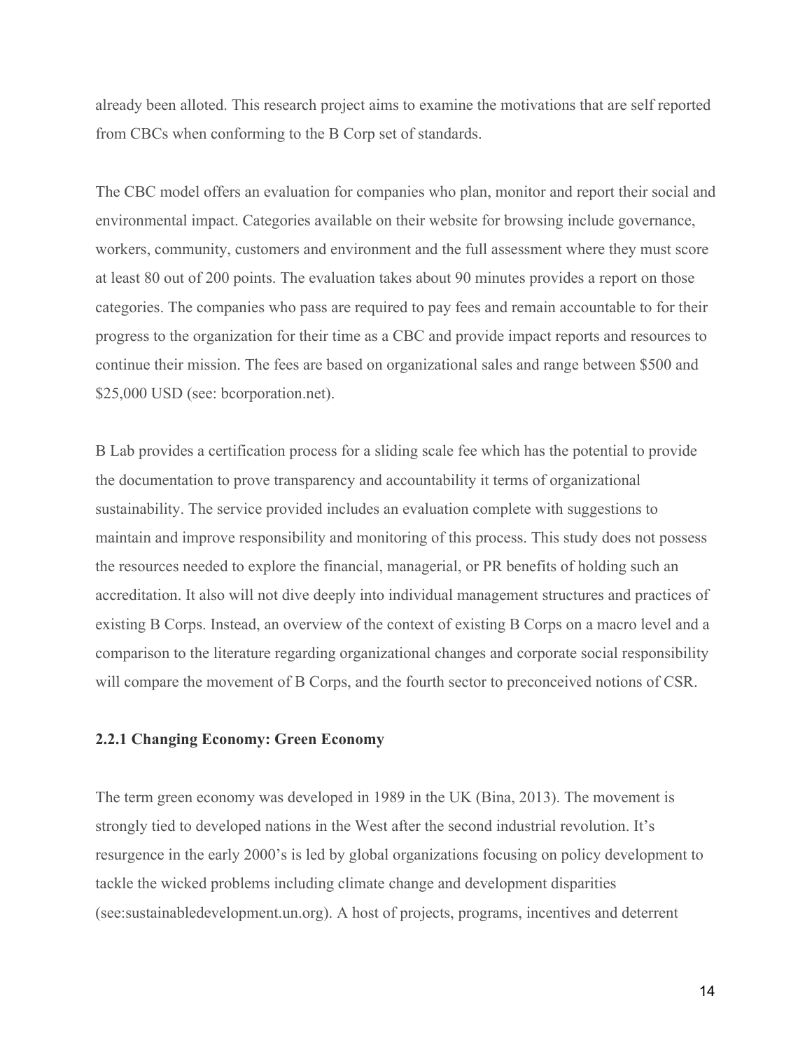already been alloted. This research project aims to examine the motivations that are self reported from CBCs when conforming to the B Corp set of standards.

The CBC model offers an evaluation for companies who plan, monitor and report their social and environmental impact. Categories available on their website for browsing include governance, workers, community, customers and environment and the full assessment where they must score at least 80 out of 200 points. The evaluation takes about 90 minutes provides a report on those categories. The companies who pass are required to pay fees and remain accountable to for their progress to the organization for their time as a CBC and provide impact reports and resources to continue their mission. The fees are based on organizational sales and range between $500 and $25,000 USD (see: bcorporation.net).

B Lab provides a certification process for a sliding scale fee which has the potential to provide the documentation to prove transparency and accountability it terms of organizational sustainability. The service provided includes an evaluation complete with suggestions to maintain and improve responsibility and monitoring of this process. This study does not possess the resources needed to explore the financial, managerial, or PR benefits of holding such an accreditation. It also will not dive deeply into individual management structures and practices of existing B Corps. Instead, an overview of the context of existing B Corps on a macro level and a comparison to the literature regarding organizational changes and corporate social responsibility will compare the movement of B Corps, and the fourth sector to preconceived notions of CSR.

### 2.2.1 Changing Economy: Green Economy

The term green economy was developed in 1989 in the UK (Bina, 2013). The movement is strongly tied to developed nations in the West after the second industrial revolution. It's resurgence in the early 2000's is led by global organizations focusing on policy development to tackle the wicked problems including climate change and development disparities (see:sustainabledevelopment.un.org). A host of projects, programs, incentives and deterrent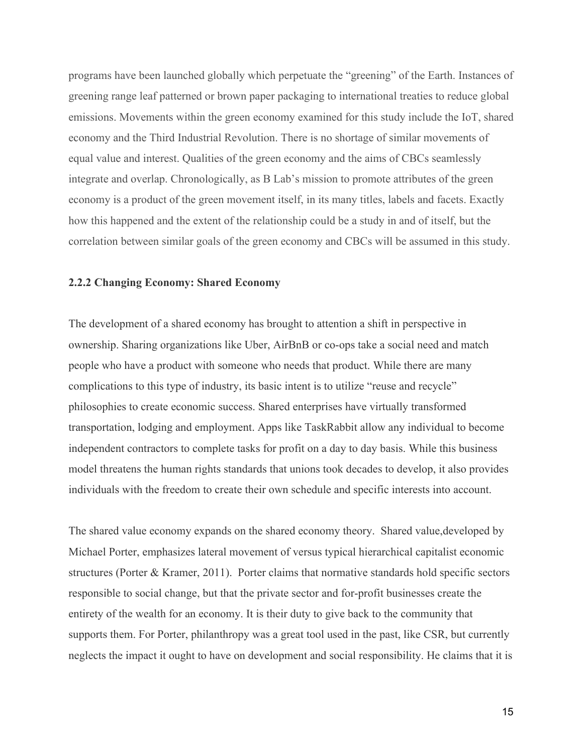programs have been launched globally which perpetuate the "greening" of the Earth. Instances of greening range leaf patterned or brown paper packaging to international treaties to reduce global emissions. Movements within the green economy examined for this study include the IoT, shared economy and the Third Industrial Revolution. There is no shortage of similar movements of equal value and interest. Qualities of the green economy and the aims of CBCs seamlessly integrate and overlap. Chronologically, as B Lab's mission to promote attributes of the green economy is a product of the green movement itself, in its many titles, labels and facets. Exactly how this happened and the extent of the relationship could be a study in and of itself, but the correlation between similar goals of the green economy and CBCs will be assumed in this study.

### 2.2.2 Changing Economy: Shared Economy

The development of a shared economy has brought to attention a shift in perspective in ownership. Sharing organizations like Uber, AirBnB or co-ops take a social need and match people who have a product with someone who needs that product. While there are many complications to this type of industry, its basic intent is to utilize "reuse and recycle" philosophies to create economic success. Shared enterprises have virtually transformed transportation, lodging and employment. Apps like TaskRabbit allow any individual to become independent contractors to complete tasks for profit on a day to day basis. While this business model threatens the human rights standards that unions took decades to develop, it also provides individuals with the freedom to create their own schedule and specific interests into account.

The shared value economy expands on the shared economy theory. Shared value,developed by Michael Porter, emphasizes lateral movement of versus typical hierarchical capitalist economic structures (Porter & Kramer, 2011). Porter claims that normative standards hold specific sectors responsible to social change, but that the private sector and for-profit businesses create the entirety of the wealth for an economy. It is their duty to give back to the community that supports them. For Porter, philanthropy was a great tool used in the past, like CSR, but currently neglects the impact it ought to have on development and social responsibility. He claims that it is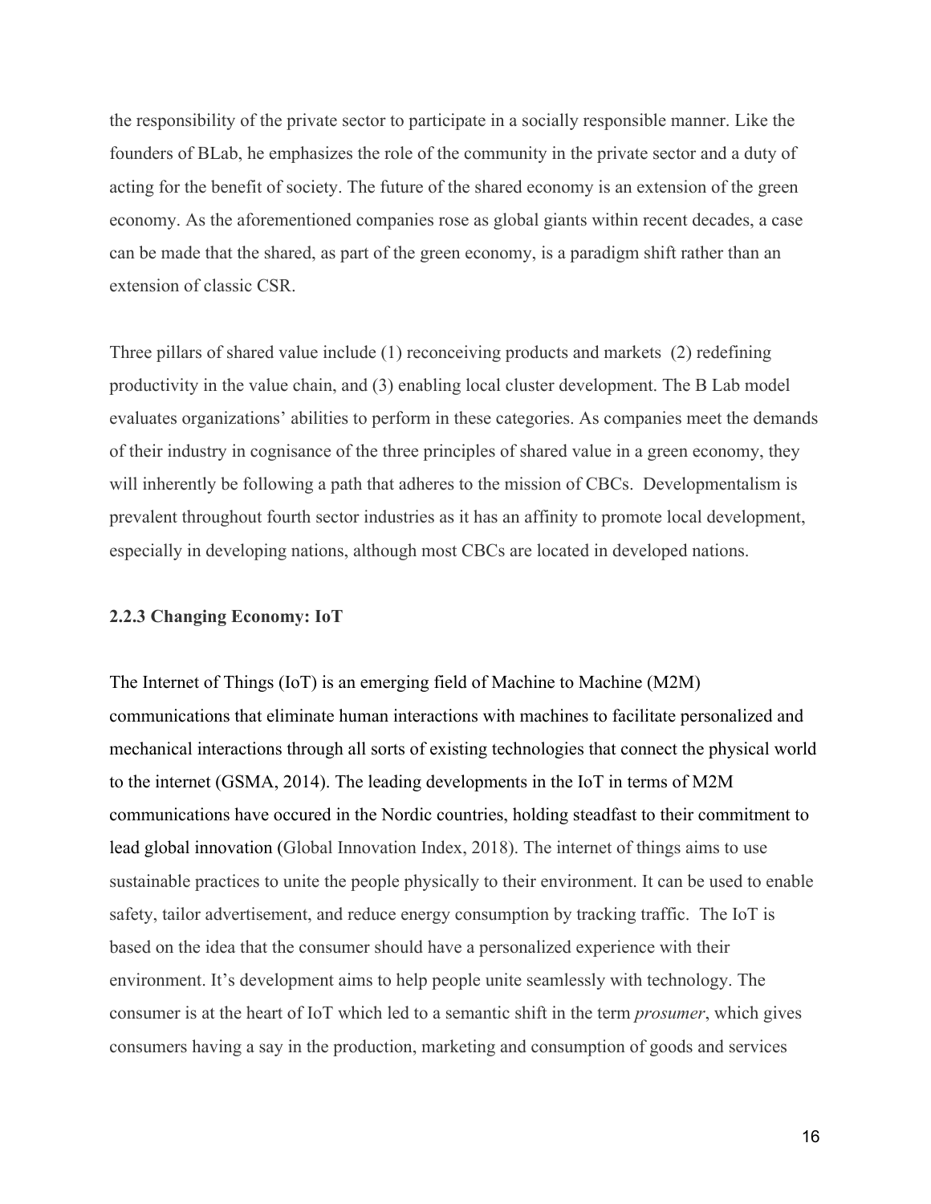the responsibility of the private sector to participate in a socially responsible manner. Like the founders of BLab, he emphasizes the role of the community in the private sector and a duty of acting for the benefit of society. The future of the shared economy is an extension of the green economy. As the aforementioned companies rose as global giants within recent decades, a case can be made that the shared, as part of the green economy, is a paradigm shift rather than an extension of classic CSR.

Three pillars of shared value include (1) reconceiving products and markets (2) redefining productivity in the value chain, and (3) enabling local cluster development. The B Lab model evaluates organizations' abilities to perform in these categories. As companies meet the demands of their industry in cognisance of the three principles of shared value in a green economy, they will inherently be following a path that adheres to the mission of CBCs. Developmentalism is prevalent throughout fourth sector industries as it has an affinity to promote local development, especially in developing nations, although most CBCs are located in developed nations.

### 2.2.3 Changing Economy: IoT

The Internet of Things (IoT) is an emerging field of Machine to Machine (M2M) communications that eliminate human interactions with machines to facilitate personalized and mechanical interactions through all sorts of existing technologies that connect the physical world to the internet (GSMA, 2014). The leading developments in the IoT in terms of M2M communications have occured in the Nordic countries, holding steadfast to their commitment to lead global innovation (Global Innovation Index, 2018). The internet of things aims to use sustainable practices to unite the people physically to their environment. It can be used to enable safety, tailor advertisement, and reduce energy consumption by tracking traffic. The IoT is based on the idea that the consumer should have a personalized experience with their environment. It's development aims to help people unite seamlessly with technology. The consumer is at the heart of IoT which led to a semantic shift in the term *prosumer*, which gives consumers having a say in the production, marketing and consumption of goods and services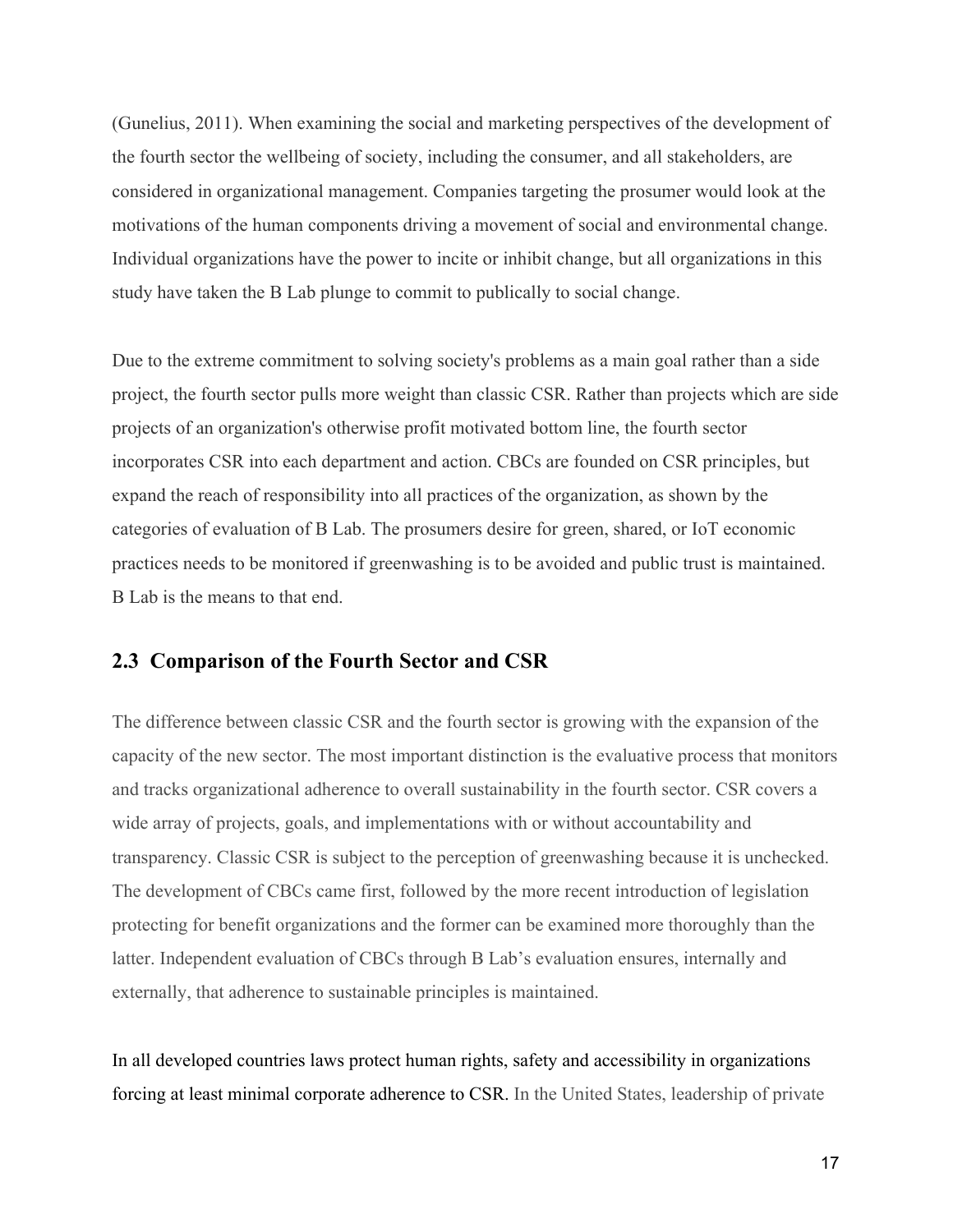(Gunelius, 2011). When examining the social and marketing perspectives of the development of the fourth sector the wellbeing of society, including the consumer, and all stakeholders, are considered in organizational management. Companies targeting the prosumer would look at the motivations of the human components driving a movement of social and environmental change. Individual organizations have the power to incite or inhibit change, but all organizations in this study have taken the B Lab plunge to commit to publically to social change.

Due to the extreme commitment to solving society's problems as a main goal rather than a side project, the fourth sector pulls more weight than classic CSR. Rather than projects which are side projects of an organization's otherwise profit motivated bottom line, the fourth sector incorporates CSR into each department and action. CBCs are founded on CSR principles, but expand the reach of responsibility into all practices of the organization, as shown by the categories of evaluation of B Lab. The prosumers desire for green, shared, or IoT economic practices needs to be monitored if greenwashing is to be avoided and public trust is maintained. B Lab is the means to that end.

## 2.3 Comparison of the Fourth Sector and CSR

The difference between classic CSR and the fourth sector is growing with the expansion of the capacity of the new sector. The most important distinction is the evaluative process that monitors and tracks organizational adherence to overall sustainability in the fourth sector. CSR covers a wide array of projects, goals, and implementations with or without accountability and transparency. Classic CSR is subject to the perception of greenwashing because it is unchecked. The development of CBCs came first, followed by the more recent introduction of legislation protecting for benefit organizations and the former can be examined more thoroughly than the latter. Independent evaluation of CBCs through B Lab's evaluation ensures, internally and externally, that adherence to sustainable principles is maintained.

In all developed countries laws protect human rights, safety and accessibility in organizations forcing at least minimal corporate adherence to CSR. In the United States, leadership of private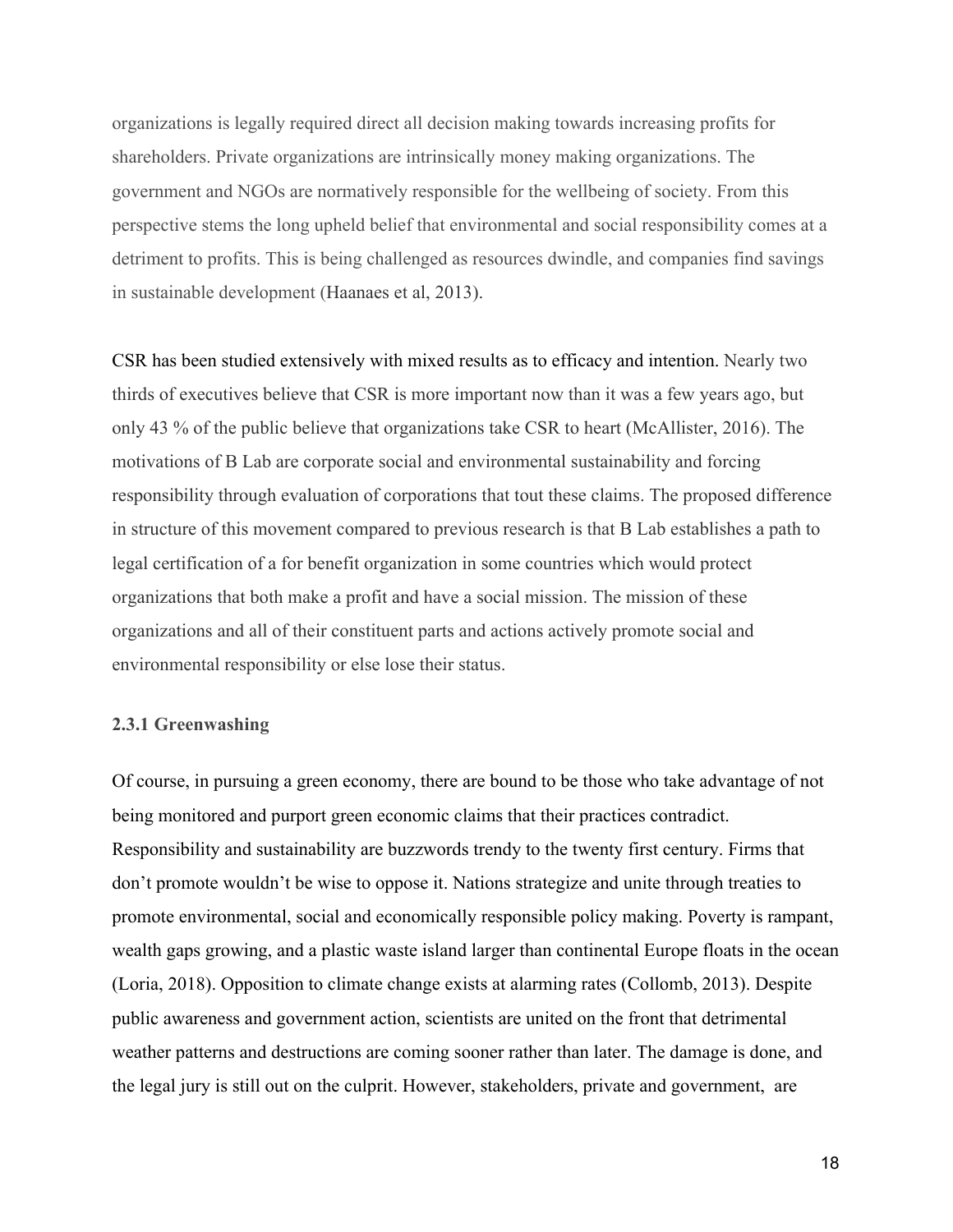organizations is legally required direct all decision making towards increasing profits for shareholders. Private organizations are intrinsically money making organizations. The government and NGOs are normatively responsible for the wellbeing of society. From this perspective stems the long upheld belief that environmental and social responsibility comes at a detriment to profits. This is being challenged as resources dwindle, and companies find savings in sustainable development (Haanaes et al, 2013).

CSR has been studied extensively with mixed results as to efficacy and intention. Nearly two thirds of executives believe that CSR is more important now than it was a few years ago, but only 43 % of the public believe that organizations take CSR to heart (McAllister, 2016). The motivations of B Lab are corporate social and environmental sustainability and forcing responsibility through evaluation of corporations that tout these claims. The proposed difference in structure of this movement compared to previous research is that B Lab establishes a path to legal certification of a for benefit organization in some countries which would protect organizations that both make a profit and have a social mission. The mission of these organizations and all of their constituent parts and actions actively promote social and environmental responsibility or else lose their status.

### 2.3.1 Greenwashing

Of course, in pursuing a green economy, there are bound to be those who take advantage of not being monitored and purport green economic claims that their practices contradict. Responsibility and sustainability are buzzwords trendy to the twenty first century. Firms that don't promote wouldn't be wise to oppose it. Nations strategize and unite through treaties to promote environmental, social and economically responsible policy making. Poverty is rampant, wealth gaps growing, and a plastic waste island larger than continental Europe floats in the ocean (Loria, 2018). Opposition to climate change exists at alarming rates (Collomb, 2013). Despite public awareness and government action, scientists are united on the front that detrimental weather patterns and destructions are coming sooner rather than later. The damage is done, and the legal jury is still out on the culprit. However, stakeholders, private and government, are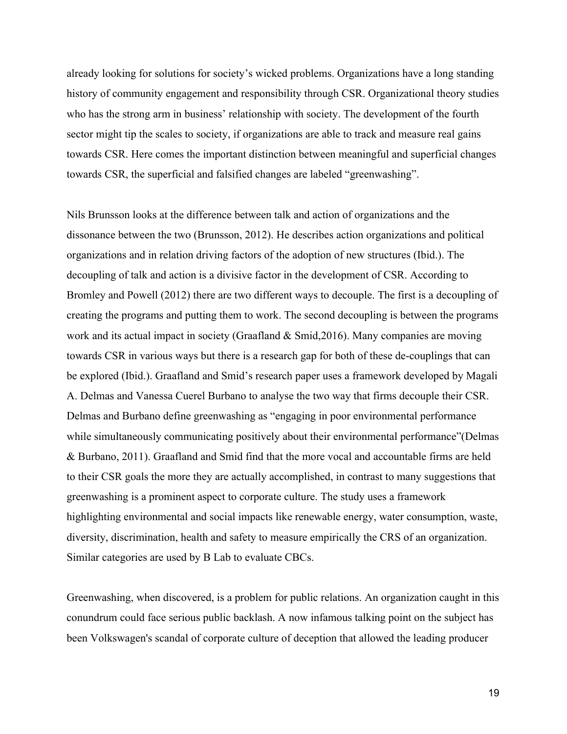already looking for solutions for society's wicked problems. Organizations have a long standing history of community engagement and responsibility through CSR. Organizational theory studies who has the strong arm in business' relationship with society. The development of the fourth sector might tip the scales to society, if organizations are able to track and measure real gains towards CSR. Here comes the important distinction between meaningful and superficial changes towards CSR, the superficial and falsified changes are labeled "greenwashing".

Nils Brunsson looks at the difference between talk and action of organizations and the dissonance between the two (Brunsson, 2012). He describes action organizations and political organizations and in relation driving factors of the adoption of new structures (Ibid.). The decoupling of talk and action is a divisive factor in the development of CSR. According to Bromley and Powell (2012) there are two different ways to decouple. The first is a decoupling of creating the programs and putting them to work. The second decoupling is between the programs work and its actual impact in society (Graafland & Smid,2016). Many companies are moving towards CSR in various ways but there is a research gap for both of these de-couplings that can be explored (Ibid.). Graafland and Smid's research paper uses a framework developed by Magali A. Delmas and Vanessa Cuerel Burbano to analyse the two way that firms decouple their CSR. Delmas and Burbano define greenwashing as "engaging in poor environmental performance while simultaneously communicating positively about their environmental performance"(Delmas & Burbano, 2011). Graafland and Smid find that the more vocal and accountable firms are held to their CSR goals the more they are actually accomplished, in contrast to many suggestions that greenwashing is a prominent aspect to corporate culture. The study uses a framework highlighting environmental and social impacts like renewable energy, water consumption, waste, diversity, discrimination, health and safety to measure empirically the CRS of an organization. Similar categories are used by B Lab to evaluate CBCs.

Greenwashing, when discovered, is a problem for public relations. An organization caught in this conundrum could face serious public backlash. A now infamous talking point on the subject has been Volkswagen's scandal of corporate culture of deception that allowed the leading producer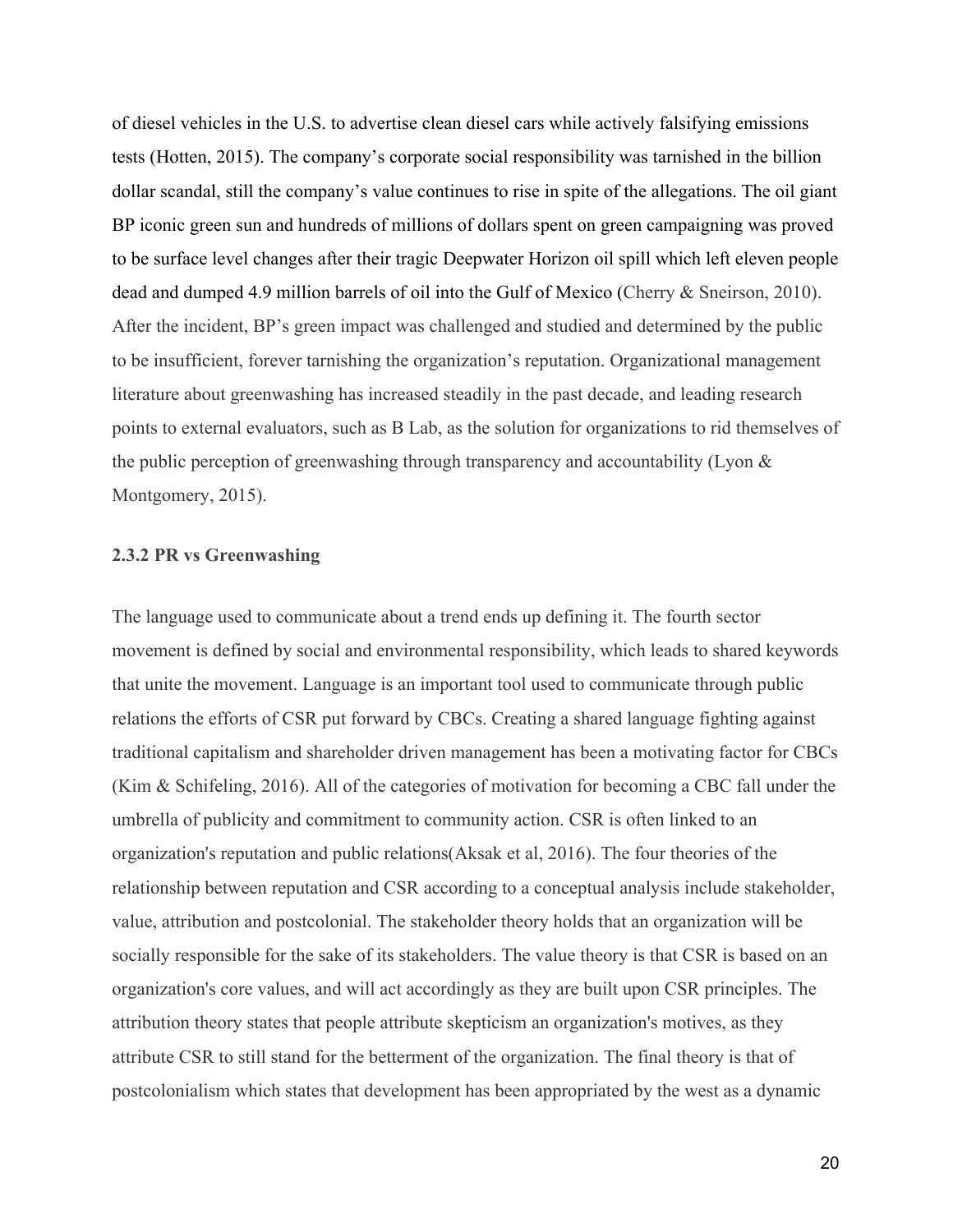of diesel vehicles in the U.S. to advertise clean diesel cars while actively falsifying emissions tests (Hotten, 2015). The company's corporate social responsibility was tarnished in the billion dollar scandal, still the company's value continues to rise in spite of the allegations. The oil giant BP iconic green sun and hundreds of millions of dollars spent on green campaigning was proved to be surface level changes after their tragic Deepwater Horizon oil spill which left eleven people dead and dumped 4.9 million barrels of oil into the Gulf of Mexico (Cherry & Sneirson, 2010). After the incident, BP's green impact was challenged and studied and determined by the public to be insufficient, forever tarnishing the organization's reputation. Organizational management literature about greenwashing has increased steadily in the past decade, and leading research points to external evaluators, such as B Lab, as the solution for organizations to rid themselves of the public perception of greenwashing through transparency and accountability (Lyon & Montgomery, 2015).

### 2.3.2 PR vs Greenwashing

The language used to communicate about a trend ends up defining it. The fourth sector movement is defined by social and environmental responsibility, which leads to shared keywords that unite the movement. Language is an important tool used to communicate through public relations the efforts of CSR put forward by CBCs. Creating a shared language fighting against traditional capitalism and shareholder driven management has been a motivating factor for CBCs (Kim & Schifeling, 2016). All of the categories of motivation for becoming a CBC fall under the umbrella of publicity and commitment to community action. CSR is often linked to an organization's reputation and public relations(Aksak et al, 2016). The four theories of the relationship between reputation and CSR according to a conceptual analysis include stakeholder, value, attribution and postcolonial. The stakeholder theory holds that an organization will be socially responsible for the sake of its stakeholders. The value theory is that CSR is based on an organization's core values, and will act accordingly as they are built upon CSR principles. The attribution theory states that people attribute skepticism an organization's motives, as they attribute CSR to still stand for the betterment of the organization. The final theory is that of postcolonialism which states that development has been appropriated by the west as a dynamic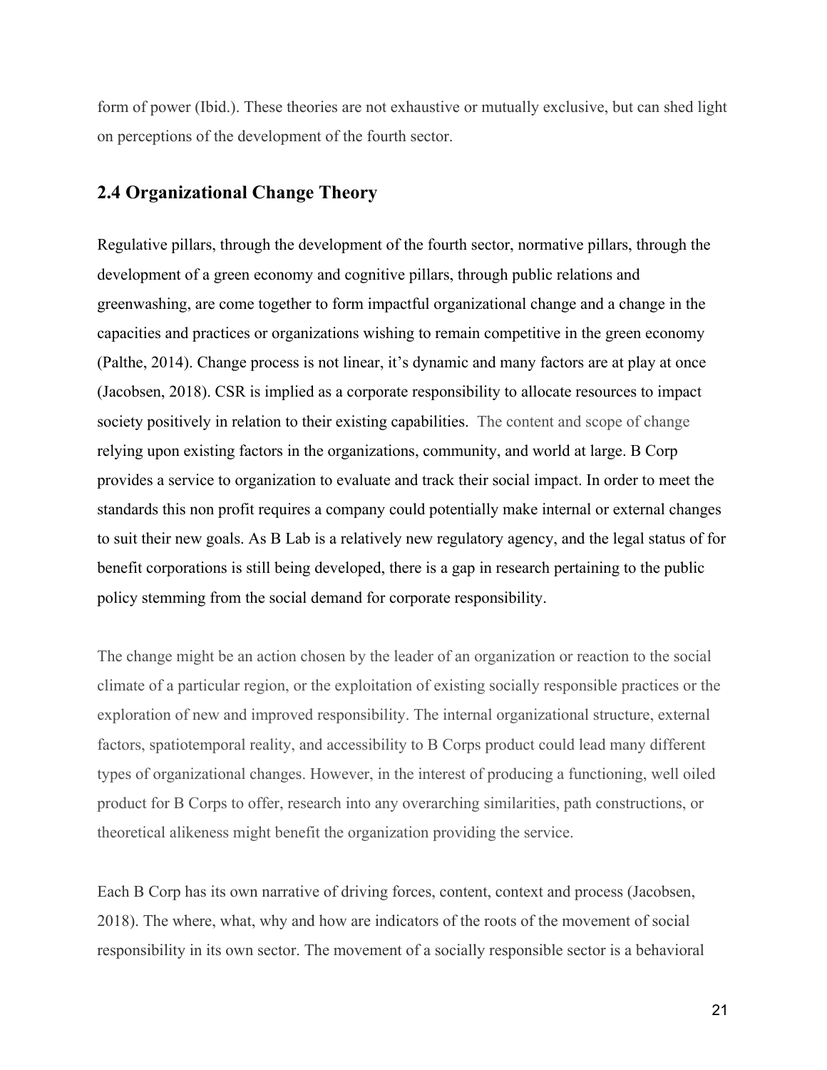form of power (Ibid.). These theories are not exhaustive or mutually exclusive, but can shed light on perceptions of the development of the fourth sector.

## 2.4 Organizational Change Theory

Regulative pillars, through the development of the fourth sector, normative pillars, through the development of a green economy and cognitive pillars, through public relations and greenwashing, are come together to form impactful organizational change and a change in the capacities and practices or organizations wishing to remain competitive in the green economy (Palthe, 2014). Change process is not linear, it's dynamic and many factors are at play at once (Jacobsen, 2018). CSR is implied as a corporate responsibility to allocate resources to impact society positively in relation to their existing capabilities. The content and scope of change relying upon existing factors in the organizations, community, and world at large. B Corp provides a service to organization to evaluate and track their social impact. In order to meet the standards this non profit requires a company could potentially make internal or external changes to suit their new goals. As B Lab is a relatively new regulatory agency, and the legal status of for benefit corporations is still being developed, there is a gap in research pertaining to the public policy stemming from the social demand for corporate responsibility.

The change might be an action chosen by the leader of an organization or reaction to the social climate of a particular region, or the exploitation of existing socially responsible practices or the exploration of new and improved responsibility. The internal organizational structure, external factors, spatiotemporal reality, and accessibility to B Corps product could lead many different types of organizational changes. However, in the interest of producing a functioning, well oiled product for B Corps to offer, research into any overarching similarities, path constructions, or theoretical alikeness might benefit the organization providing the service.

Each B Corp has its own narrative of driving forces, content, context and process (Jacobsen, 2018). The where, what, why and how are indicators of the roots of the movement of social responsibility in its own sector. The movement of a socially responsible sector is a behavioral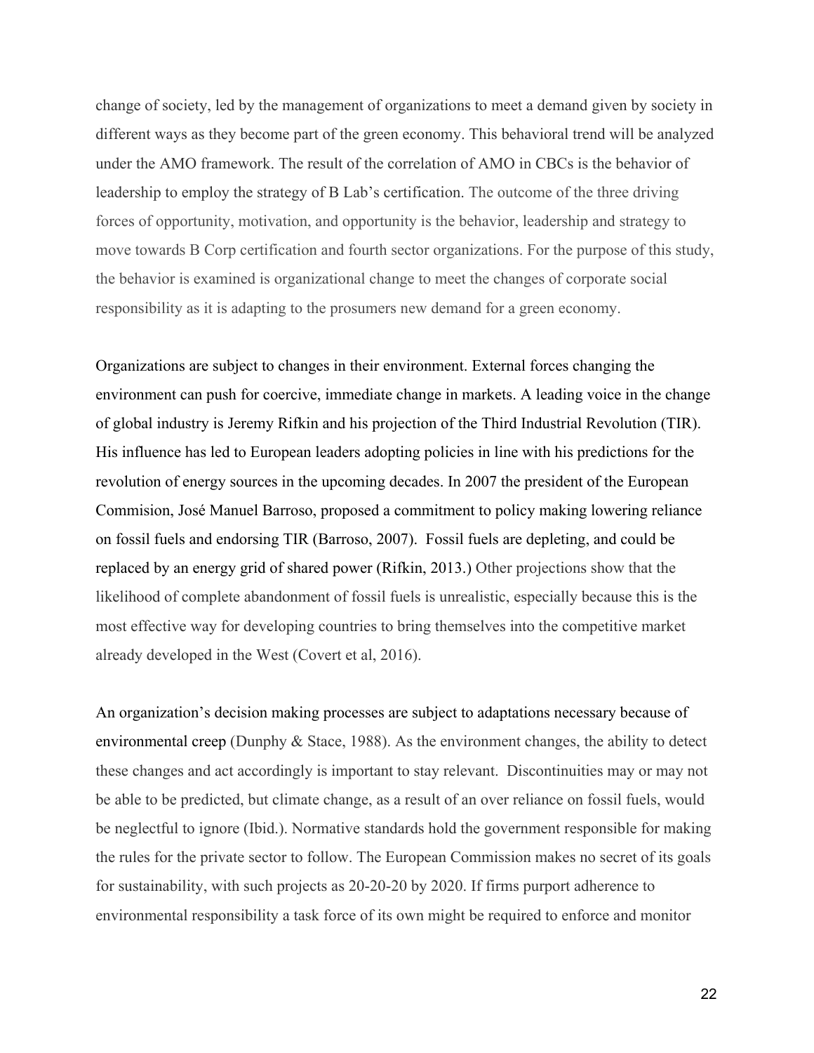change of society, led by the management of organizations to meet a demand given by society in different ways as they become part of the green economy. This behavioral trend will be analyzed under the AMO framework. The result of the correlation of AMO in CBCs is the behavior of leadership to employ the strategy of B Lab's certification. The outcome of the three driving forces of opportunity, motivation, and opportunity is the behavior, leadership and strategy to move towards B Corp certification and fourth sector organizations. For the purpose of this study, the behavior is examined is organizational change to meet the changes of corporate social responsibility as it is adapting to the prosumers new demand for a green economy.

Organizations are subject to changes in their environment. External forces changing the environment can push for coercive, immediate change in markets. A leading voice in the change of global industry is Jeremy Rifkin and his projection of the Third Industrial Revolution (TIR). His influence has led to European leaders adopting policies in line with his predictions for the revolution of energy sources in the upcoming decades. In 2007 the president of the European Commision, José Manuel Barroso, proposed a commitment to policy making lowering reliance on fossil fuels and endorsing TIR (Barroso, 2007). Fossil fuels are depleting, and could be replaced by an energy grid of shared power (Rifkin, 2013.) Other projections show that the likelihood of complete abandonment of fossil fuels is unrealistic, especially because this is the most effective way for developing countries to bring themselves into the competitive market already developed in the West (Covert et al, 2016).

An organization's decision making processes are subject to adaptations necessary because of environmental creep (Dunphy & Stace, 1988). As the environment changes, the ability to detect these changes and act accordingly is important to stay relevant. Discontinuities may or may not be able to be predicted, but climate change, as a result of an over reliance on fossil fuels, would be neglectful to ignore (Ibid.). Normative standards hold the government responsible for making the rules for the private sector to follow. The European Commission makes no secret of its goals for sustainability, with such projects as 20-20-20 by 2020. If firms purport adherence to environmental responsibility a task force of its own might be required to enforce and monitor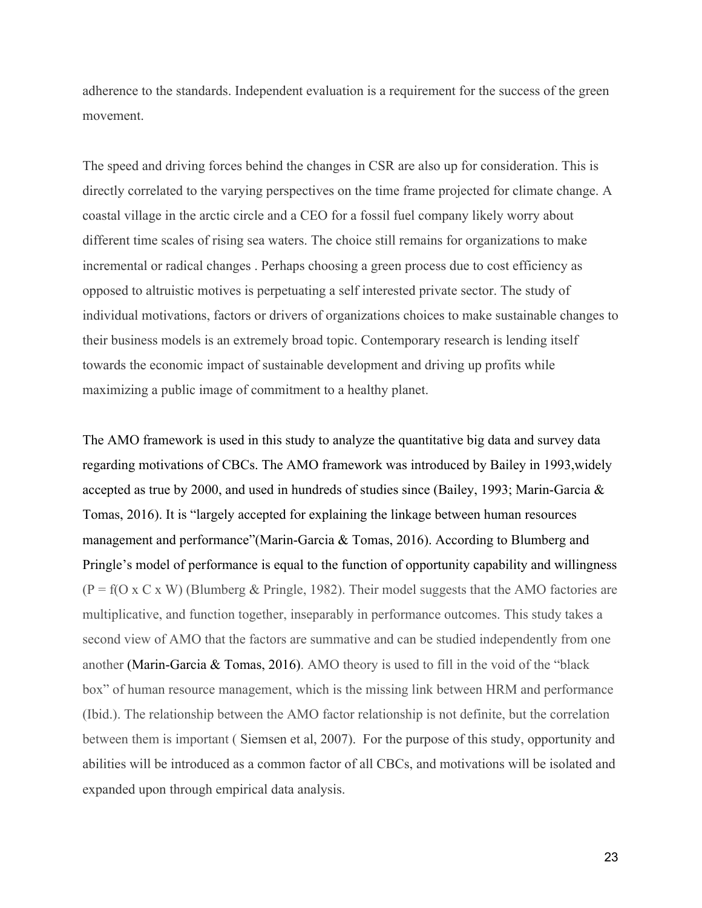adherence to the standards. Independent evaluation is a requirement for the success of the green movement.

The speed and driving forces behind the changes in CSR are also up for consideration. This is directly correlated to the varying perspectives on the time frame projected for climate change. A coastal village in the arctic circle and a CEO for a fossil fuel company likely worry about different time scales of rising sea waters. The choice still remains for organizations to make incremental or radical changes . Perhaps choosing a green process due to cost efficiency as opposed to altruistic motives is perpetuating a self interested private sector. The study of individual motivations, factors or drivers of organizations choices to make sustainable changes to their business models is an extremely broad topic. Contemporary research is lending itself towards the economic impact of sustainable development and driving up profits while maximizing a public image of commitment to a healthy planet.

The AMO framework is used in this study to analyze the quantitative big data and survey data regarding motivations of CBCs. The AMO framework was introduced by Bailey in 1993,widely accepted as true by 2000, and used in hundreds of studies since (Bailey, 1993; Marin-Garcia & Tomas, 2016). It is "largely accepted for explaining the linkage between human resources management and performance"(Marin-Garcia & Tomas, 2016). According to Blumberg and Pringle's model of performance is equal to the function of opportunity capability and willingness (P = f(O x C x W) (Blumberg & Pringle, 1982). Their model suggests that the AMO factories are multiplicative, and function together, inseparably in performance outcomes. This study takes a second view of AMO that the factors are summative and can be studied independently from one another (Marin-Garcia & Tomas, 2016). AMO theory is used to fill in the void of the "black box" of human resource management, which is the missing link between HRM and performance (Ibid.). The relationship between the AMO factor relationship is not definite, but the correlation between them is important ( Siemsen et al, 2007). For the purpose of this study, opportunity and abilities will be introduced as a common factor of all CBCs, and motivations will be isolated and expanded upon through empirical data analysis.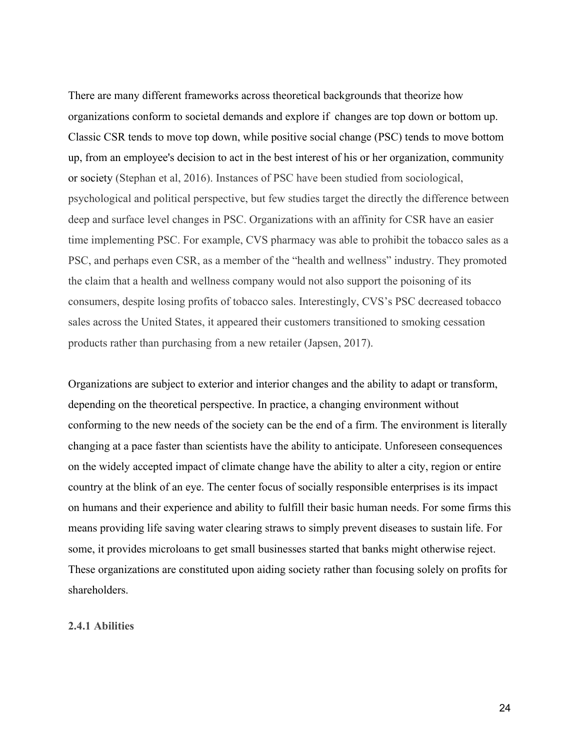There are many different frameworks across theoretical backgrounds that theorize how organizations conform to societal demands and explore if changes are top down or bottom up. Classic CSR tends to move top down, while positive social change (PSC) tends to move bottom up, from an employee's decision to act in the best interest of his or her organization, community or society (Stephan et al, 2016). Instances of PSC have been studied from sociological, psychological and political perspective, but few studies target the directly the difference between deep and surface level changes in PSC. Organizations with an affinity for CSR have an easier time implementing PSC. For example, CVS pharmacy was able to prohibit the tobacco sales as a PSC, and perhaps even CSR, as a member of the "health and wellness" industry. They promoted the claim that a health and wellness company would not also support the poisoning of its consumers, despite losing profits of tobacco sales. Interestingly, CVS's PSC decreased tobacco sales across the United States, it appeared their customers transitioned to smoking cessation products rather than purchasing from a new retailer (Japsen, 2017).

Organizations are subject to exterior and interior changes and the ability to adapt or transform, depending on the theoretical perspective. In practice, a changing environment without conforming to the new needs of the society can be the end of a firm. The environment is literally changing at a pace faster than scientists have the ability to anticipate. Unforeseen consequences on the widely accepted impact of climate change have the ability to alter a city, region or entire country at the blink of an eye. The center focus of socially responsible enterprises is its impact on humans and their experience and ability to fulfill their basic human needs. For some firms this means providing life saving water clearing straws to simply prevent diseases to sustain life. For some, it provides microloans to get small businesses started that banks might otherwise reject. These organizations are constituted upon aiding society rather than focusing solely on profits for shareholders.

#### 2.4.1 Abilities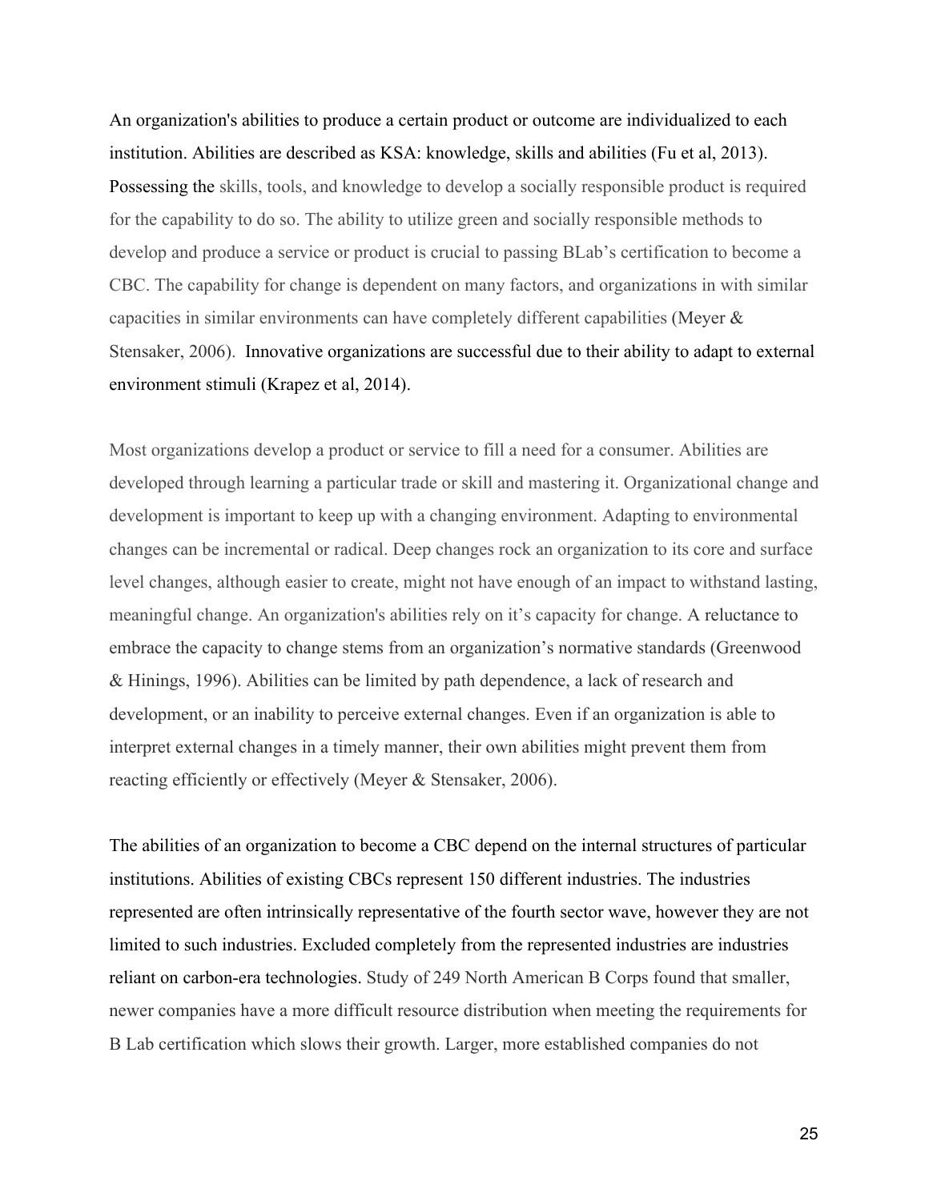An organization's abilities to produce a certain product or outcome are individualized to each institution. Abilities are described as KSA: knowledge, skills and abilities (Fu et al, 2013). Possessing the skills, tools, and knowledge to develop a socially responsible product is required for the capability to do so. The ability to utilize green and socially responsible methods to develop and produce a service or product is crucial to passing BLab's certification to become a CBC. The capability for change is dependent on many factors, and organizations in with similar capacities in similar environments can have completely different capabilities (Meyer & Stensaker, 2006). Innovative organizations are successful due to their ability to adapt to external environment stimuli (Krapez et al, 2014).

Most organizations develop a product or service to fill a need for a consumer. Abilities are developed through learning a particular trade or skill and mastering it. Organizational change and development is important to keep up with a changing environment. Adapting to environmental changes can be incremental or radical. Deep changes rock an organization to its core and surface level changes, although easier to create, might not have enough of an impact to withstand lasting, meaningful change. An organization's abilities rely on it's capacity for change. A reluctance to embrace the capacity to change stems from an organization's normative standards (Greenwood & Hinings, 1996). Abilities can be limited by path dependence, a lack of research and development, or an inability to perceive external changes. Even if an organization is able to interpret external changes in a timely manner, their own abilities might prevent them from reacting efficiently or effectively (Meyer & Stensaker, 2006).

The abilities of an organization to become a CBC depend on the internal structures of particular institutions. Abilities of existing CBCs represent 150 different industries. The industries represented are often intrinsically representative of the fourth sector wave, however they are not limited to such industries. Excluded completely from the represented industries are industries reliant on carbon-era technologies. Study of 249 North American B Corps found that smaller, newer companies have a more difficult resource distribution when meeting the requirements for B Lab certification which slows their growth. Larger, more established companies do not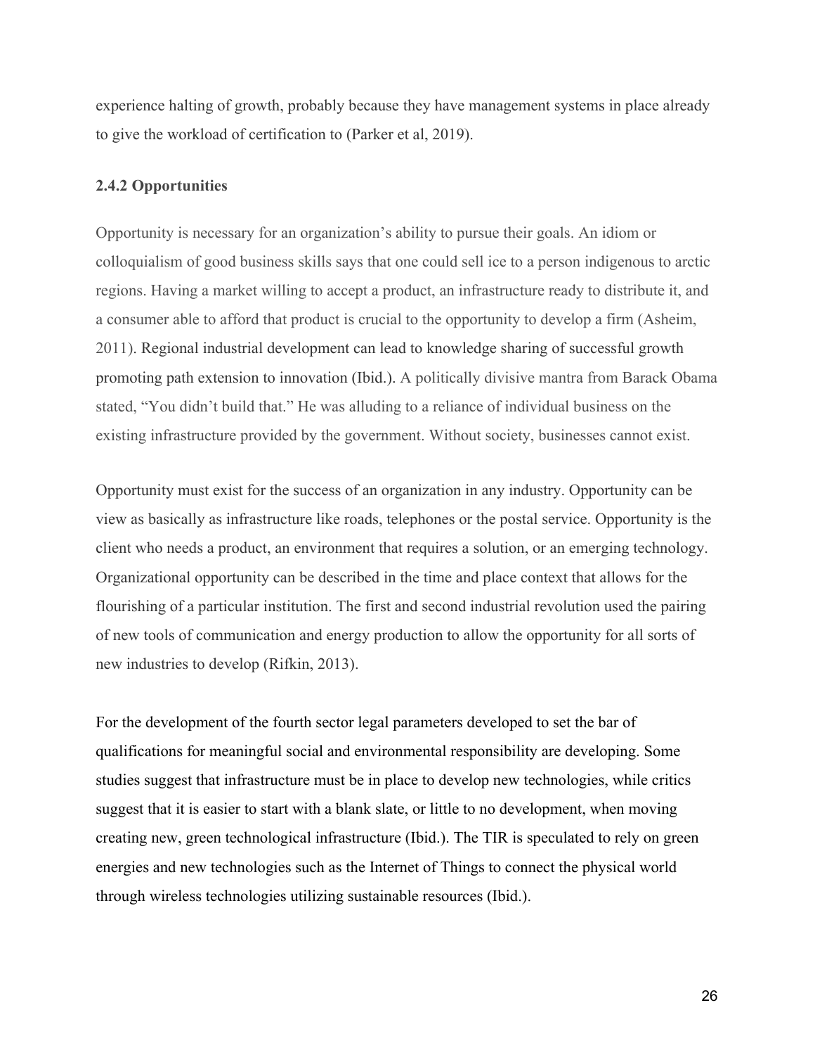experience halting of growth, probably because they have management systems in place already to give the workload of certification to (Parker et al, 2019).

### 2.4.2 Opportunities

Opportunity is necessary for an organization's ability to pursue their goals. An idiom or colloquialism of good business skills says that one could sell ice to a person indigenous to arctic regions. Having a market willing to accept a product, an infrastructure ready to distribute it, and a consumer able to afford that product is crucial to the opportunity to develop a firm (Asheim, 2011). Regional industrial development can lead to knowledge sharing of successful growth promoting path extension to innovation (Ibid.). A politically divisive mantra from Barack Obama stated, "You didn't build that." He was alluding to a reliance of individual business on the existing infrastructure provided by the government. Without society, businesses cannot exist.

Opportunity must exist for the success of an organization in any industry. Opportunity can be view as basically as infrastructure like roads, telephones or the postal service. Opportunity is the client who needs a product, an environment that requires a solution, or an emerging technology. Organizational opportunity can be described in the time and place context that allows for the flourishing of a particular institution. The first and second industrial revolution used the pairing of new tools of communication and energy production to allow the opportunity for all sorts of new industries to develop (Rifkin, 2013).

For the development of the fourth sector legal parameters developed to set the bar of qualifications for meaningful social and environmental responsibility are developing. Some studies suggest that infrastructure must be in place to develop new technologies, while critics suggest that it is easier to start with a blank slate, or little to no development, when moving creating new, green technological infrastructure (Ibid.). The TIR is speculated to rely on green energies and new technologies such as the Internet of Things to connect the physical world through wireless technologies utilizing sustainable resources (Ibid.).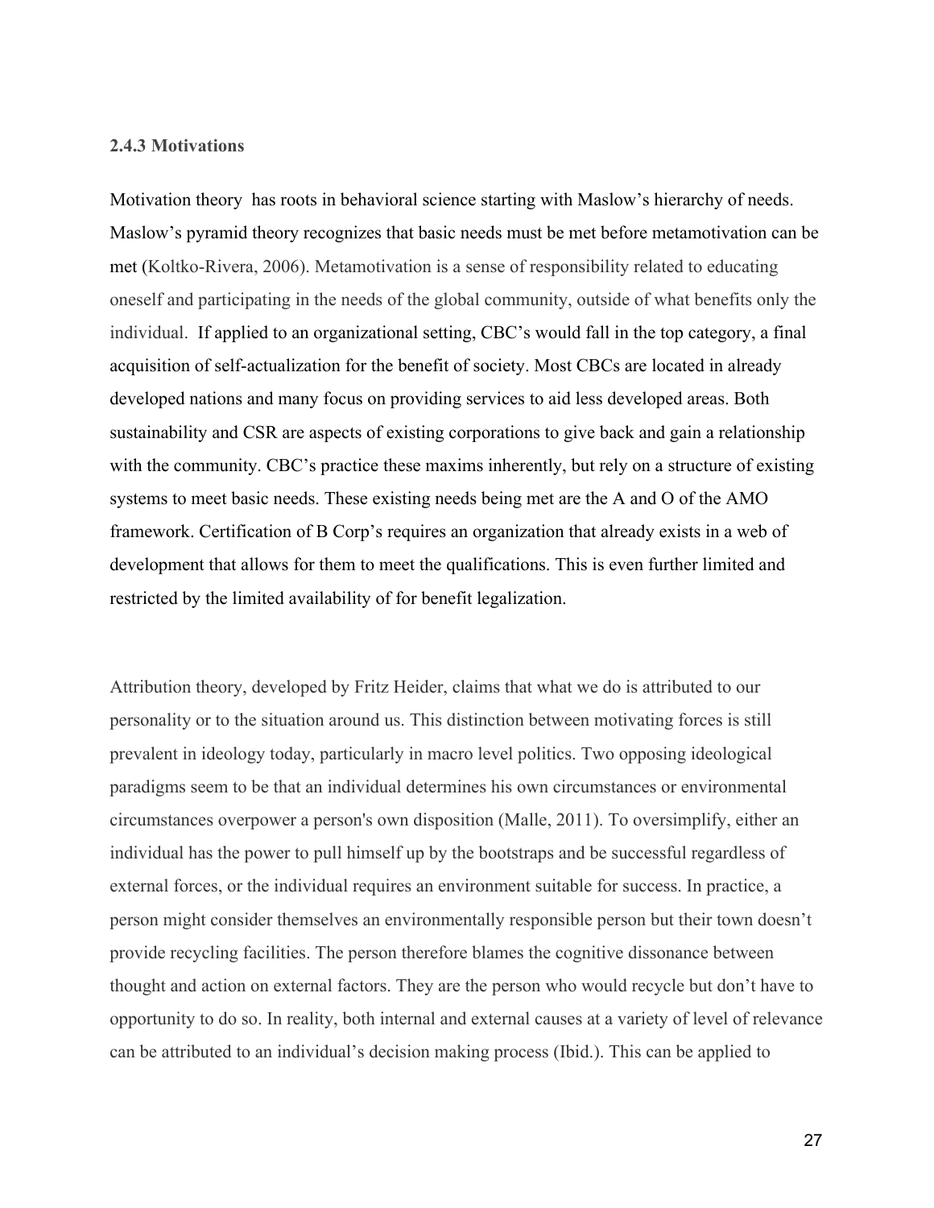### 2.4.3 Motivations

Motivation theory  has roots in behavioral science starting with Maslow's hierarchy of needs. Maslow's pyramid theory recognizes that basic needs must be met before metamotivation can be met (Koltko-Rivera, 2006). Metamotivation is a sense of responsibility related to educating oneself and participating in the needs of the global community, outside of what benefits only the individual.  If applied to an organizational setting, CBC's would fall in the top category, a final acquisition of self-actualization for the benefit of society. Most CBCs are located in already developed nations and many focus on providing services to aid less developed areas. Both sustainability and CSR are aspects of existing corporations to give back and gain a relationship with the community. CBC's practice these maxims inherently, but rely on a structure of existing systems to meet basic needs. These existing needs being met are the A and O of the AMO framework. Certification of B Corp's requires an organization that already exists in a web of development that allows for them to meet the qualifications. This is even further limited and restricted by the limited availability of for benefit legalization.

Attribution theory, developed by Fritz Heider, claims that what we do is attributed to our personality or to the situation around us. This distinction between motivating forces is still prevalent in ideology today, particularly in macro level politics. Two opposing ideological paradigms seem to be that an individual determines his own circumstances or environmental circumstances overpower a person's own disposition (Malle, 2011). To oversimplify, either an individual has the power to pull himself up by the bootstraps and be successful regardless of external forces, or the individual requires an environment suitable for success. In practice, a person might consider themselves an environmentally responsible person but their town doesn't provide recycling facilities. The person therefore blames the cognitive dissonance between thought and action on external factors. They are the person who would recycle but don't have to opportunity to do so. In reality, both internal and external causes at a variety of level of relevance can be attributed to an individual's decision making process (Ibid.). This can be applied to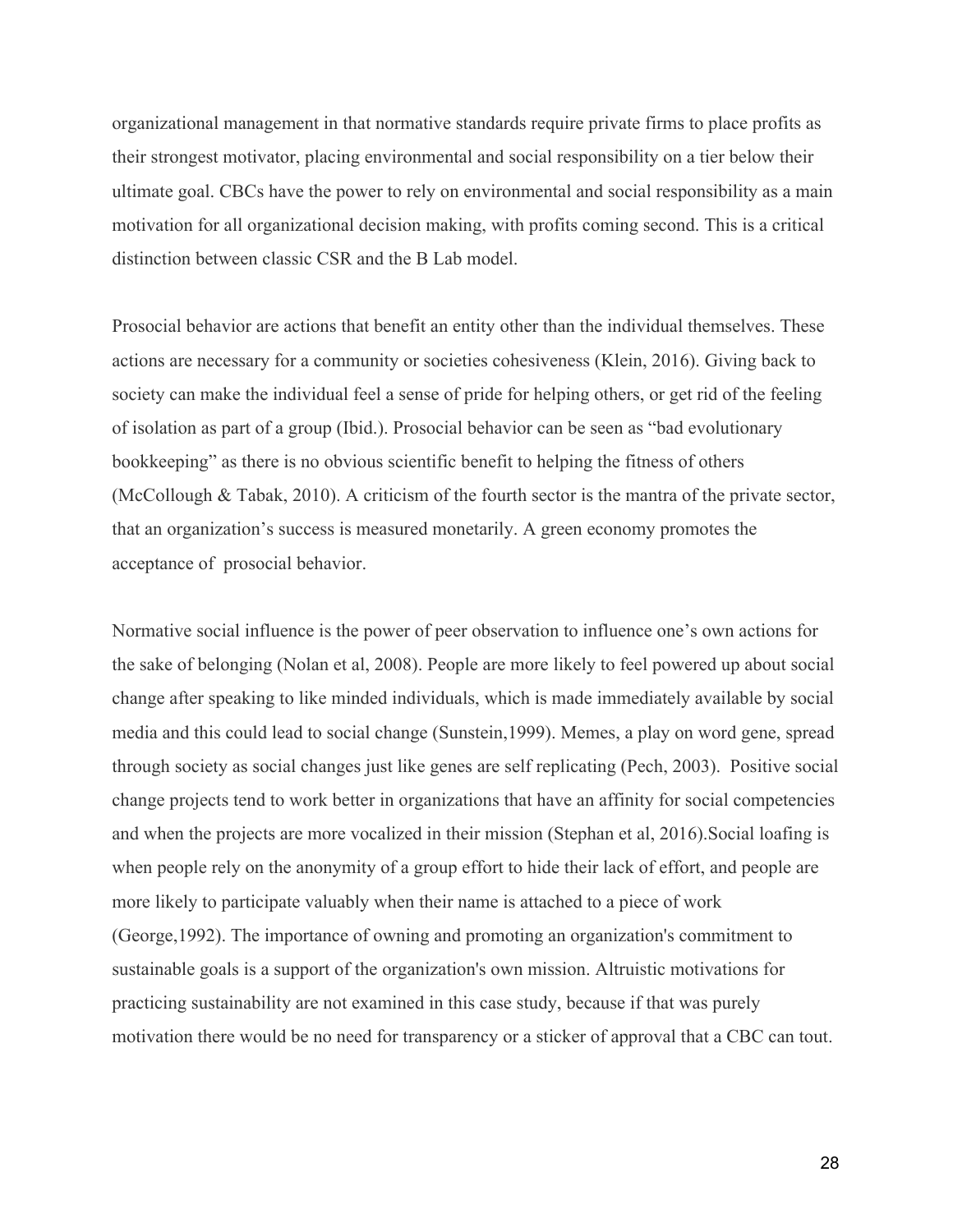organizational management in that normative standards require private firms to place profits as their strongest motivator, placing environmental and social responsibility on a tier below their ultimate goal. CBCs have the power to rely on environmental and social responsibility as a main motivation for all organizational decision making, with profits coming second. This is a critical distinction between classic CSR and the B Lab model.

Prosocial behavior are actions that benefit an entity other than the individual themselves. These actions are necessary for a community or societies cohesiveness (Klein, 2016). Giving back to society can make the individual feel a sense of pride for helping others, or get rid of the feeling of isolation as part of a group (Ibid.). Prosocial behavior can be seen as "bad evolutionary bookkeeping" as there is no obvious scientific benefit to helping the fitness of others (McCollough & Tabak, 2010). A criticism of the fourth sector is the mantra of the private sector, that an organization's success is measured monetarily. A green economy promotes the acceptance of  prosocial behavior.

Normative social influence is the power of peer observation to influence one's own actions for the sake of belonging (Nolan et al, 2008). People are more likely to feel powered up about social change after speaking to like minded individuals, which is made immediately available by social media and this could lead to social change (Sunstein,1999). Memes, a play on word gene, spread through society as social changes just like genes are self replicating (Pech, 2003).  Positive social change projects tend to work better in organizations that have an affinity for social competencies and when the projects are more vocalized in their mission (Stephan et al, 2016).Social loafing is when people rely on the anonymity of a group effort to hide their lack of effort, and people are more likely to participate valuably when their name is attached to a piece of work (George,1992). The importance of owning and promoting an organization's commitment to sustainable goals is a support of the organization's own mission. Altruistic motivations for practicing sustainability are not examined in this case study, because if that was purely motivation there would be no need for transparency or a sticker of approval that a CBC can tout.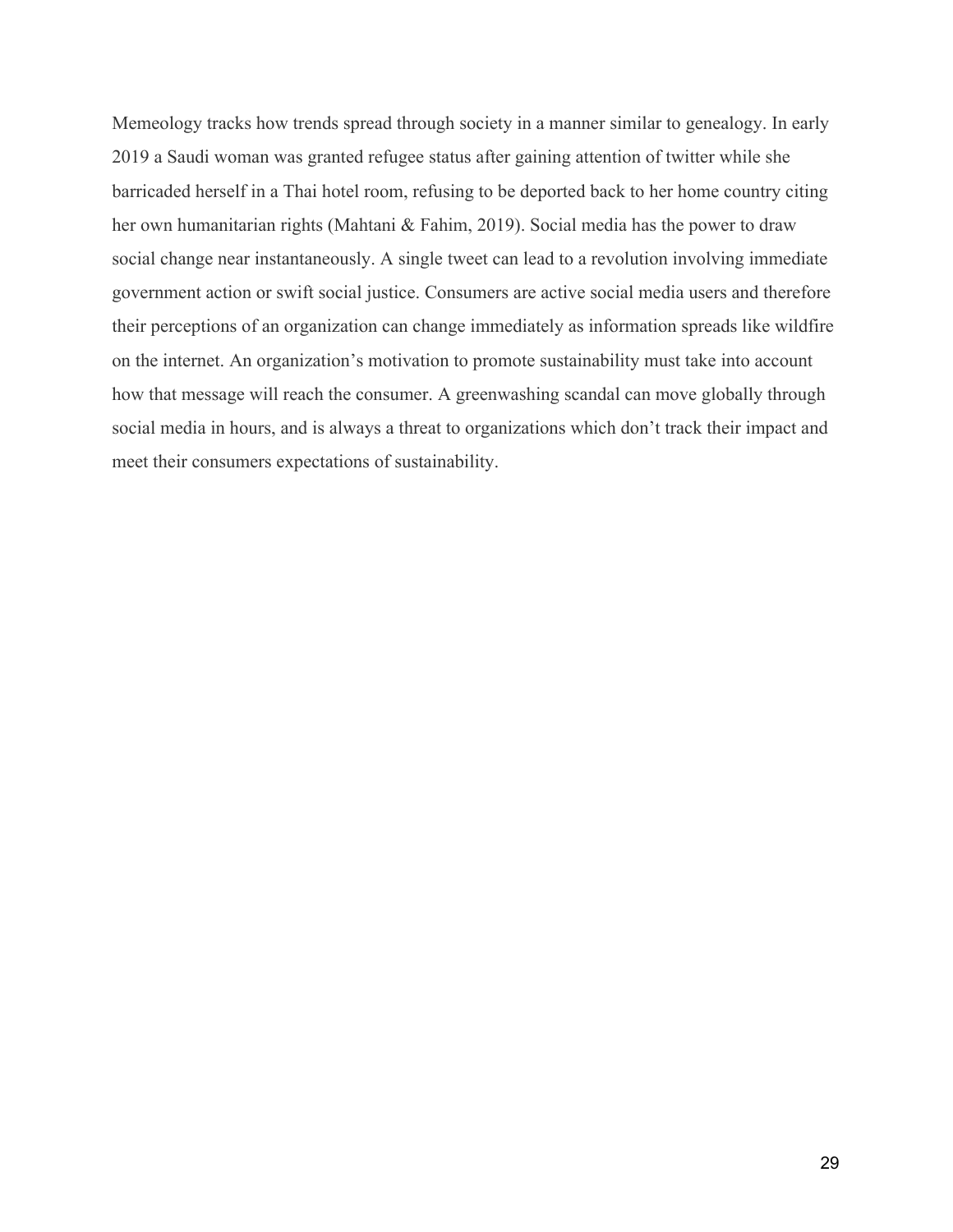Memeology tracks how trends spread through society in a manner similar to genealogy. In early 2019 a Saudi woman was granted refugee status after gaining attention of twitter while she barricaded herself in a Thai hotel room, refusing to be deported back to her home country citing her own humanitarian rights (Mahtani & Fahim, 2019). Social media has the power to draw social change near instantaneously. A single tweet can lead to a revolution involving immediate government action or swift social justice. Consumers are active social media users and therefore their perceptions of an organization can change immediately as information spreads like wildfire on the internet. An organization's motivation to promote sustainability must take into account how that message will reach the consumer. A greenwashing scandal can move globally through social media in hours, and is always a threat to organizations which don't track their impact and meet their consumers expectations of sustainability.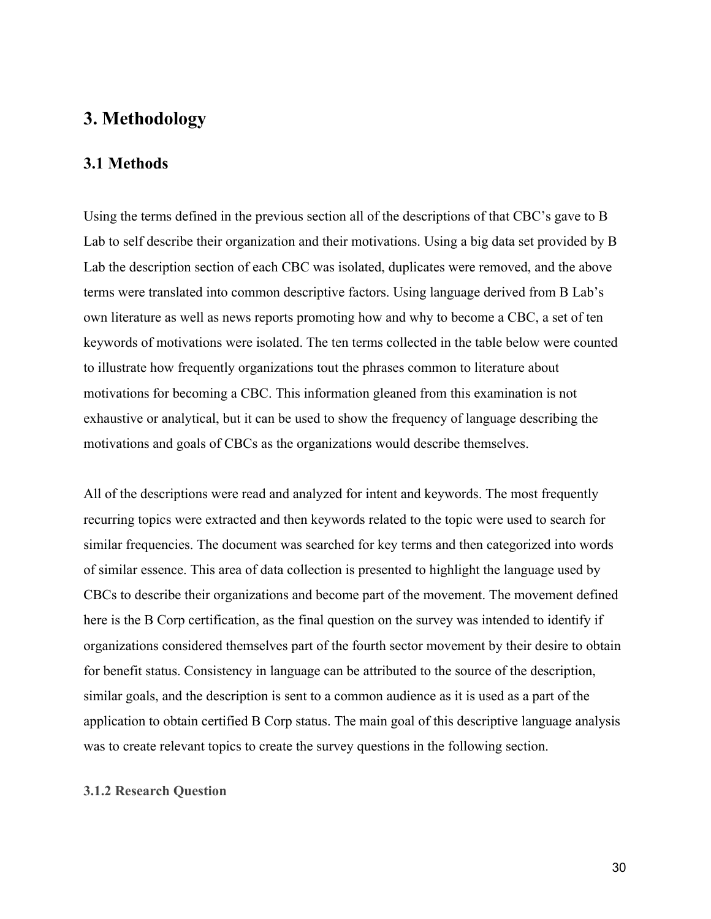# 3. Methodology

## 3.1 Methods

Using the terms defined in the previous section all of the descriptions of that CBC's gave to B Lab to self describe their organization and their motivations. Using a big data set provided by B Lab the description section of each CBC was isolated, duplicates were removed, and the above terms were translated into common descriptive factors. Using language derived from B Lab's own literature as well as news reports promoting how and why to become a CBC, a set of ten keywords of motivations were isolated. The ten terms collected in the table below were counted to illustrate how frequently organizations tout the phrases common to literature about motivations for becoming a CBC. This information gleaned from this examination is not exhaustive or analytical, but it can be used to show the frequency of language describing the motivations and goals of CBCs as the organizations would describe themselves.

All of the descriptions were read and analyzed for intent and keywords. The most frequently recurring topics were extracted and then keywords related to the topic were used to search for similar frequencies. The document was searched for key terms and then categorized into words of similar essence. This area of data collection is presented to highlight the language used by CBCs to describe their organizations and become part of the movement. The movement defined here is the B Corp certification, as the final question on the survey was intended to identify if organizations considered themselves part of the fourth sector movement by their desire to obtain for benefit status. Consistency in language can be attributed to the source of the description, similar goals, and the description is sent to a common audience as it is used as a part of the application to obtain certified B Corp status. The main goal of this descriptive language analysis was to create relevant topics to create the survey questions in the following section.

#### 3.1.2 Research Question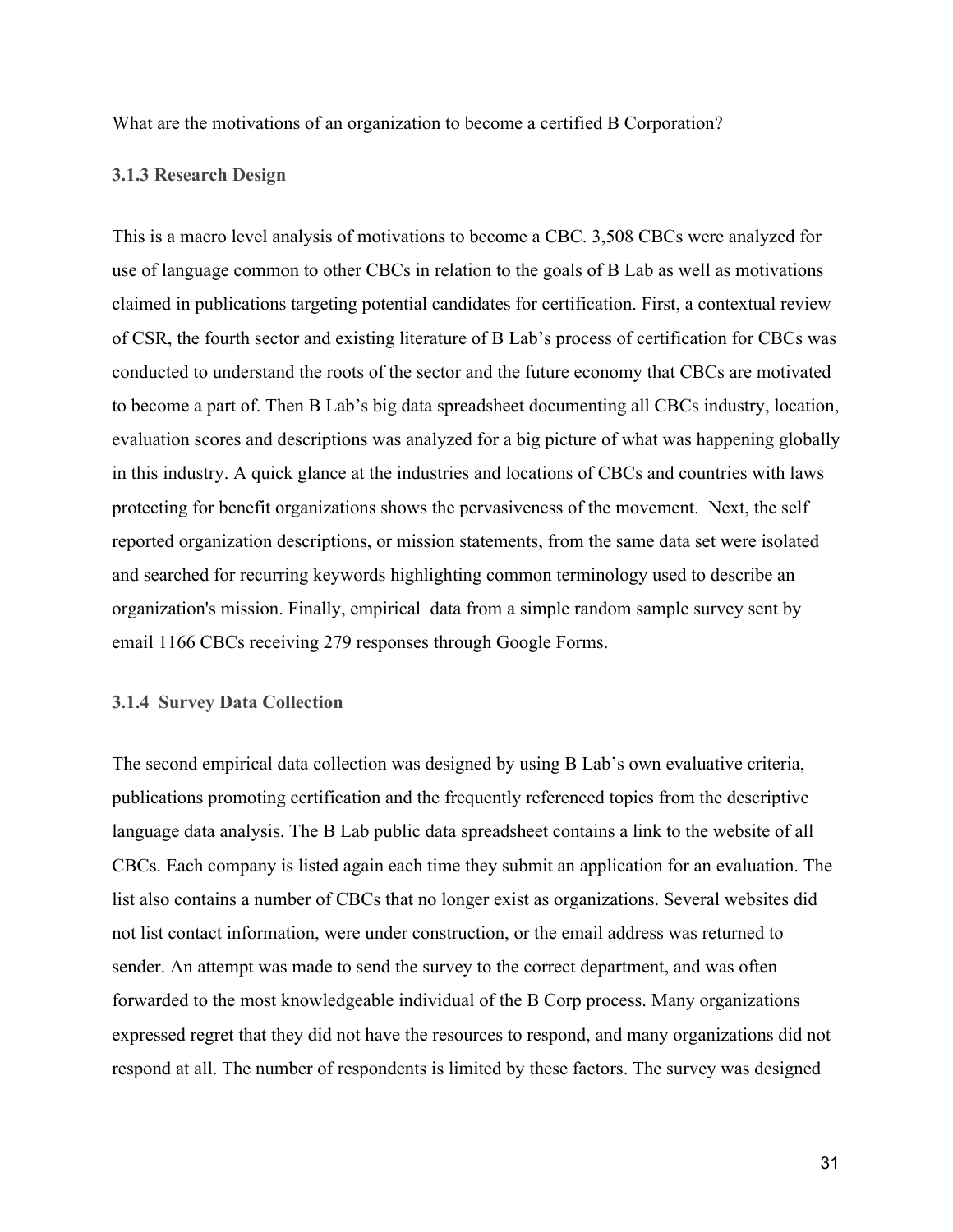What are the motivations of an organization to become a certified B Corporation?

### 3.1.3 Research Design

This is a macro level analysis of motivations to become a CBC. 3,508 CBCs were analyzed for use of language common to other CBCs in relation to the goals of B Lab as well as motivations claimed in publications targeting potential candidates for certification. First, a contextual review of CSR, the fourth sector and existing literature of B Lab's process of certification for CBCs was conducted to understand the roots of the sector and the future economy that CBCs are motivated to become a part of. Then B Lab's big data spreadsheet documenting all CBCs industry, location, evaluation scores and descriptions was analyzed for a big picture of what was happening globally in this industry. A quick glance at the industries and locations of CBCs and countries with laws protecting for benefit organizations shows the pervasiveness of the movement. Next, the self reported organization descriptions, or mission statements, from the same data set were isolated and searched for recurring keywords highlighting common terminology used to describe an organization's mission. Finally, empirical data from a simple random sample survey sent by email 1166 CBCs receiving 279 responses through Google Forms.

### 3.1.4 Survey Data Collection

The second empirical data collection was designed by using B Lab's own evaluative criteria, publications promoting certification and the frequently referenced topics from the descriptive language data analysis. The B Lab public data spreadsheet contains a link to the website of all CBCs. Each company is listed again each time they submit an application for an evaluation. The list also contains a number of CBCs that no longer exist as organizations. Several websites did not list contact information, were under construction, or the email address was returned to sender. An attempt was made to send the survey to the correct department, and was often forwarded to the most knowledgeable individual of the B Corp process. Many organizations expressed regret that they did not have the resources to respond, and many organizations did not respond at all. The number of respondents is limited by these factors. The survey was designed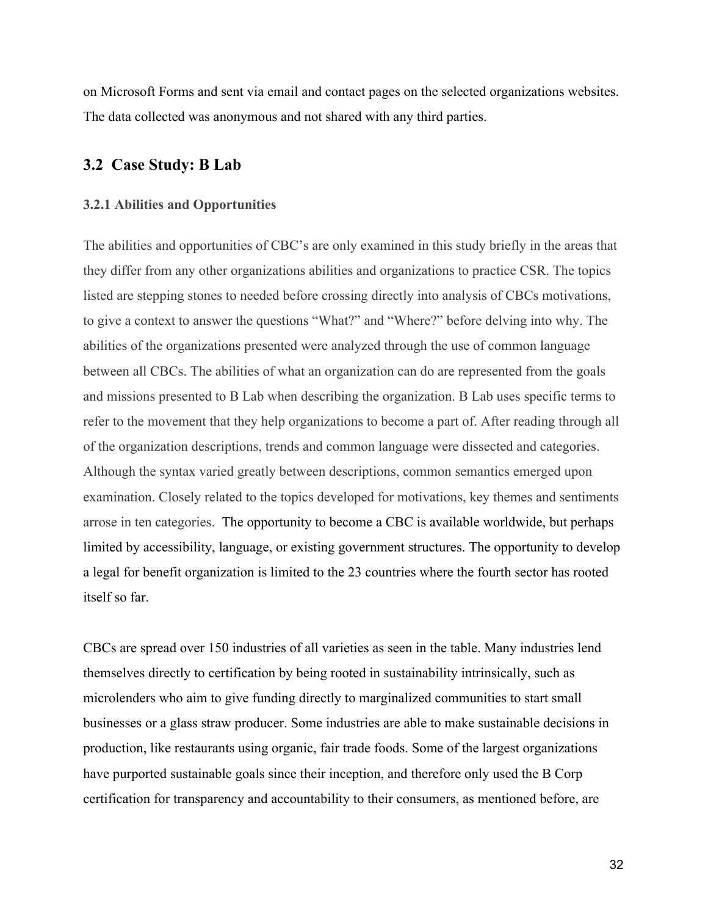on Microsoft Forms and sent via email and contact pages on the selected organizations websites. The data collected was anonymous and not shared with any third parties.

## 3.2 Case Study: B Lab

### 3.2.1 Abilities and Opportunities

The abilities and opportunities of CBC's are only examined in this study briefly in the areas that they differ from any other organizations abilities and organizations to practice CSR. The topics listed are stepping stones to needed before crossing directly into analysis of CBCs motivations, to give a context to answer the questions "What?" and "Where?" before delving into why. The abilities of the organizations presented were analyzed through the use of common language between all CBCs. The abilities of what an organization can do are represented from the goals and missions presented to B Lab when describing the organization. B Lab uses specific terms to refer to the movement that they help organizations to become a part of. After reading through all of the organization descriptions, trends and common language were dissected and categories. Although the syntax varied greatly between descriptions, common semantics emerged upon examination. Closely related to the topics developed for motivations, key themes and sentiments arrose in ten categories. The opportunity to become a CBC is available worldwide, but perhaps limited by accessibility, language, or existing government structures. The opportunity to develop a legal for benefit organization is limited to the 23 countries where the fourth sector has rooted itself so far.

CBCs are spread over 150 industries of all varieties as seen in the table. Many industries lend themselves directly to certification by being rooted in sustainability intrinsically, such as microlenders who aim to give funding directly to marginalized communities to start small businesses or a glass straw producer. Some industries are able to make sustainable decisions in production, like restaurants using organic, fair trade foods. Some of the largest organizations have purported sustainable goals since their inception, and therefore only used the B Corp certification for transparency and accountability to their consumers, as mentioned before, are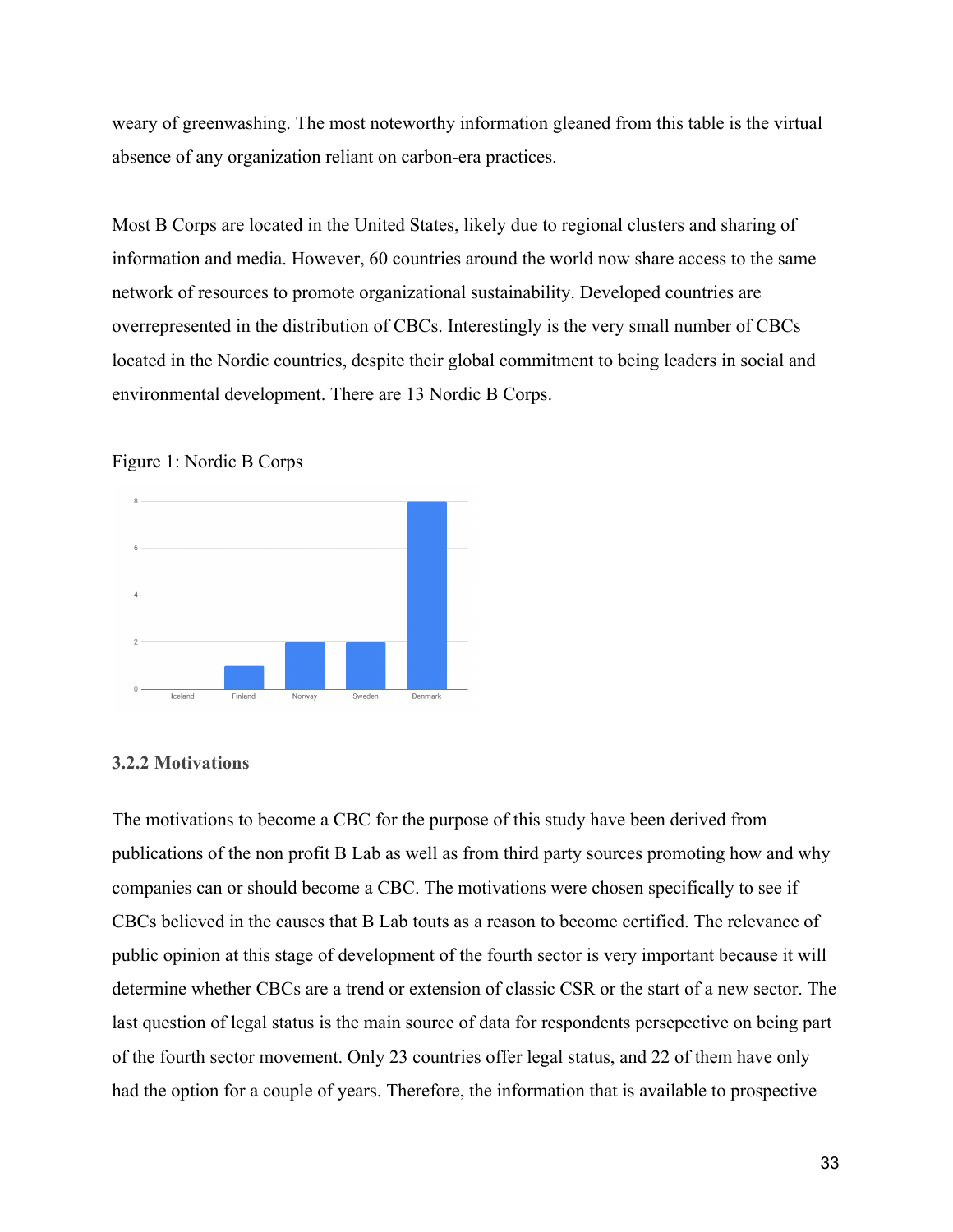weary of greenwashing. The most noteworthy information gleaned from this table is the virtual absence of any organization reliant on carbon-era practices.

Most B Corps are located in the United States, likely due to regional clusters and sharing of information and media. However, 60 countries around the world now share access to the same network of resources to promote organizational sustainability. Developed countries are overrepresented in the distribution of CBCs. Interestingly is the very small number of CBCs located in the Nordic countries, despite their global commitment to being leaders in social and environmental development. There are 13 Nordic B Corps.

Figure 1: Nordic B Corps

| Country | Number of B Corps |
| --- | --- |
| Iceland | 0 |
| Finland | 1 |
| Norway | 2 |
| Sweden | 2 |
| Denmark | 8 |

### 3.2.2 Motivations

The motivations to become a CBC for the purpose of this study have been derived from publications of the non profit B Lab as well as from third party sources promoting how and why companies can or should become a CBC. The motivations were chosen specifically to see if CBCs believed in the causes that B Lab touts as a reason to become certified. The relevance of public opinion at this stage of development of the fourth sector is very important because it will determine whether CBCs are a trend or extension of classic CSR or the start of a new sector. The last question of legal status is the main source of data for respondents persepective on being part of the fourth sector movement. Only 23 countries offer legal status, and 22 of them have only had the option for a couple of years. Therefore, the information that is available to prospective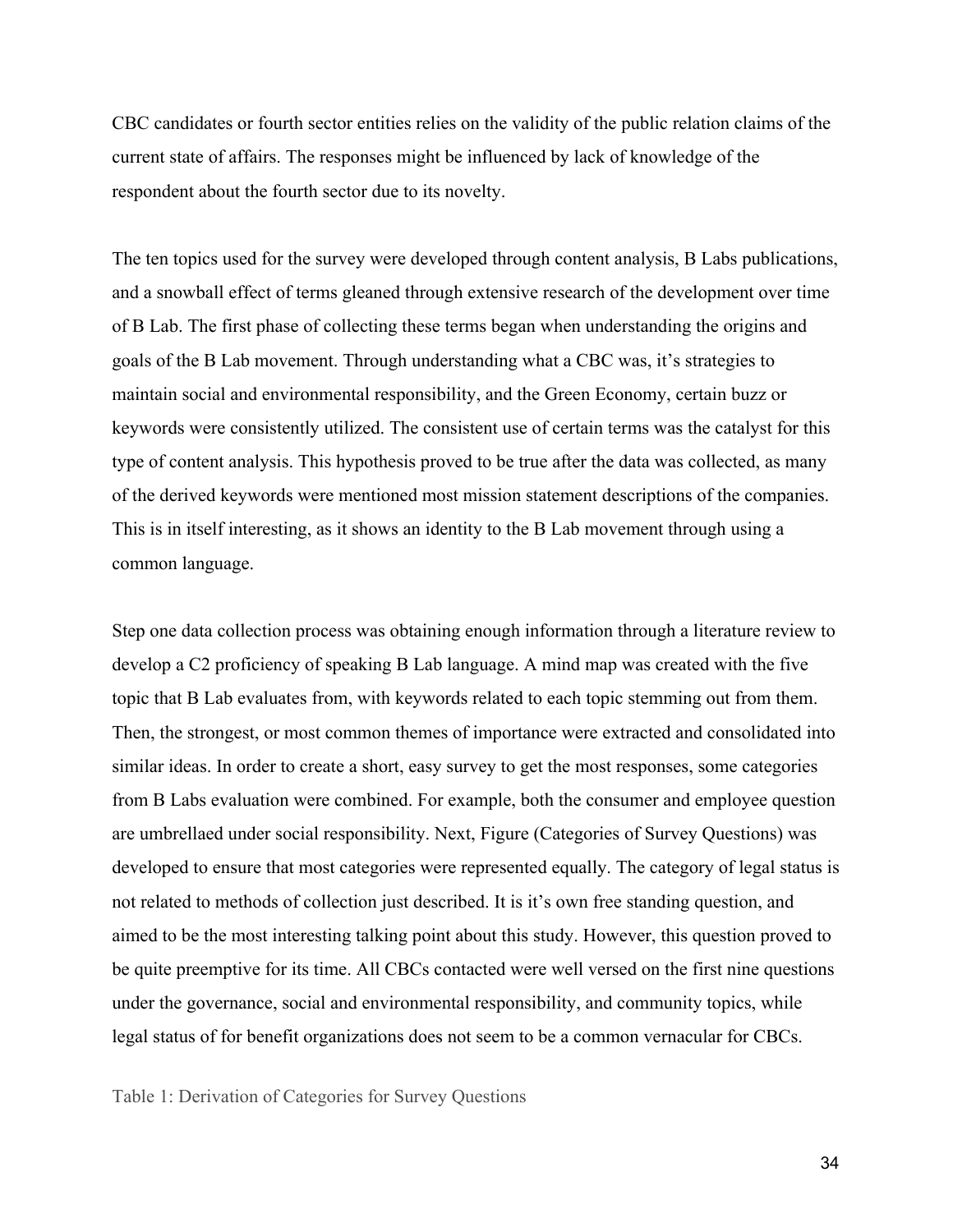CBC candidates or fourth sector entities relies on the validity of the public relation claims of the current state of affairs. The responses might be influenced by lack of knowledge of the respondent about the fourth sector due to its novelty.

The ten topics used for the survey were developed through content analysis, B Labs publications, and a snowball effect of terms gleaned through extensive research of the development over time of B Lab. The first phase of collecting these terms began when understanding the origins and goals of the B Lab movement. Through understanding what a CBC was, it's strategies to maintain social and environmental responsibility, and the Green Economy, certain buzz or keywords were consistently utilized. The consistent use of certain terms was the catalyst for this type of content analysis. This hypothesis proved to be true after the data was collected, as many of the derived keywords were mentioned most mission statement descriptions of the companies. This is in itself interesting, as it shows an identity to the B Lab movement through using a common language.

Step one data collection process was obtaining enough information through a literature review to develop a C2 proficiency of speaking B Lab language. A mind map was created with the five topic that B Lab evaluates from, with keywords related to each topic stemming out from them. Then, the strongest, or most common themes of importance were extracted and consolidated into similar ideas. In order to create a short, easy survey to get the most responses, some categories from B Labs evaluation were combined. For example, both the consumer and employee question are umbrellaed under social responsibility. Next, Figure (Categories of Survey Questions) was developed to ensure that most categories were represented equally. The category of legal status is not related to methods of collection just described. It is it's own free standing question, and aimed to be the most interesting talking point about this study. However, this question proved to be quite preemptive for its time. All CBCs contacted were well versed on the first nine questions under the governance, social and environmental responsibility, and community topics, while legal status of for benefit organizations does not seem to be a common vernacular for CBCs.

Table 1: Derivation of Categories for Survey Questions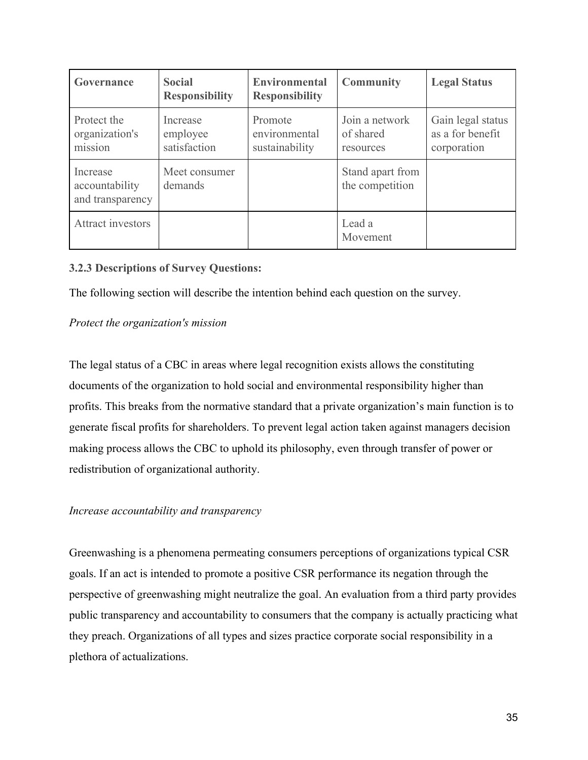| Governance | Social Responsibility | Environmental Responsibility | Community | Legal Status |
|---|---|---|---|---|
| Protect the organization's mission | Increase employee satisfaction | Promote environmental sustainability | Join a network of shared resources | Gain legal status as a for benefit corporation |
| Increase accountability and transparency | Meet consumer demands | | Stand apart from the competition | |
| Attract investors | | | Lead a Movement | |

**3.2.3 Descriptions of Survey Questions:**

The following section will describe the intention behind each question on the survey.

*Protect the organization's mission*

The legal status of a CBC in areas where legal recognition exists allows the constituting documents of the organization to hold social and environmental responsibility higher than profits. This breaks from the normative standard that a private organization's main function is to generate fiscal profits for shareholders. To prevent legal action taken against managers decision making process allows the CBC to uphold its philosophy, even through transfer of power or redistribution of organizational authority.

*Increase accountability and transparency*

Greenwashing is a phenomena permeating consumers perceptions of organizations typical CSR goals. If an act is intended to promote a positive CSR performance its negation through the perspective of greenwashing might neutralize the goal. An evaluation from a third party provides public transparency and accountability to consumers that the company is actually practicing what they preach. Organizations of all types and sizes practice corporate social responsibility in a plethora of actualizations.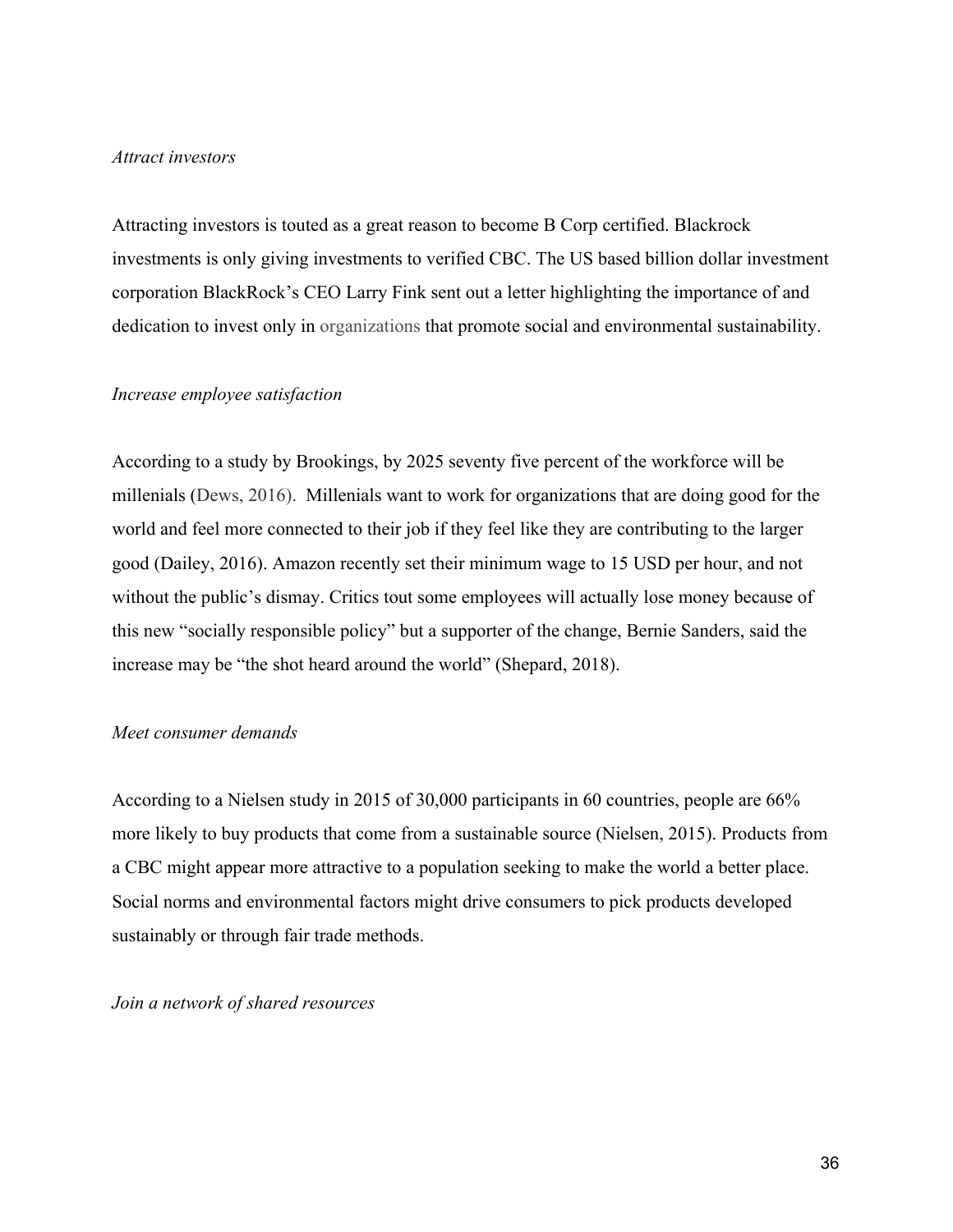*Attract investors*

Attracting investors is touted as a great reason to become B Corp certified. Blackrock investments is only giving investments to verified CBC. The US based billion dollar investment corporation BlackRock's CEO Larry Fink sent out a letter highlighting the importance of and dedication to invest only in organizations that promote social and environmental sustainability.

*Increase employee satisfaction*

According to a study by Brookings, by 2025 seventy five percent of the workforce will be millenials (Dews, 2016). Millenials want to work for organizations that are doing good for the world and feel more connected to their job if they feel like they are contributing to the larger good (Dailey, 2016). Amazon recently set their minimum wage to 15 USD per hour, and not without the public's dismay. Critics tout some employees will actually lose money because of this new "socially responsible policy" but a supporter of the change, Bernie Sanders, said the increase may be "the shot heard around the world" (Shepard, 2018).

*Meet consumer demands*

According to a Nielsen study in 2015 of 30,000 participants in 60 countries, people are 66% more likely to buy products that come from a sustainable source (Nielsen, 2015). Products from a CBC might appear more attractive to a population seeking to make the world a better place. Social norms and environmental factors might drive consumers to pick products developed sustainably or through fair trade methods.

*Join a network of shared resources*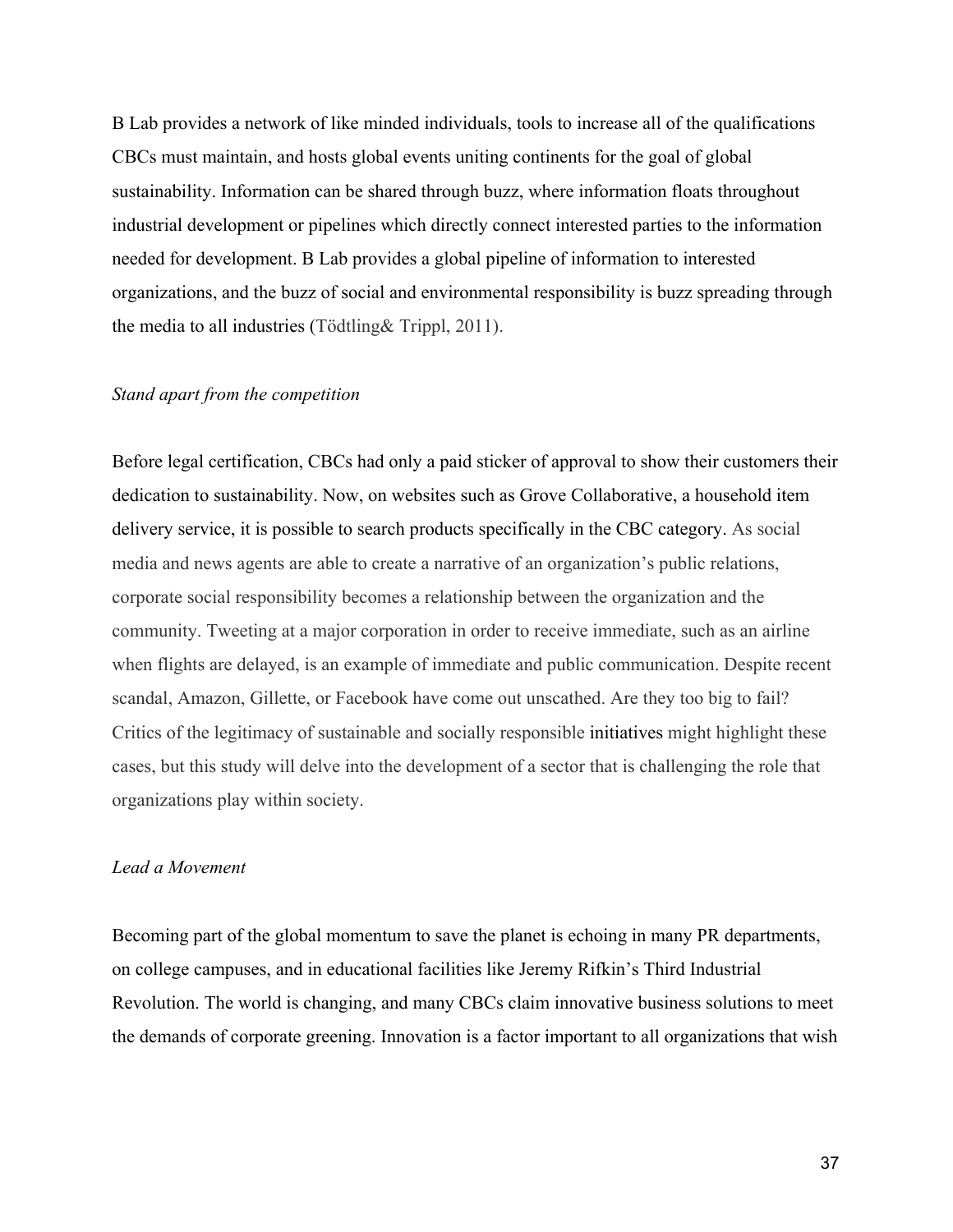B Lab provides a network of like minded individuals, tools to increase all of the qualifications CBCs must maintain, and hosts global events uniting continents for the goal of global sustainability. Information can be shared through buzz, where information floats throughout industrial development or pipelines which directly connect interested parties to the information needed for development. B Lab provides a global pipeline of information to interested organizations, and the buzz of social and environmental responsibility is buzz spreading through the media to all industries (Tödtling& Trippl, 2011).

*Stand apart from the competition*

Before legal certification, CBCs had only a paid sticker of approval to show their customers their dedication to sustainability. Now, on websites such as Grove Collaborative, a household item delivery service, it is possible to search products specifically in the CBC category. As social media and news agents are able to create a narrative of an organization's public relations, corporate social responsibility becomes a relationship between the organization and the community. Tweeting at a major corporation in order to receive immediate, such as an airline when flights are delayed, is an example of immediate and public communication. Despite recent scandal, Amazon, Gillette, or Facebook have come out unscathed. Are they too big to fail? Critics of the legitimacy of sustainable and socially responsible initiatives might highlight these cases, but this study will delve into the development of a sector that is challenging the role that organizations play within society.

*Lead a Movement*

Becoming part of the global momentum to save the planet is echoing in many PR departments, on college campuses, and in educational facilities like Jeremy Rifkin's Third Industrial Revolution. The world is changing, and many CBCs claim innovative business solutions to meet the demands of corporate greening. Innovation is a factor important to all organizations that wish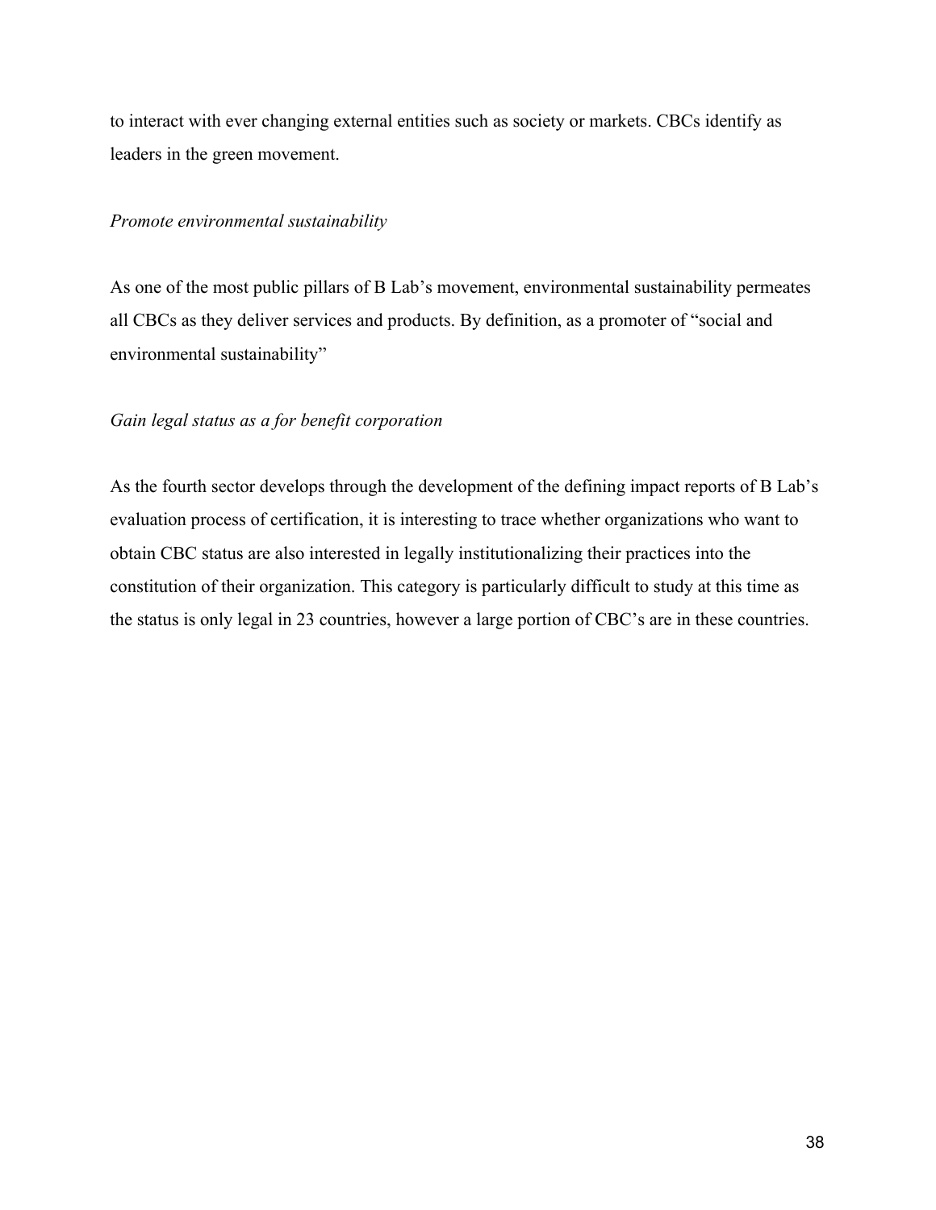to interact with ever changing external entities such as society or markets. CBCs identify as leaders in the green movement.

*Promote environmental sustainability*

As one of the most public pillars of B Lab's movement, environmental sustainability permeates all CBCs as they deliver services and products. By definition, as a promoter of "social and environmental sustainability"

*Gain legal status as a for benefit corporation*

As the fourth sector develops through the development of the defining impact reports of B Lab's evaluation process of certification, it is interesting to trace whether organizations who want to obtain CBC status are also interested in legally institutionalizing their practices into the constitution of their organization. This category is particularly difficult to study at this time as the status is only legal in 23 countries, however a large portion of CBC's are in these countries.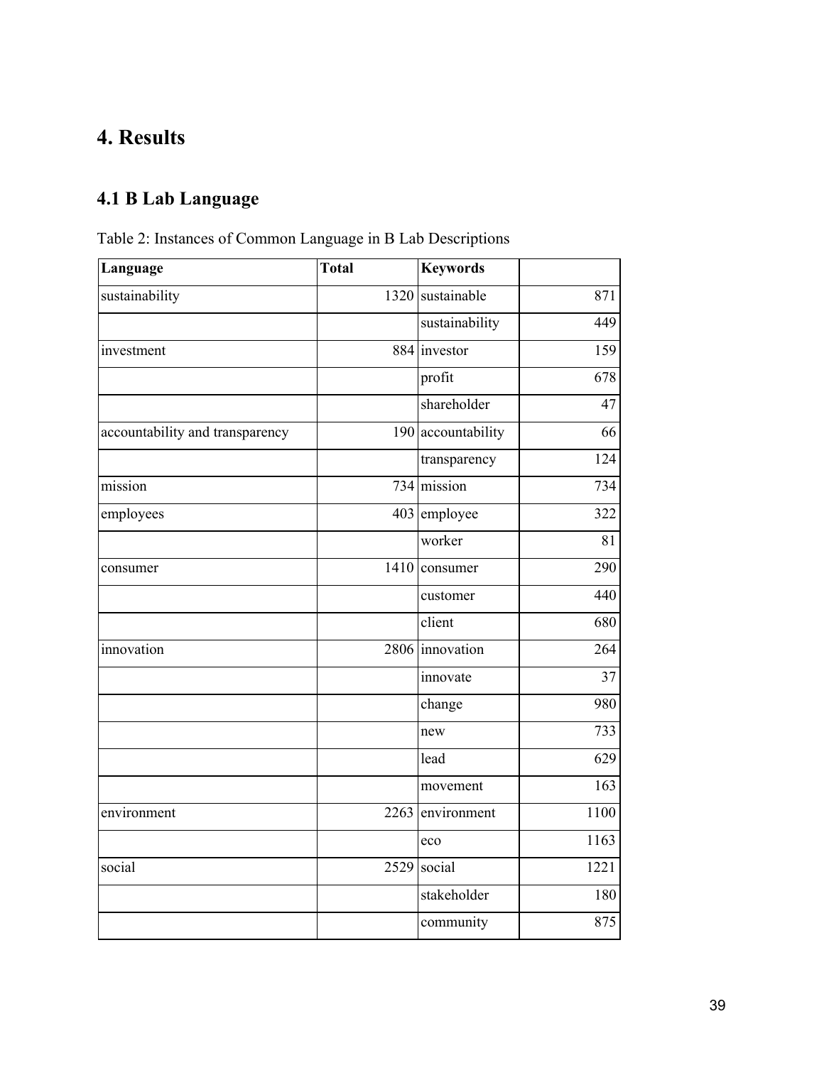# 4. Results

## 4.1 B Lab Language

Table 2: Instances of Common Language in B Lab Descriptions

| Language | Total | Keywords | |
|---|---|---|---|
| sustainability | 1320 | sustainable | 871 |
| | | sustainability | 449 |
| investment | 884 | investor | 159 |
| | | profit | 678 |
| | | shareholder | 47 |
| accountability and transparency | 190 | accountability | 66 |
| | | transparency | 124 |
| mission | 734 | mission | 734 |
| employees | 403 | employee | 322 |
| | | worker | 81 |
| consumer | 1410 | consumer | 290 |
| | | customer | 440 |
| | | client | 680 |
| innovation | 2806 | innovation | 264 |
| | | innovate | 37 |
| | | change | 980 |
| | | new | 733 |
| | | lead | 629 |
| | | movement | 163 |
| environment | 2263 | environment | 1100 |
| | | eco | 1163 |
| social | 2529 | social | 1221 |
| | | stakeholder | 180 |
| | | community | 875 |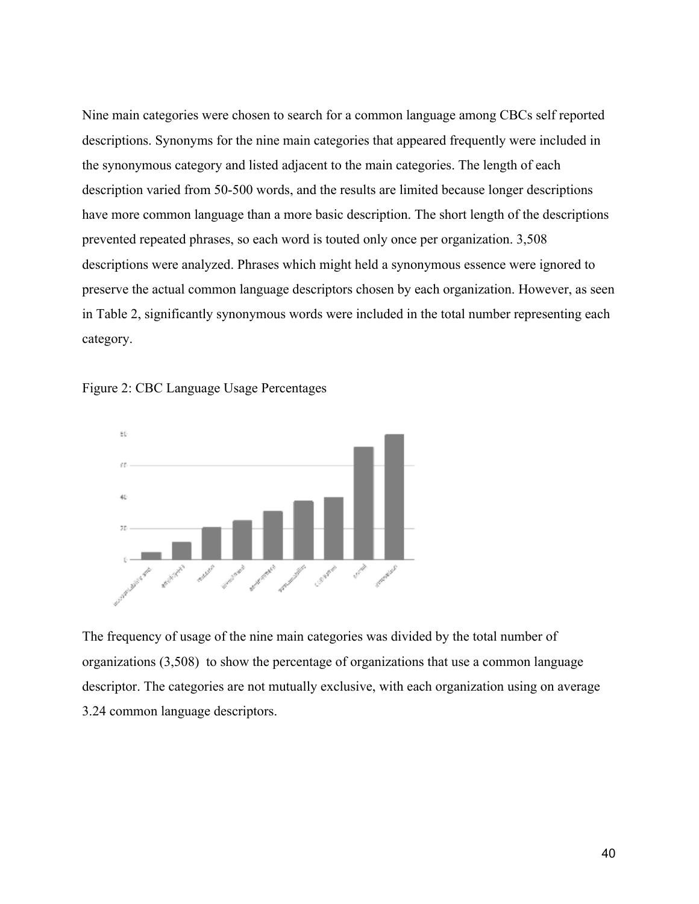Nine main categories were chosen to search for a common language among CBCs self reported descriptions. Synonyms for the nine main categories that appeared frequently were included in the synonymous category and listed adjacent to the main categories. The length of each description varied from 50-500 words, and the results are limited because longer descriptions have more common language than a more basic description. The short length of the descriptions prevented repeated phrases, so each word is touted only once per organization. 3,508 descriptions were analyzed. Phrases which might held a synonymous essence were ignored to preserve the actual common language descriptors chosen by each organization. However, as seen in Table 2, significantly synonymous words were included in the total number representing each category.

Figure 2: CBC Language Usage Percentages

The frequency of usage of the nine main categories was divided by the total number of organizations (3,508) to show the percentage of organizations that use a common language descriptor. The categories are not mutually exclusive, with each organization using on average 3.24 common language descriptors.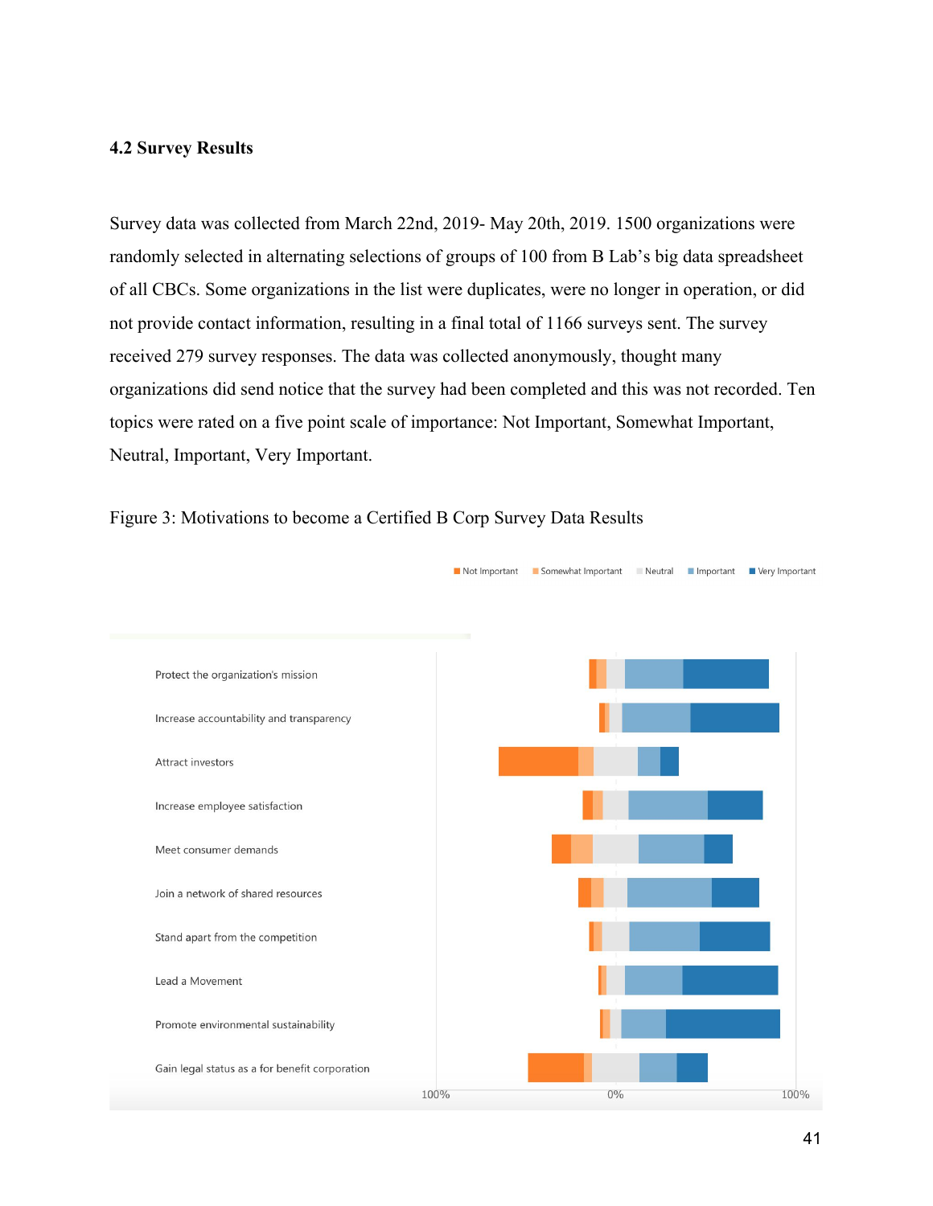### 4.2 Survey Results

Survey data was collected from March 22nd, 2019- May 20th, 2019. 1500 organizations were randomly selected in alternating selections of groups of 100 from B Lab's big data spreadsheet of all CBCs. Some organizations in the list were duplicates, were no longer in operation, or did not provide contact information, resulting in a final total of 1166 surveys sent. The survey received 279 survey responses. The data was collected anonymously, thought many organizations did send notice that the survey had been completed and this was not recorded. Ten topics were rated on a five point scale of importance: Not Important, Somewhat Important, Neutral, Important, Very Important.

Figure 3: Motivations to become a Certified B Corp Survey Data Results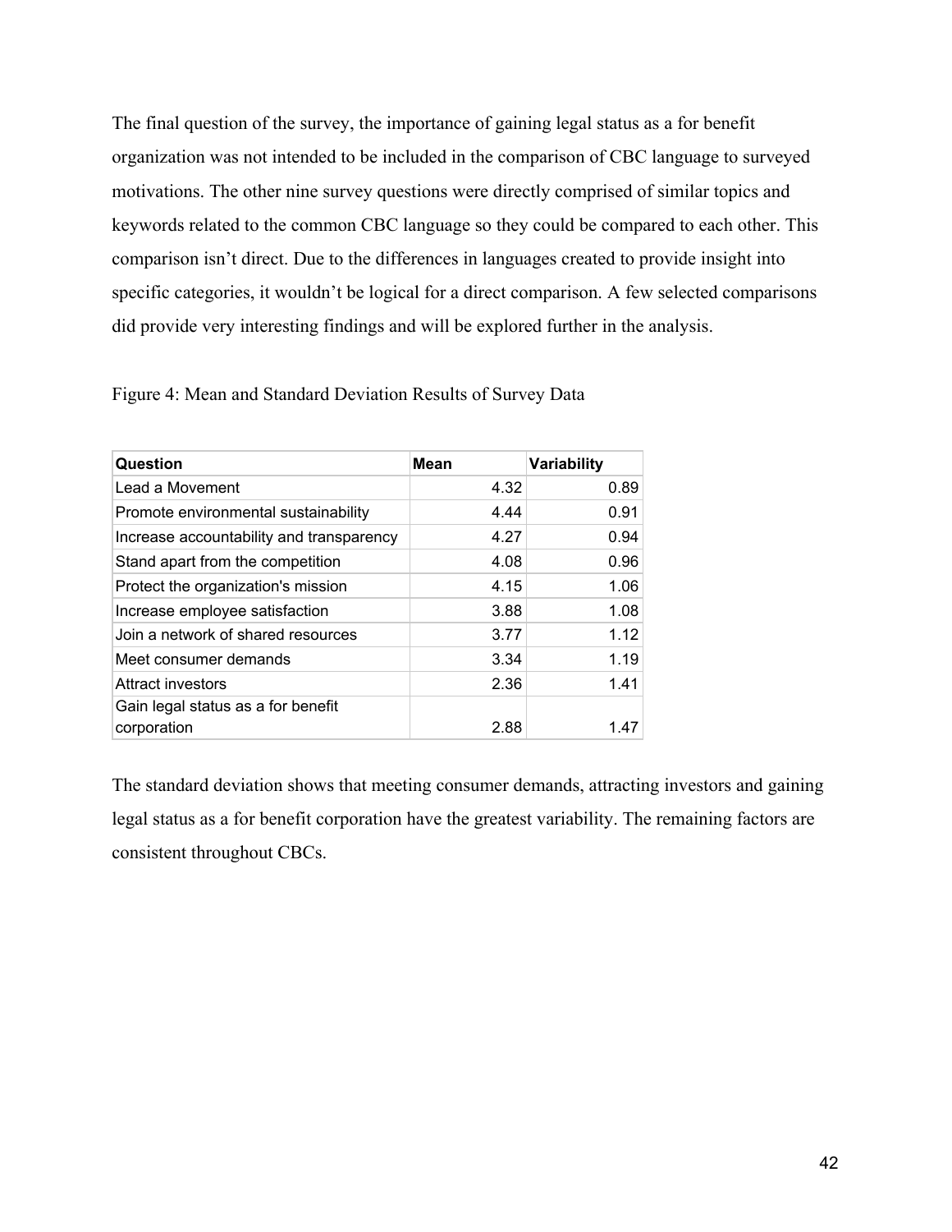The final question of the survey, the importance of gaining legal status as a for benefit organization was not intended to be included in the comparison of CBC language to surveyed motivations. The other nine survey questions were directly comprised of similar topics and keywords related to the common CBC language so they could be compared to each other. This comparison isn't direct. Due to the differences in languages created to provide insight into specific categories, it wouldn't be logical for a direct comparison. A few selected comparisons did provide very interesting findings and will be explored further in the analysis.

Figure 4: Mean and Standard Deviation Results of Survey Data

| Question | Mean | Variability |
|---|---|---|
| Lead a Movement | 4.32 | 0.89 |
| Promote environmental sustainability | 4.44 | 0.91 |
| Increase accountability and transparency | 4.27 | 0.94 |
| Stand apart from the competition | 4.08 | 0.96 |
| Protect the organization's mission | 4.15 | 1.06 |
| Increase employee satisfaction | 3.88 | 1.08 |
| Join a network of shared resources | 3.77 | 1.12 |
| Meet consumer demands | 3.34 | 1.19 |
| Attract investors | 2.36 | 1.41 |
| Gain legal status as a for benefit corporation | 2.88 | 1.47 |

The standard deviation shows that meeting consumer demands, attracting investors and gaining legal status as a for benefit corporation have the greatest variability. The remaining factors are consistent throughout CBCs.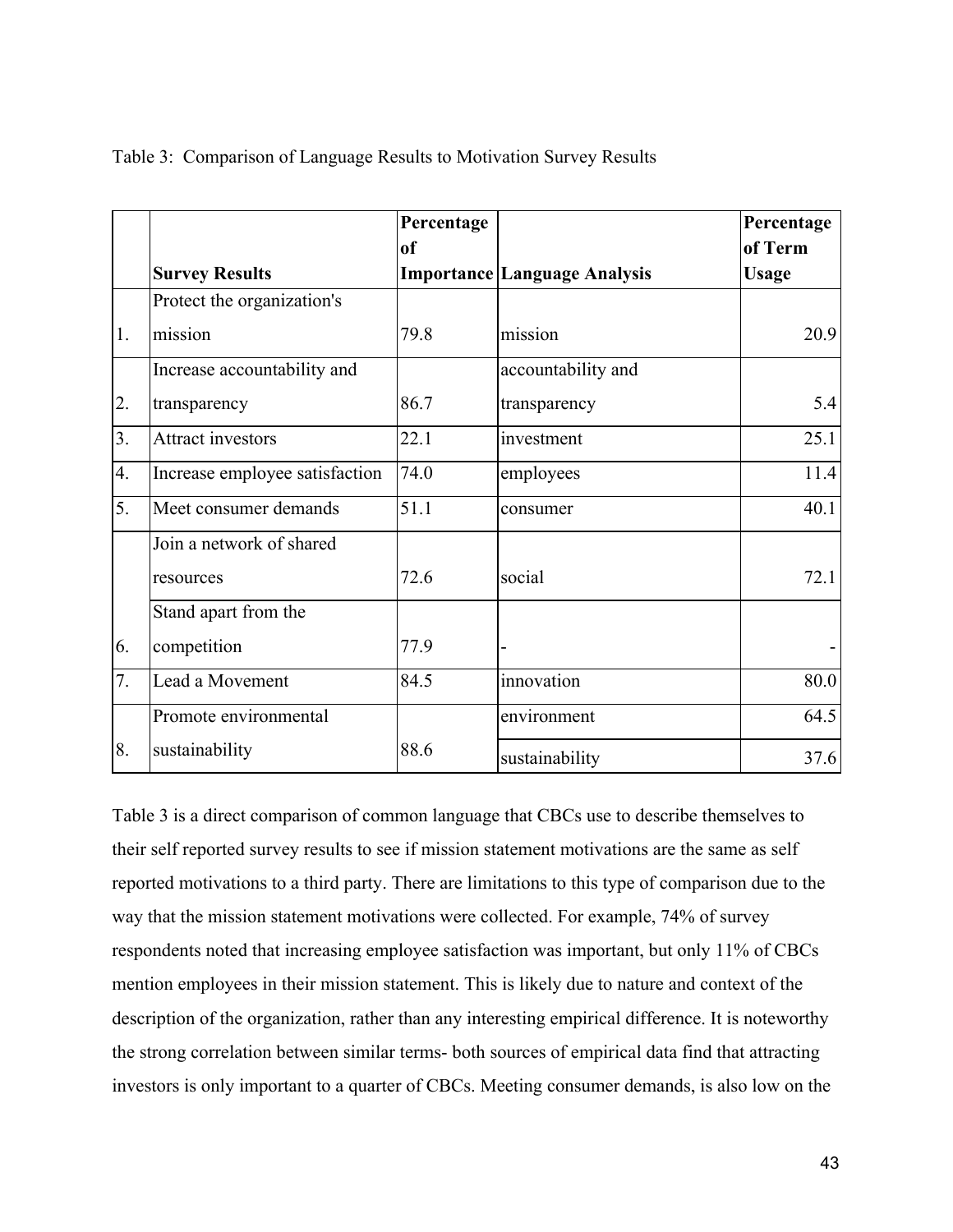Table 3: Comparison of Language Results to Motivation Survey Results

| | Survey Results | Percentage of Importance | Language Analysis | Percentage of Term Usage |
|---|---|---|---|---|
| 1. | Protect the organization's mission | 79.8 | mission | 20.9 |
| 2. | Increase accountability and transparency | 86.7 | accountability and transparency | 5.4 |
| 3. | Attract investors | 22.1 | investment | 25.1 |
| 4. | Increase employee satisfaction | 74.0 | employees | 11.4 |
| 5. | Meet consumer demands | 51.1 | consumer | 40.1 |
| | Join a network of shared resources | 72.6 | social | 72.1 |
| 6. | Stand apart from the competition | 77.9 | - | - |
| 7. | Lead a Movement | 84.5 | innovation | 80.0 |
| 8. | Promote environmental sustainability | 88.6 | environment | 64.5 |
| | | | sustainability | 37.6 |

Table 3 is a direct comparison of common language that CBCs use to describe themselves to their self reported survey results to see if mission statement motivations are the same as self reported motivations to a third party. There are limitations to this type of comparison due to the way that the mission statement motivations were collected. For example, 74% of survey respondents noted that increasing employee satisfaction was important, but only 11% of CBCs mention employees in their mission statement. This is likely due to nature and context of the description of the organization, rather than any interesting empirical difference. It is noteworthy the strong correlation between similar terms- both sources of empirical data find that attracting investors is only important to a quarter of CBCs. Meeting consumer demands, is also low on the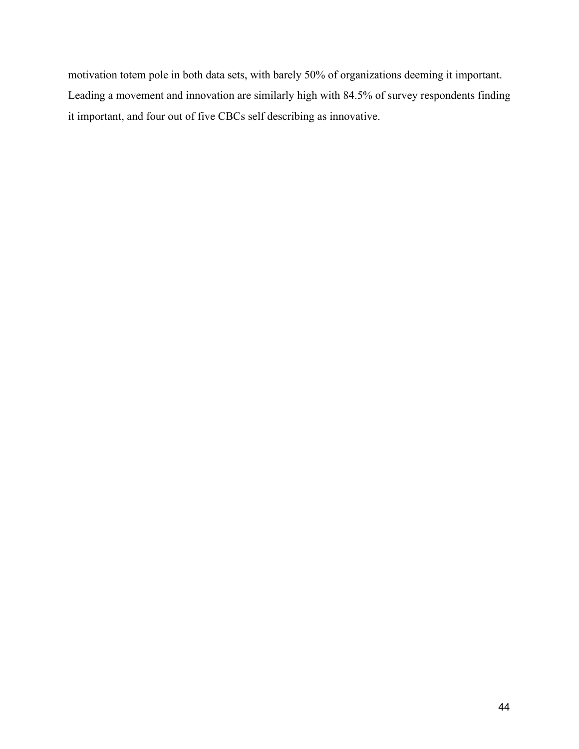motivation totem pole in both data sets, with barely 50% of organizations deeming it important. Leading a movement and innovation are similarly high with 84.5% of survey respondents finding it important, and four out of five CBCs self describing as innovative.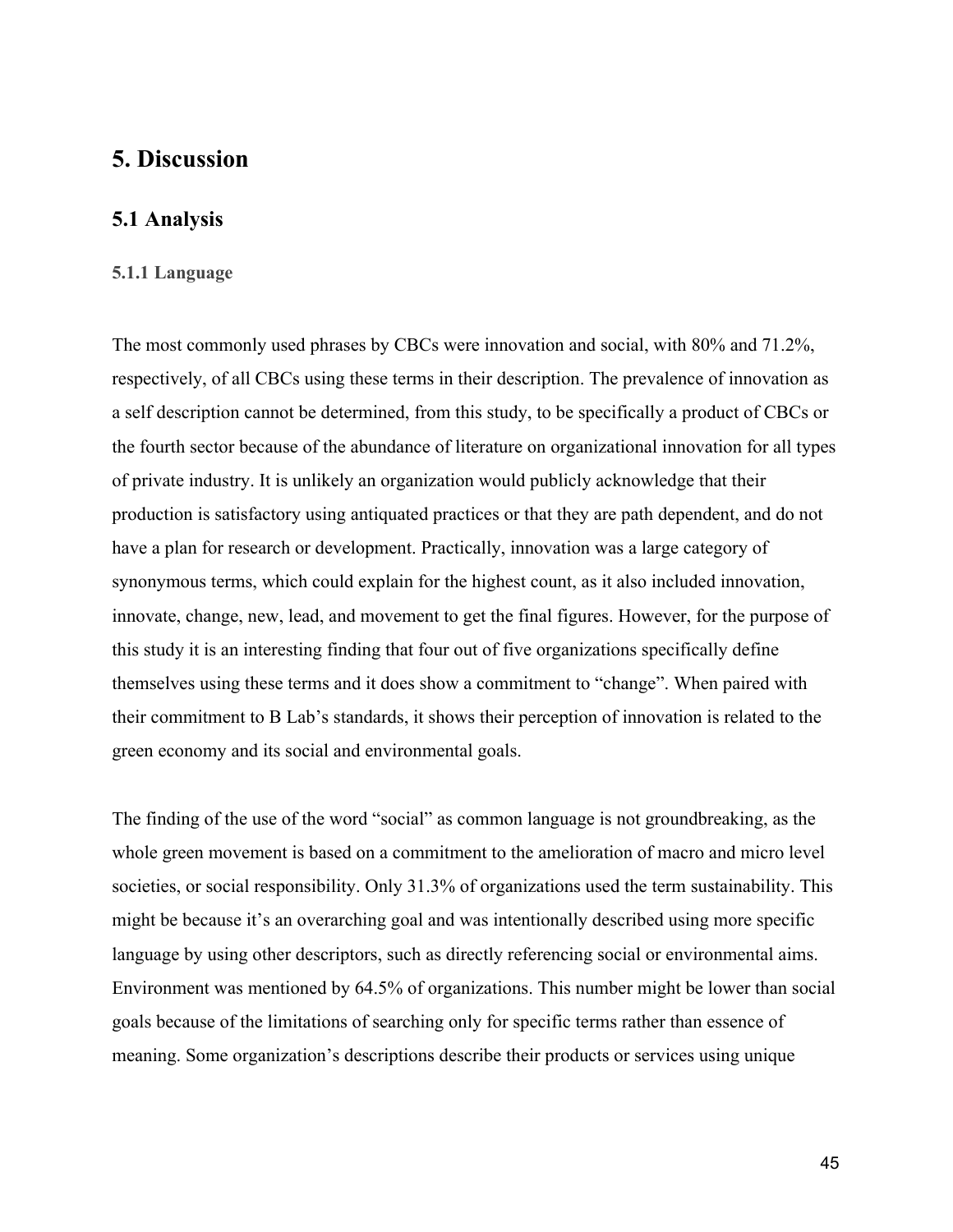# 5. Discussion

## 5.1 Analysis

### 5.1.1 Language

The most commonly used phrases by CBCs were innovation and social, with 80% and 71.2%, respectively, of all CBCs using these terms in their description. The prevalence of innovation as a self description cannot be determined, from this study, to be specifically a product of CBCs or the fourth sector because of the abundance of literature on organizational innovation for all types of private industry. It is unlikely an organization would publicly acknowledge that their production is satisfactory using antiquated practices or that they are path dependent, and do not have a plan for research or development. Practically, innovation was a large category of synonymous terms, which could explain for the highest count, as it also included innovation, innovate, change, new, lead, and movement to get the final figures. However, for the purpose of this study it is an interesting finding that four out of five organizations specifically define themselves using these terms and it does show a commitment to "change". When paired with their commitment to B Lab's standards, it shows their perception of innovation is related to the green economy and its social and environmental goals.

The finding of the use of the word "social" as common language is not groundbreaking, as the whole green movement is based on a commitment to the amelioration of macro and micro level societies, or social responsibility. Only 31.3% of organizations used the term sustainability. This might be because it's an overarching goal and was intentionally described using more specific language by using other descriptors, such as directly referencing social or environmental aims. Environment was mentioned by 64.5% of organizations. This number might be lower than social goals because of the limitations of searching only for specific terms rather than essence of meaning. Some organization's descriptions describe their products or services using unique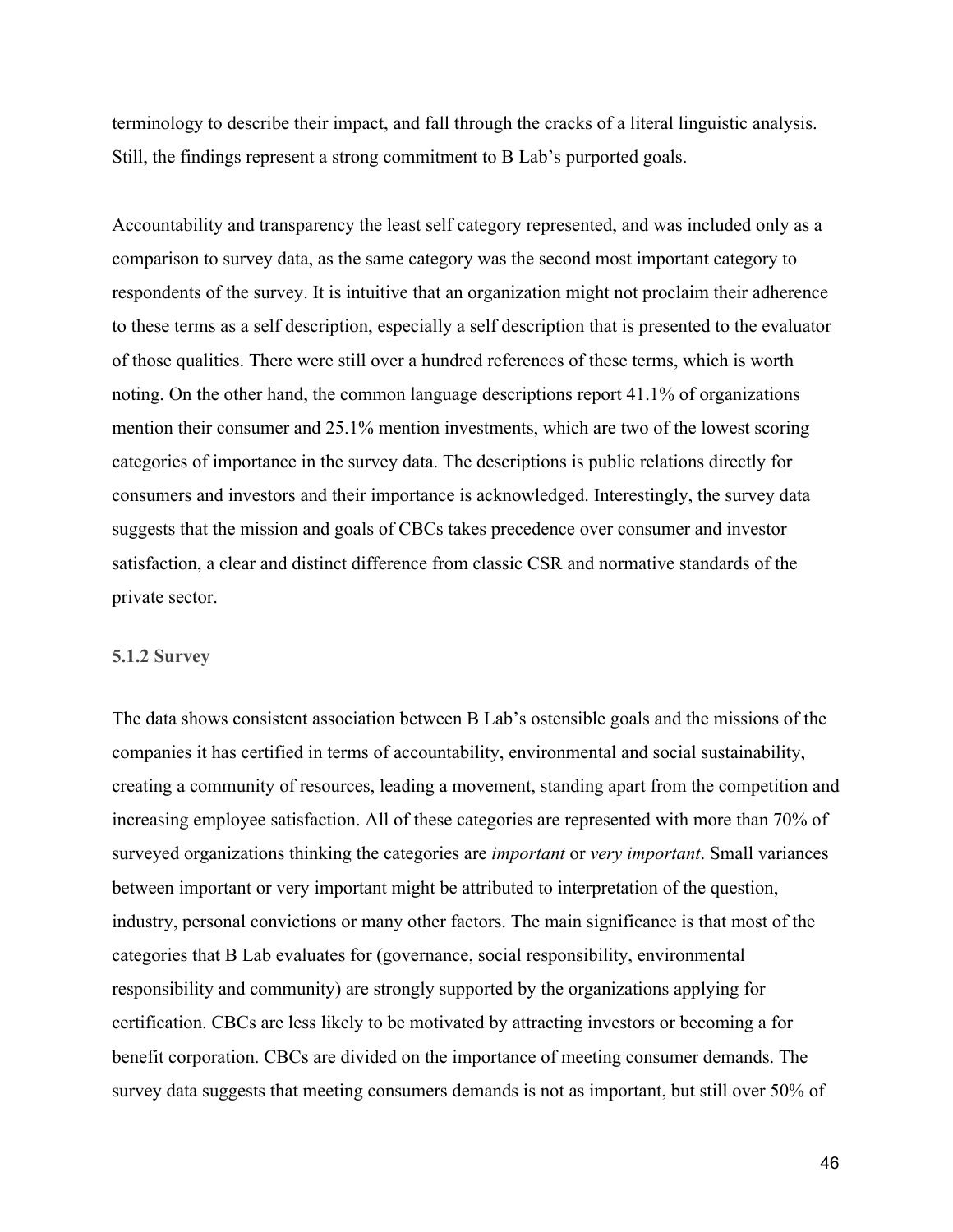terminology to describe their impact, and fall through the cracks of a literal linguistic analysis. Still, the findings represent a strong commitment to B Lab's purported goals.

Accountability and transparency the least self category represented, and was included only as a comparison to survey data, as the same category was the second most important category to respondents of the survey. It is intuitive that an organization might not proclaim their adherence to these terms as a self description, especially a self description that is presented to the evaluator of those qualities. There were still over a hundred references of these terms, which is worth noting. On the other hand, the common language descriptions report 41.1% of organizations mention their consumer and 25.1% mention investments, which are two of the lowest scoring categories of importance in the survey data. The descriptions is public relations directly for consumers and investors and their importance is acknowledged. Interestingly, the survey data suggests that the mission and goals of CBCs takes precedence over consumer and investor satisfaction, a clear and distinct difference from classic CSR and normative standards of the private sector.

### 5.1.2 Survey

The data shows consistent association between B Lab's ostensible goals and the missions of the companies it has certified in terms of accountability, environmental and social sustainability, creating a community of resources, leading a movement, standing apart from the competition and increasing employee satisfaction. All of these categories are represented with more than 70% of surveyed organizations thinking the categories are *important* or *very important*. Small variances between important or very important might be attributed to interpretation of the question, industry, personal convictions or many other factors. The main significance is that most of the categories that B Lab evaluates for (governance, social responsibility, environmental responsibility and community) are strongly supported by the organizations applying for certification. CBCs are less likely to be motivated by attracting investors or becoming a for benefit corporation. CBCs are divided on the importance of meeting consumer demands. The survey data suggests that meeting consumers demands is not as important, but still over 50% of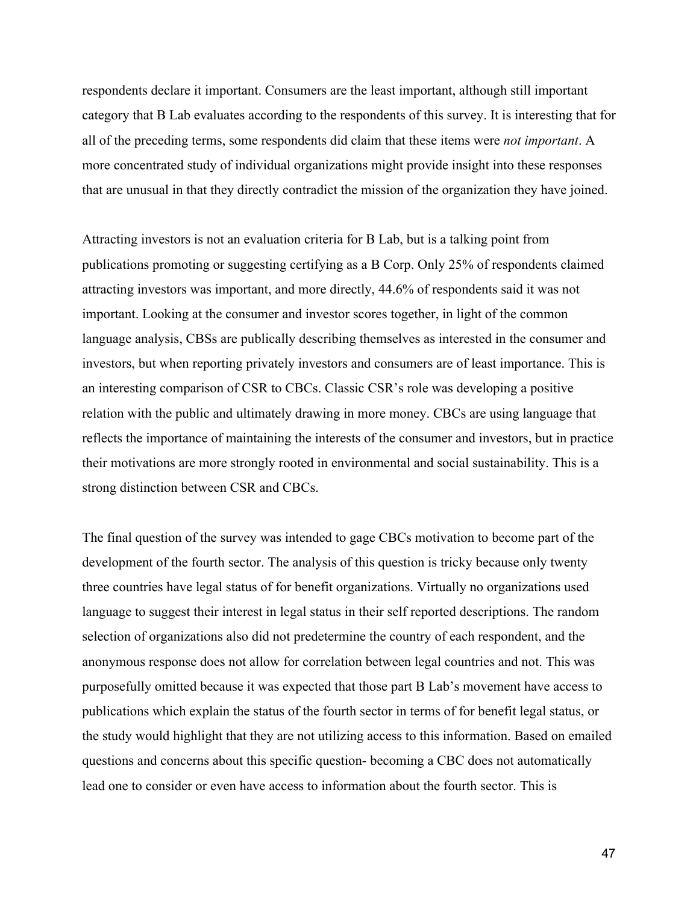respondents declare it important. Consumers are the least important, although still important category that B Lab evaluates according to the respondents of this survey. It is interesting that for all of the preceding terms, some respondents did claim that these items were *not important*. A more concentrated study of individual organizations might provide insight into these responses that are unusual in that they directly contradict the mission of the organization they have joined.

Attracting investors is not an evaluation criteria for B Lab, but is a talking point from publications promoting or suggesting certifying as a B Corp. Only 25% of respondents claimed attracting investors was important, and more directly, 44.6% of respondents said it was not important. Looking at the consumer and investor scores together, in light of the common language analysis, CBSs are publically describing themselves as interested in the consumer and investors, but when reporting privately investors and consumers are of least importance. This is an interesting comparison of CSR to CBCs. Classic CSR's role was developing a positive relation with the public and ultimately drawing in more money. CBCs are using language that reflects the importance of maintaining the interests of the consumer and investors, but in practice their motivations are more strongly rooted in environmental and social sustainability. This is a strong distinction between CSR and CBCs.

The final question of the survey was intended to gage CBCs motivation to become part of the development of the fourth sector. The analysis of this question is tricky because only twenty three countries have legal status of for benefit organizations. Virtually no organizations used language to suggest their interest in legal status in their self reported descriptions. The random selection of organizations also did not predetermine the country of each respondent, and the anonymous response does not allow for correlation between legal countries and not. This was purposefully omitted because it was expected that those part B Lab's movement have access to publications which explain the status of the fourth sector in terms of for benefit legal status, or the study would highlight that they are not utilizing access to this information. Based on emailed questions and concerns about this specific question- becoming a CBC does not automatically lead one to consider or even have access to information about the fourth sector. This is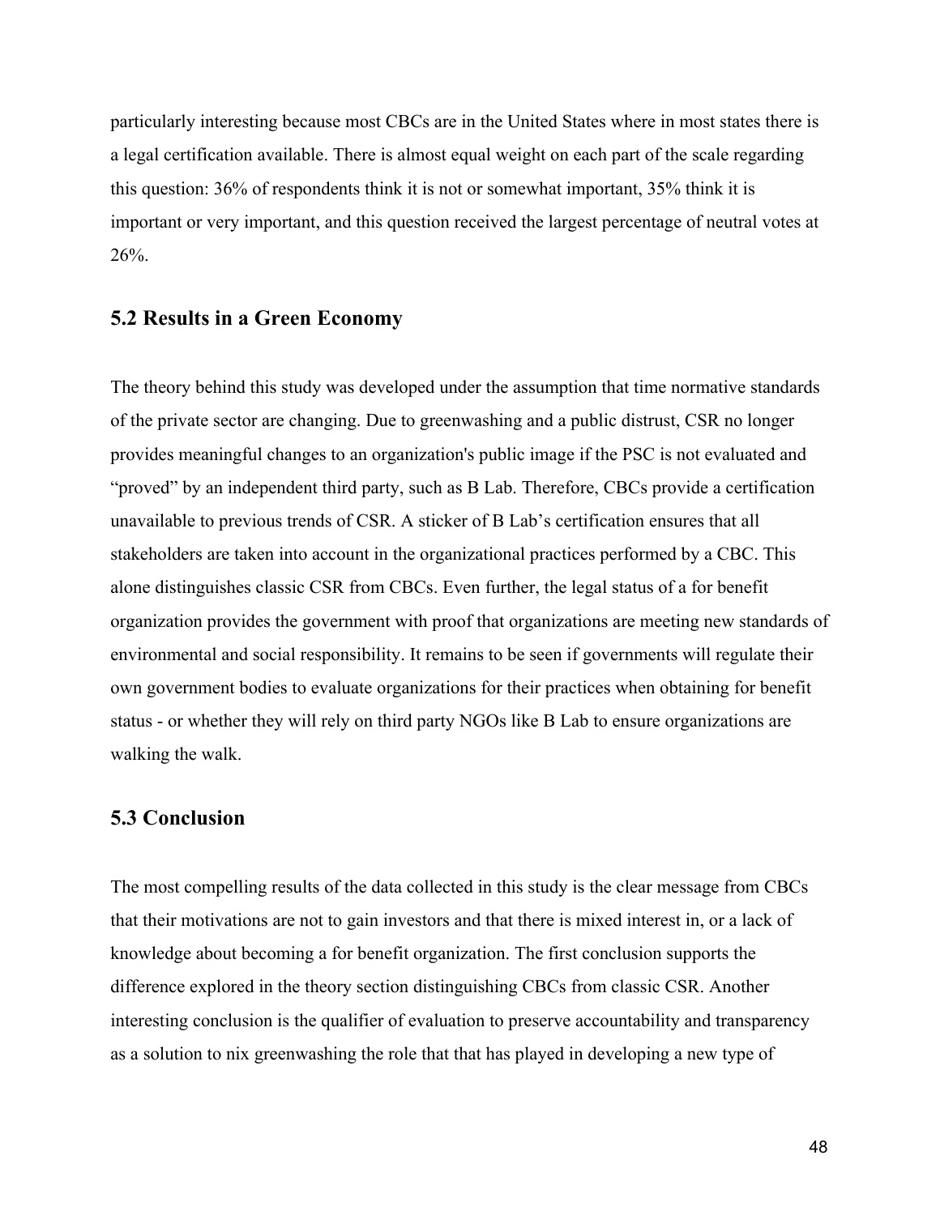particularly interesting because most CBCs are in the United States where in most states there is a legal certification available. There is almost equal weight on each part of the scale regarding this question: 36% of respondents think it is not or somewhat important, 35% think it is important or very important, and this question received the largest percentage of neutral votes at 26%.

## 5.2 Results in a Green Economy

The theory behind this study was developed under the assumption that time normative standards of the private sector are changing. Due to greenwashing and a public distrust, CSR no longer provides meaningful changes to an organization's public image if the PSC is not evaluated and "proved" by an independent third party, such as B Lab. Therefore, CBCs provide a certification unavailable to previous trends of CSR. A sticker of B Lab's certification ensures that all stakeholders are taken into account in the organizational practices performed by a CBC. This alone distinguishes classic CSR from CBCs. Even further, the legal status of a for benefit organization provides the government with proof that organizations are meeting new standards of environmental and social responsibility. It remains to be seen if governments will regulate their own government bodies to evaluate organizations for their practices when obtaining for benefit status - or whether they will rely on third party NGOs like B Lab to ensure organizations are walking the walk.

## 5.3 Conclusion

The most compelling results of the data collected in this study is the clear message from CBCs that their motivations are not to gain investors and that there is mixed interest in, or a lack of knowledge about becoming a for benefit organization. The first conclusion supports the difference explored in the theory section distinguishing CBCs from classic CSR. Another interesting conclusion is the qualifier of evaluation to preserve accountability and transparency as a solution to nix greenwashing the role that that has played in developing a new type of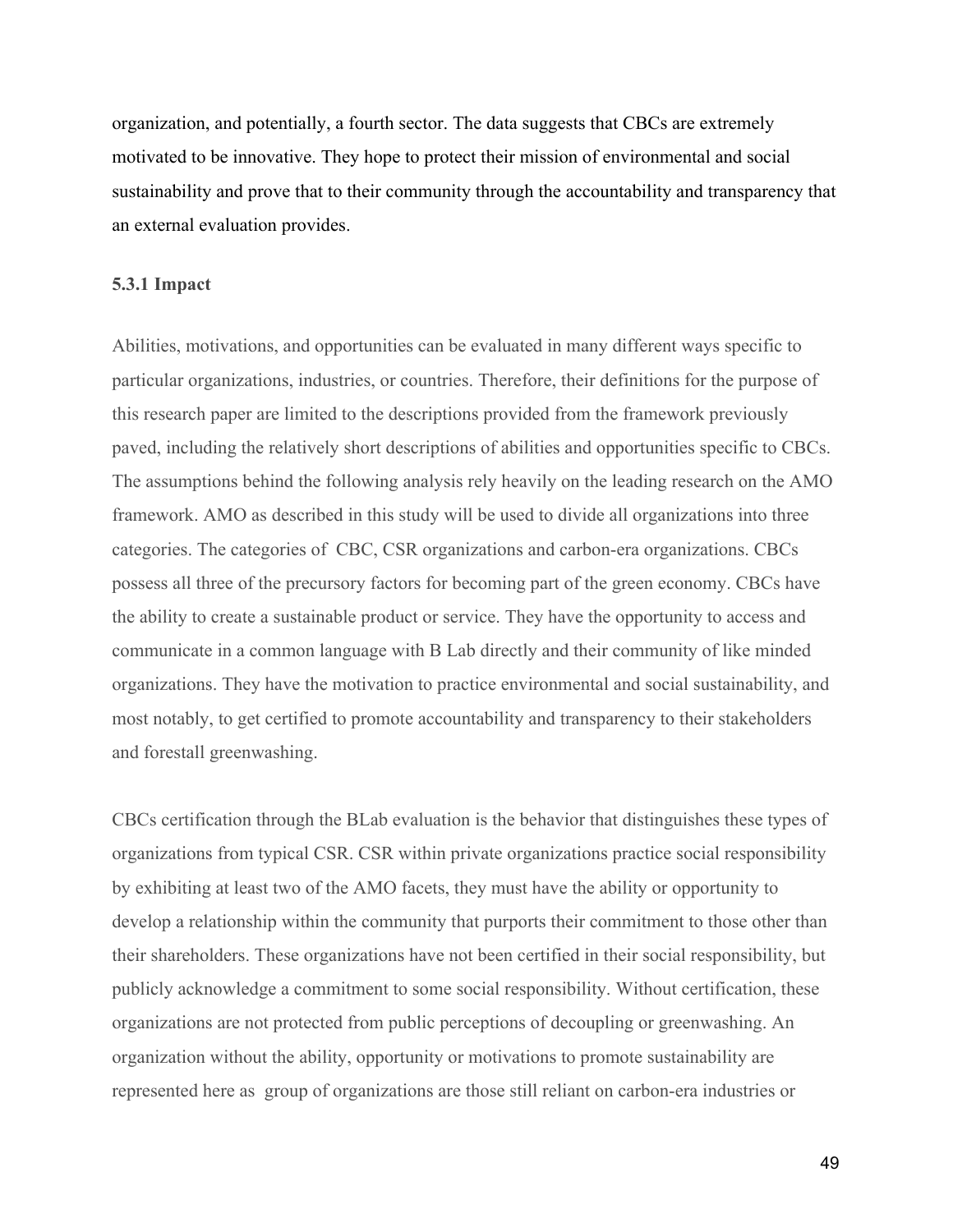organization, and potentially, a fourth sector. The data suggests that CBCs are extremely motivated to be innovative. They hope to protect their mission of environmental and social sustainability and prove that to their community through the accountability and transparency that an external evaluation provides.

### 5.3.1 Impact

Abilities, motivations, and opportunities can be evaluated in many different ways specific to particular organizations, industries, or countries. Therefore, their definitions for the purpose of this research paper are limited to the descriptions provided from the framework previously paved, including the relatively short descriptions of abilities and opportunities specific to CBCs. The assumptions behind the following analysis rely heavily on the leading research on the AMO framework. AMO as described in this study will be used to divide all organizations into three categories. The categories of  CBC, CSR organizations and carbon-era organizations. CBCs possess all three of the precursory factors for becoming part of the green economy. CBCs have the ability to create a sustainable product or service. They have the opportunity to access and communicate in a common language with B Lab directly and their community of like minded organizations. They have the motivation to practice environmental and social sustainability, and most notably, to get certified to promote accountability and transparency to their stakeholders and forestall greenwashing.

CBCs certification through the BLab evaluation is the behavior that distinguishes these types of organizations from typical CSR. CSR within private organizations practice social responsibility by exhibiting at least two of the AMO facets, they must have the ability or opportunity to develop a relationship within the community that purports their commitment to those other than their shareholders. These organizations have not been certified in their social responsibility, but publicly acknowledge a commitment to some social responsibility. Without certification, these organizations are not protected from public perceptions of decoupling or greenwashing. An organization without the ability, opportunity or motivations to promote sustainability are represented here as  group of organizations are those still reliant on carbon-era industries or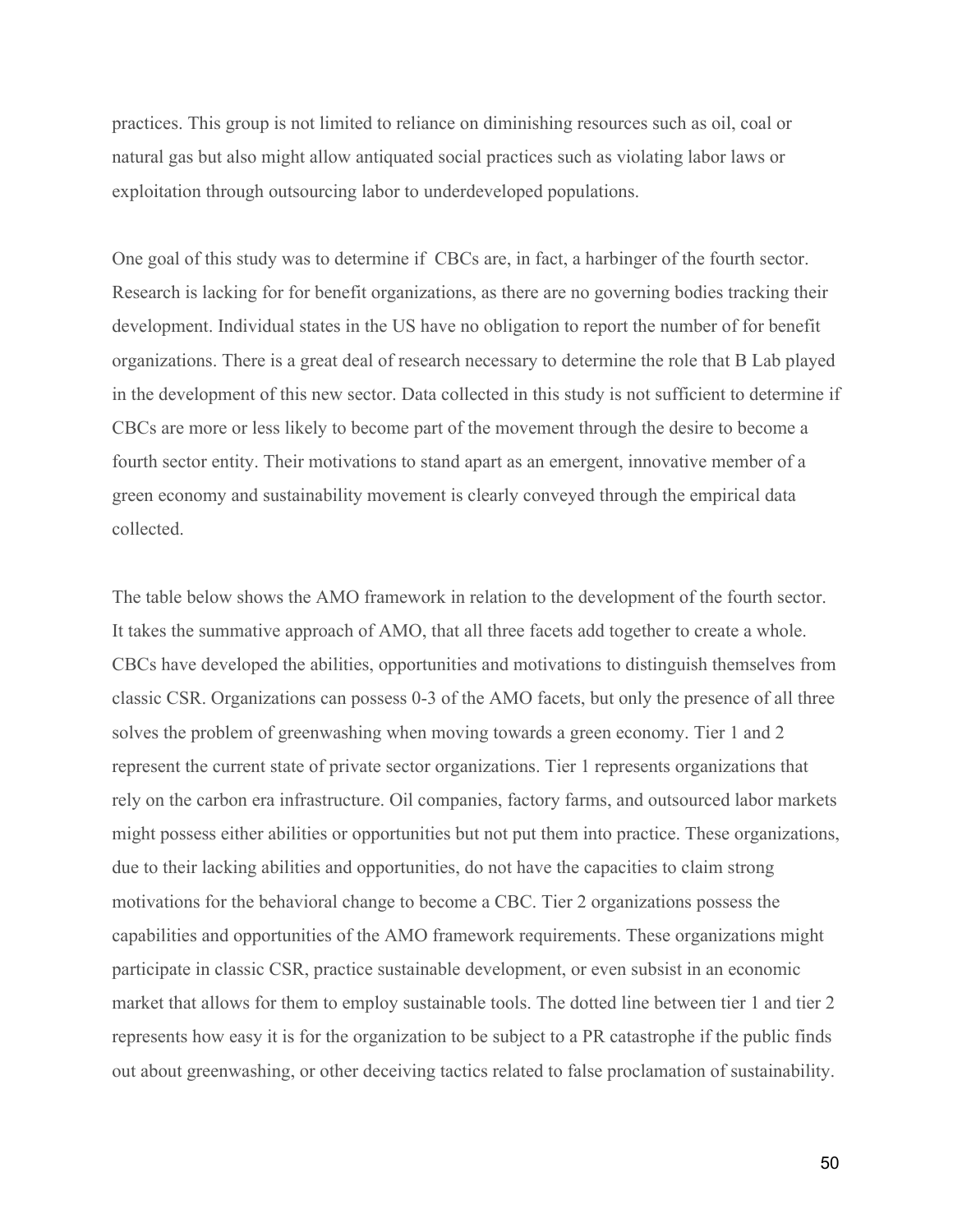practices. This group is not limited to reliance on diminishing resources such as oil, coal or natural gas but also might allow antiquated social practices such as violating labor laws or exploitation through outsourcing labor to underdeveloped populations.

One goal of this study was to determine if CBCs are, in fact, a harbinger of the fourth sector. Research is lacking for for benefit organizations, as there are no governing bodies tracking their development. Individual states in the US have no obligation to report the number of for benefit organizations. There is a great deal of research necessary to determine the role that B Lab played in the development of this new sector. Data collected in this study is not sufficient to determine if CBCs are more or less likely to become part of the movement through the desire to become a fourth sector entity. Their motivations to stand apart as an emergent, innovative member of a green economy and sustainability movement is clearly conveyed through the empirical data collected.

The table below shows the AMO framework in relation to the development of the fourth sector. It takes the summative approach of AMO, that all three facets add together to create a whole. CBCs have developed the abilities, opportunities and motivations to distinguish themselves from classic CSR. Organizations can possess 0-3 of the AMO facets, but only the presence of all three solves the problem of greenwashing when moving towards a green economy. Tier 1 and 2 represent the current state of private sector organizations. Tier 1 represents organizations that rely on the carbon era infrastructure. Oil companies, factory farms, and outsourced labor markets might possess either abilities or opportunities but not put them into practice. These organizations, due to their lacking abilities and opportunities, do not have the capacities to claim strong motivations for the behavioral change to become a CBC. Tier 2 organizations possess the capabilities and opportunities of the AMO framework requirements. These organizations might participate in classic CSR, practice sustainable development, or even subsist in an economic market that allows for them to employ sustainable tools. The dotted line between tier 1 and tier 2 represents how easy it is for the organization to be subject to a PR catastrophe if the public finds out about greenwashing, or other deceiving tactics related to false proclamation of sustainability.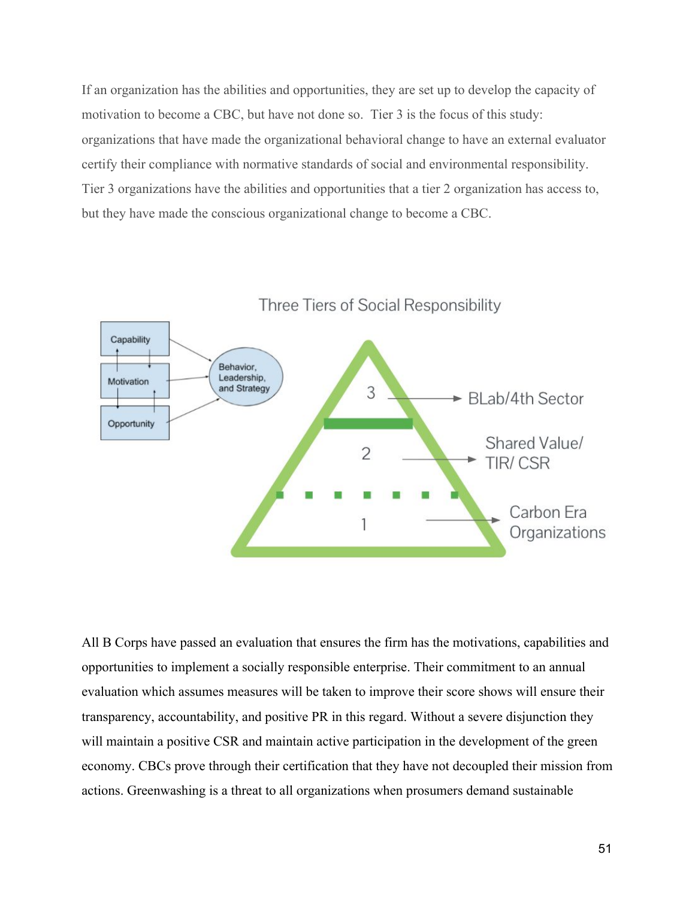If an organization has the abilities and opportunities, they are set up to develop the capacity of motivation to become a CBC, but have not done so. Tier 3 is the focus of this study: organizations that have made the organizational behavioral change to have an external evaluator certify their compliance with normative standards of social and environmental responsibility. Tier 3 organizations have the abilities and opportunities that a tier 2 organization has access to, but they have made the conscious organizational change to become a CBC.

Three Tiers of Social Responsibility

Capability

Motivation

Opportunity

Behavior, Leadership, and Strategy

3 → BLab/4th Sector

2 → Shared Value/ TIR/ CSR

1 → Carbon Era Organizations

All B Corps have passed an evaluation that ensures the firm has the motivations, capabilities and opportunities to implement a socially responsible enterprise. Their commitment to an annual evaluation which assumes measures will be taken to improve their score shows will ensure their transparency, accountability, and positive PR in this regard. Without a severe disjunction they will maintain a positive CSR and maintain active participation in the development of the green economy. CBCs prove through their certification that they have not decoupled their mission from actions. Greenwashing is a threat to all organizations when prosumers demand sustainable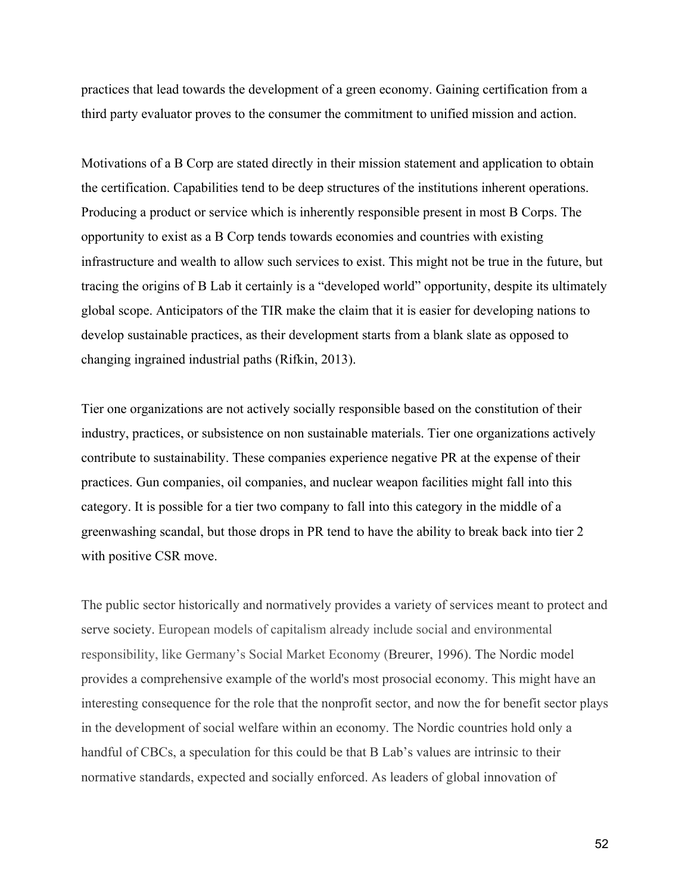practices that lead towards the development of a green economy. Gaining certification from a third party evaluator proves to the consumer the commitment to unified mission and action.

Motivations of a B Corp are stated directly in their mission statement and application to obtain the certification. Capabilities tend to be deep structures of the institutions inherent operations. Producing a product or service which is inherently responsible present in most B Corps. The opportunity to exist as a B Corp tends towards economies and countries with existing infrastructure and wealth to allow such services to exist. This might not be true in the future, but tracing the origins of B Lab it certainly is a "developed world" opportunity, despite its ultimately global scope. Anticipators of the TIR make the claim that it is easier for developing nations to develop sustainable practices, as their development starts from a blank slate as opposed to changing ingrained industrial paths (Rifkin, 2013).

Tier one organizations are not actively socially responsible based on the constitution of their industry, practices, or subsistence on non sustainable materials. Tier one organizations actively contribute to sustainability. These companies experience negative PR at the expense of their practices. Gun companies, oil companies, and nuclear weapon facilities might fall into this category. It is possible for a tier two company to fall into this category in the middle of a greenwashing scandal, but those drops in PR tend to have the ability to break back into tier 2 with positive CSR move.

The public sector historically and normatively provides a variety of services meant to protect and serve society. European models of capitalism already include social and environmental responsibility, like Germany's Social Market Economy (Breurer, 1996). The Nordic model provides a comprehensive example of the world's most prosocial economy. This might have an interesting consequence for the role that the nonprofit sector, and now the for benefit sector plays in the development of social welfare within an economy. The Nordic countries hold only a handful of CBCs, a speculation for this could be that B Lab's values are intrinsic to their normative standards, expected and socially enforced. As leaders of global innovation of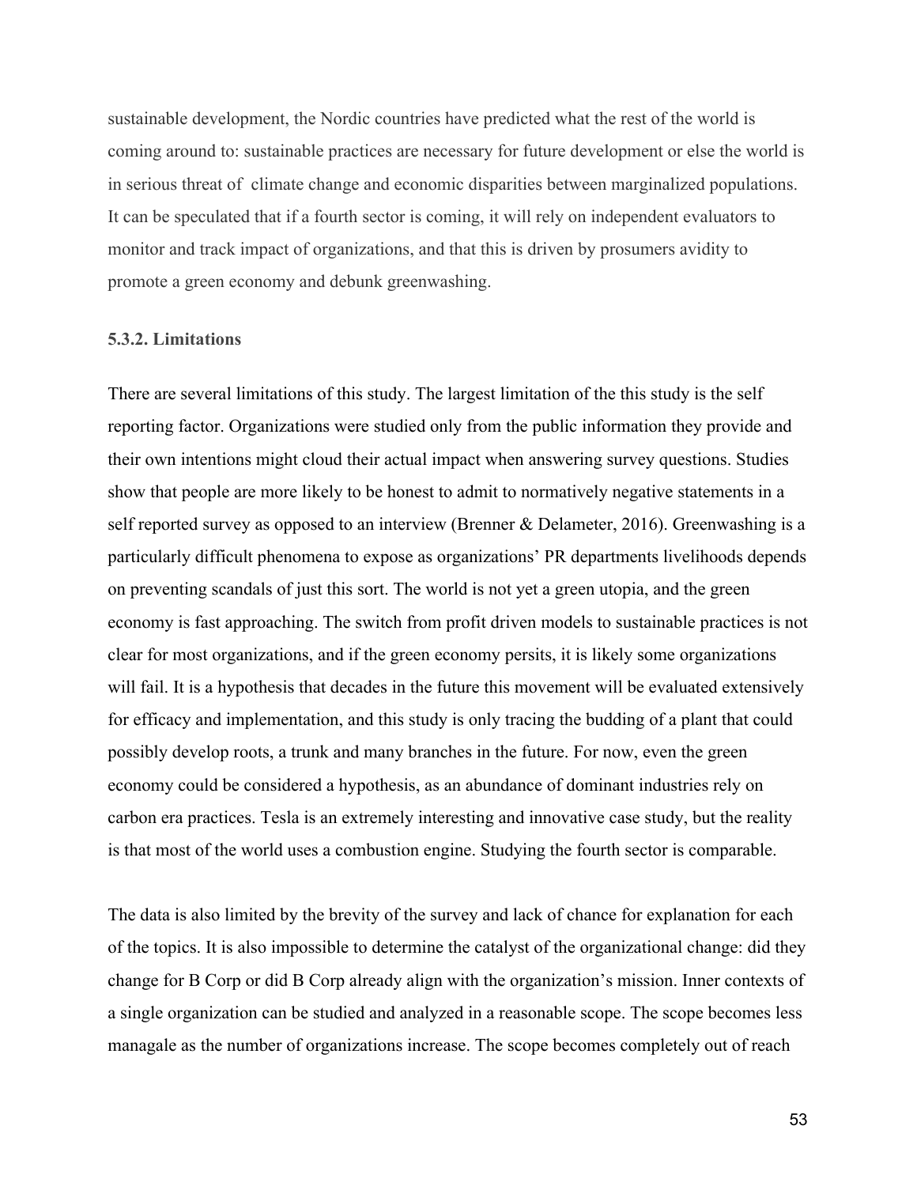sustainable development, the Nordic countries have predicted what the rest of the world is coming around to: sustainable practices are necessary for future development or else the world is in serious threat of  climate change and economic disparities between marginalized populations. It can be speculated that if a fourth sector is coming, it will rely on independent evaluators to monitor and track impact of organizations, and that this is driven by prosumers avidity to promote a green economy and debunk greenwashing.

### 5.3.2. Limitations

There are several limitations of this study. The largest limitation of the this study is the self reporting factor. Organizations were studied only from the public information they provide and their own intentions might cloud their actual impact when answering survey questions. Studies show that people are more likely to be honest to admit to normatively negative statements in a self reported survey as opposed to an interview (Brenner & Delameter, 2016). Greenwashing is a particularly difficult phenomena to expose as organizations' PR departments livelihoods depends on preventing scandals of just this sort. The world is not yet a green utopia, and the green economy is fast approaching. The switch from profit driven models to sustainable practices is not clear for most organizations, and if the green economy persits, it is likely some organizations will fail. It is a hypothesis that decades in the future this movement will be evaluated extensively for efficacy and implementation, and this study is only tracing the budding of a plant that could possibly develop roots, a trunk and many branches in the future. For now, even the green economy could be considered a hypothesis, as an abundance of dominant industries rely on carbon era practices. Tesla is an extremely interesting and innovative case study, but the reality is that most of the world uses a combustion engine. Studying the fourth sector is comparable.

The data is also limited by the brevity of the survey and lack of chance for explanation for each of the topics. It is also impossible to determine the catalyst of the organizational change: did they change for B Corp or did B Corp already align with the organization's mission. Inner contexts of a single organization can be studied and analyzed in a reasonable scope. The scope becomes less managale as the number of organizations increase. The scope becomes completely out of reach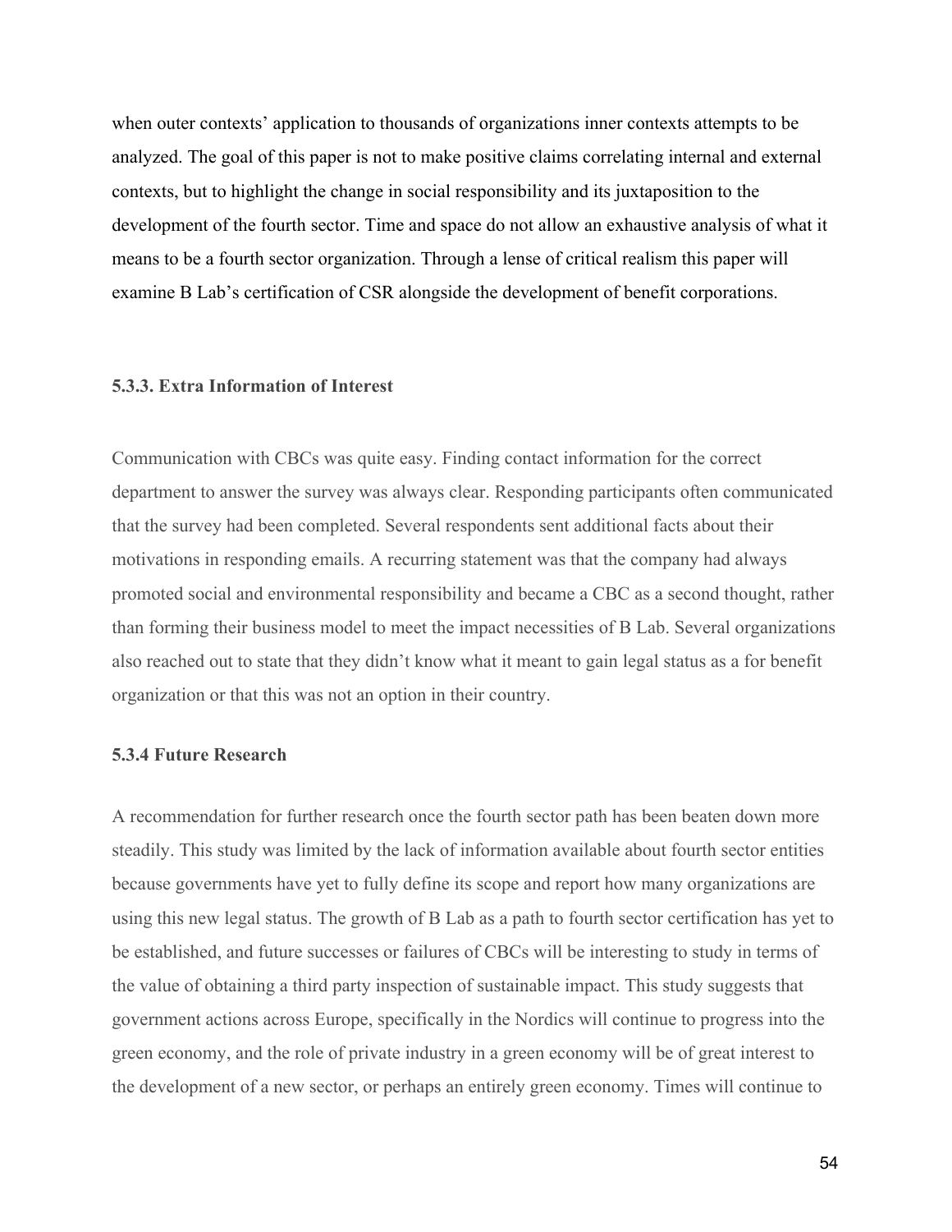when outer contexts' application to thousands of organizations inner contexts attempts to be analyzed. The goal of this paper is not to make positive claims correlating internal and external contexts, but to highlight the change in social responsibility and its juxtaposition to the development of the fourth sector. Time and space do not allow an exhaustive analysis of what it means to be a fourth sector organization. Through a lense of critical realism this paper will examine B Lab's certification of CSR alongside the development of benefit corporations.

#### 5.3.3. Extra Information of Interest

Communication with CBCs was quite easy. Finding contact information for the correct department to answer the survey was always clear. Responding participants often communicated that the survey had been completed. Several respondents sent additional facts about their motivations in responding emails. A recurring statement was that the company had always promoted social and environmental responsibility and became a CBC as a second thought, rather than forming their business model to meet the impact necessities of B Lab. Several organizations also reached out to state that they didn't know what it meant to gain legal status as a for benefit organization or that this was not an option in their country.

#### 5.3.4 Future Research

A recommendation for further research once the fourth sector path has been beaten down more steadily. This study was limited by the lack of information available about fourth sector entities because governments have yet to fully define its scope and report how many organizations are using this new legal status. The growth of B Lab as a path to fourth sector certification has yet to be established, and future successes or failures of CBCs will be interesting to study in terms of the value of obtaining a third party inspection of sustainable impact. This study suggests that government actions across Europe, specifically in the Nordics will continue to progress into the green economy, and the role of private industry in a green economy will be of great interest to the development of a new sector, or perhaps an entirely green economy. Times will continue to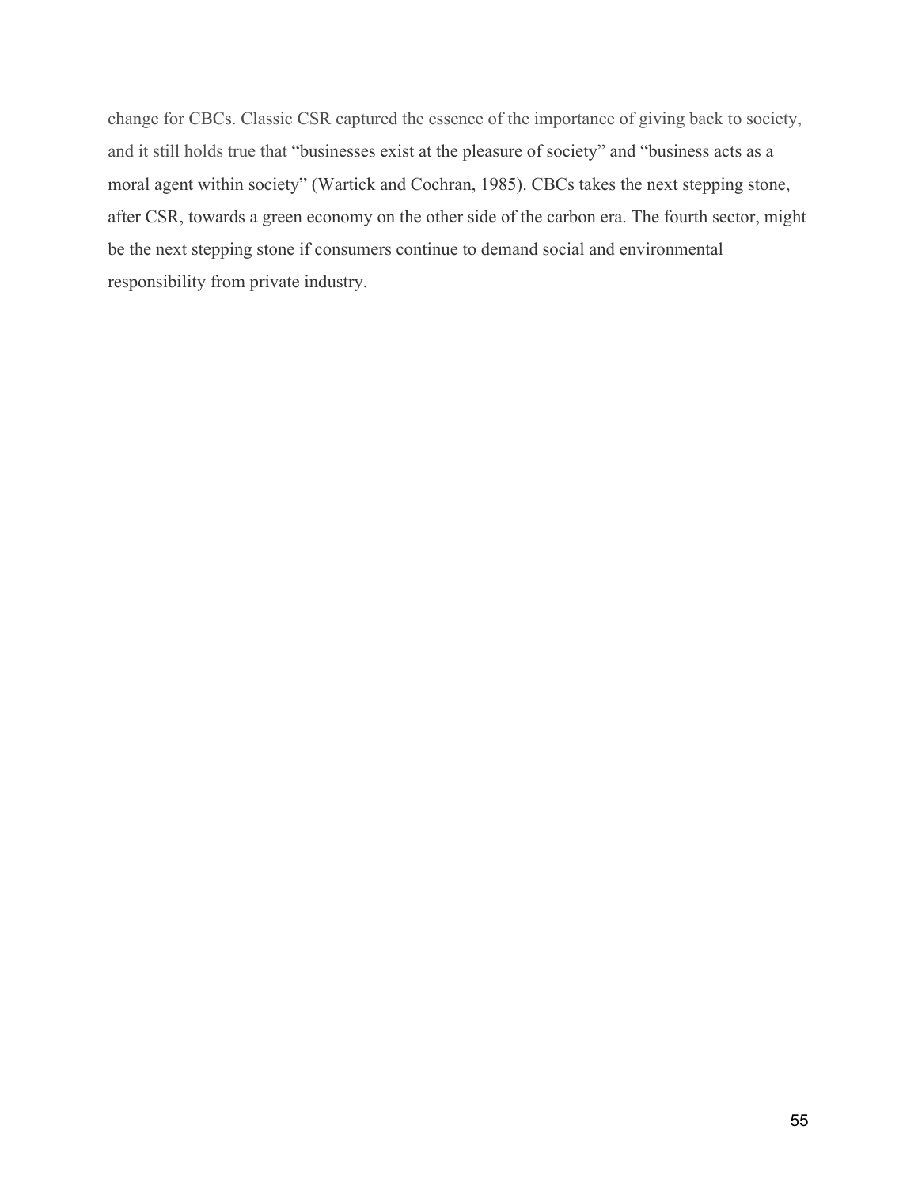change for CBCs. Classic CSR captured the essence of the importance of giving back to society, and it still holds true that “businesses exist at the pleasure of society” and “business acts as a moral agent within society” (Wartick and Cochran, 1985). CBCs takes the next stepping stone, after CSR, towards a green economy on the other side of the carbon era. The fourth sector, might be the next stepping stone if consumers continue to demand social and environmental responsibility from private industry.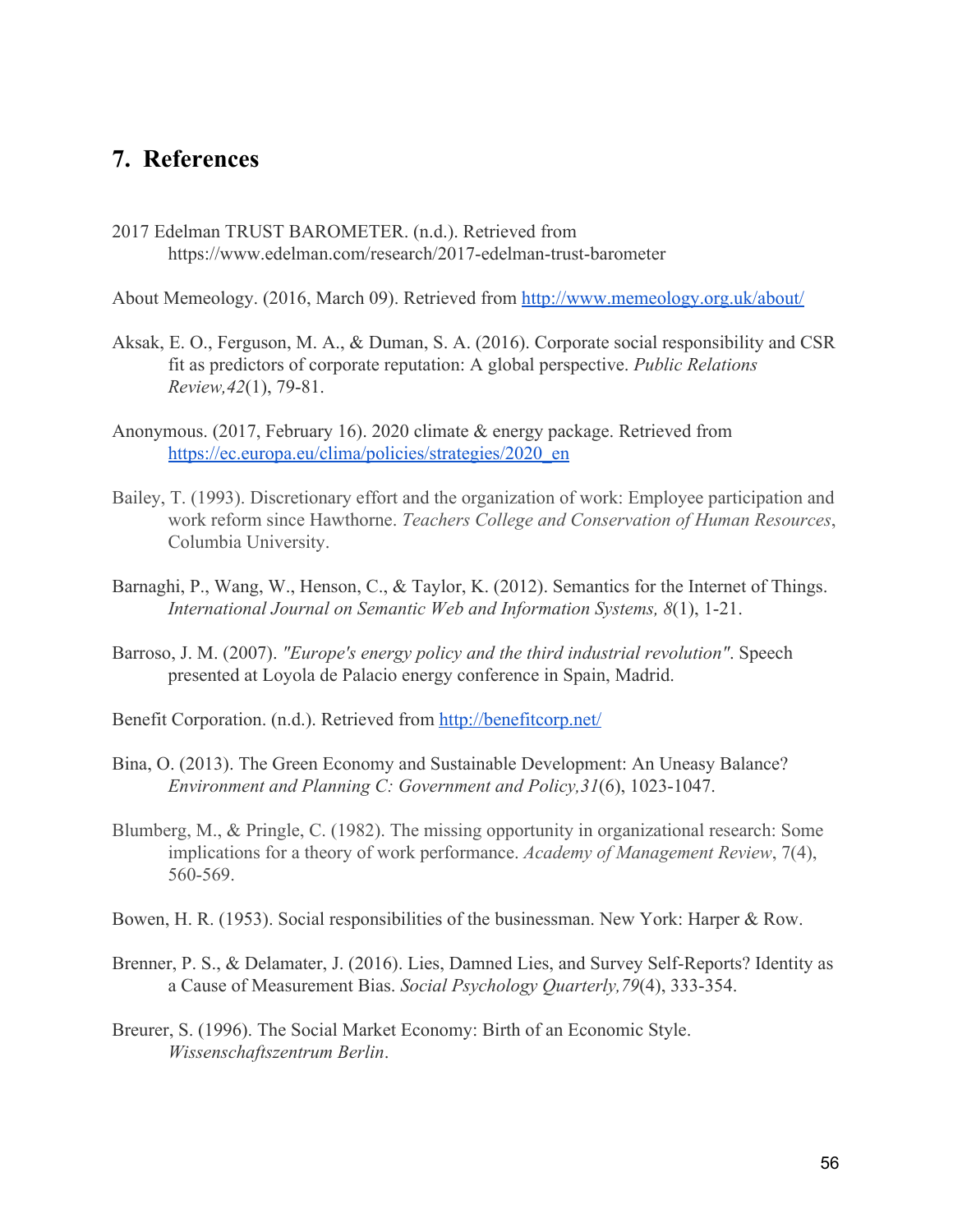## 7. References

2017 Edelman TRUST BAROMETER. (n.d.). Retrieved from https://www.edelman.com/research/2017-edelman-trust-barometer

About Memeology. (2016, March 09). Retrieved from http://www.memeology.org.uk/about/

Aksak, E. O., Ferguson, M. A., & Duman, S. A. (2016). Corporate social responsibility and CSR fit as predictors of corporate reputation: A global perspective. *Public Relations Review,42*(1), 79-81.

Anonymous. (2017, February 16). 2020 climate & energy package. Retrieved from https://ec.europa.eu/clima/policies/strategies/2020_en

Bailey, T. (1993). Discretionary effort and the organization of work: Employee participation and work reform since Hawthorne. *Teachers College and Conservation of Human Resources*, Columbia University.

Barnaghi, P., Wang, W., Henson, C., & Taylor, K. (2012). Semantics for the Internet of Things. *International Journal on Semantic Web and Information Systems, 8*(1), 1-21.

Barroso, J. M. (2007). *"Europe's energy policy and the third industrial revolution"*. Speech presented at Loyola de Palacio energy conference in Spain, Madrid.

Benefit Corporation. (n.d.). Retrieved from http://benefitcorp.net/

Bina, O. (2013). The Green Economy and Sustainable Development: An Uneasy Balance? *Environment and Planning C: Government and Policy,31*(6), 1023-1047.

Blumberg, M., & Pringle, C. (1982). The missing opportunity in organizational research: Some implications for a theory of work performance. *Academy of Management Review*, 7(4), 560-569.

Bowen, H. R. (1953). Social responsibilities of the businessman. New York: Harper & Row.

Brenner, P. S., & Delamater, J. (2016). Lies, Damned Lies, and Survey Self-Reports? Identity as a Cause of Measurement Bias. *Social Psychology Quarterly,79*(4), 333-354.

Breurer, S. (1996). The Social Market Economy: Birth of an Economic Style. *Wissenschaftszentrum Berlin*.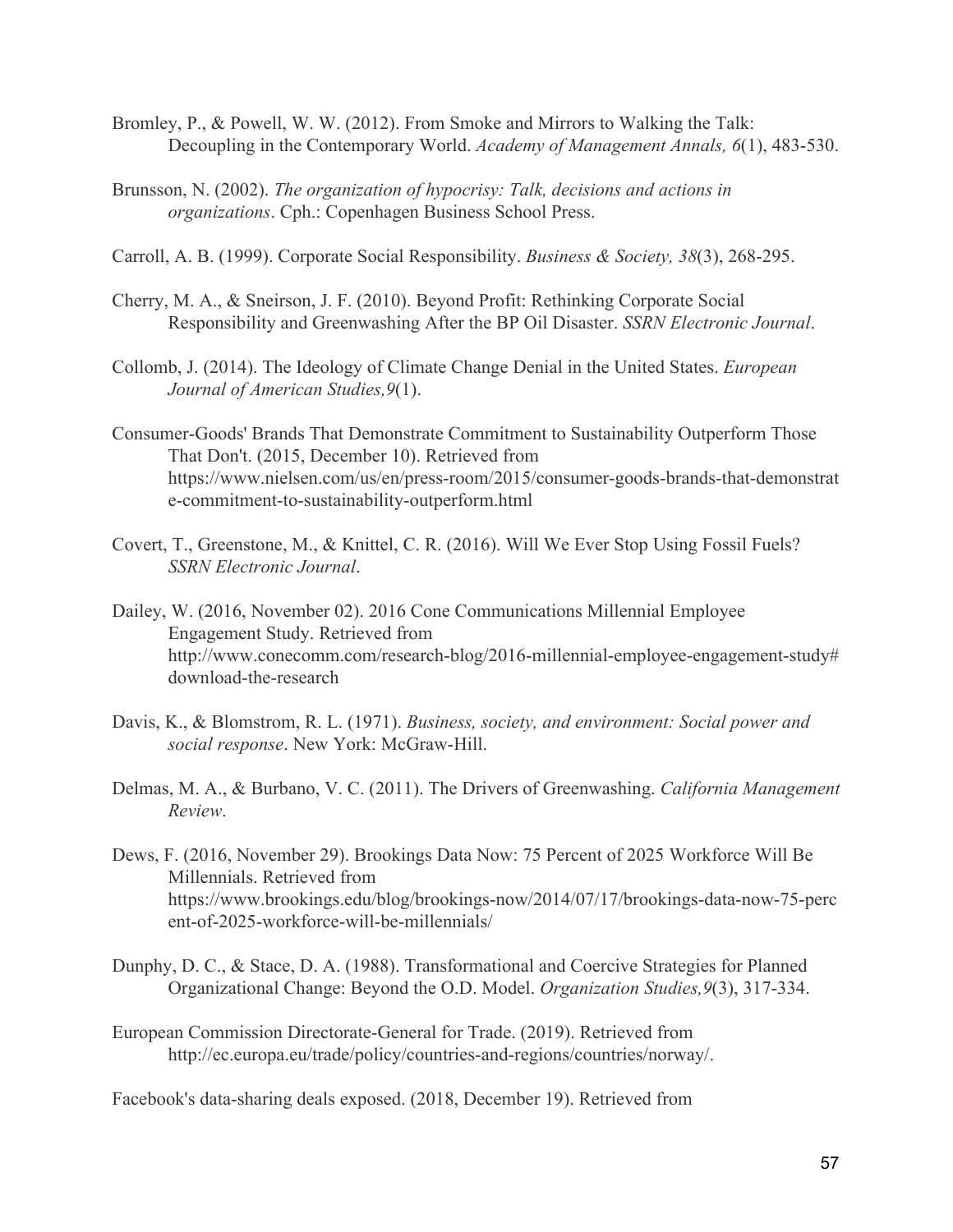Bromley, P., & Powell, W. W. (2012). From Smoke and Mirrors to Walking the Talk: Decoupling in the Contemporary World. *Academy of Management Annals, 6*(1), 483-530.

Brunsson, N. (2002). *The organization of hypocrisy: Talk, decisions and actions in organizations*. Cph.: Copenhagen Business School Press.

Carroll, A. B. (1999). Corporate Social Responsibility. *Business & Society, 38*(3), 268-295.

Cherry, M. A., & Sneirson, J. F. (2010). Beyond Profit: Rethinking Corporate Social Responsibility and Greenwashing After the BP Oil Disaster. *SSRN Electronic Journal*.

Collomb, J. (2014). The Ideology of Climate Change Denial in the United States. *European Journal of American Studies,9*(1).

Consumer-Goods' Brands That Demonstrate Commitment to Sustainability Outperform Those That Don't. (2015, December 10). Retrieved from https://www.nielsen.com/us/en/press-room/2015/consumer-goods-brands-that-demonstrate-commitment-to-sustainability-outperform.html

Covert, T., Greenstone, M., & Knittel, C. R. (2016). Will We Ever Stop Using Fossil Fuels? *SSRN Electronic Journal*.

Dailey, W. (2016, November 02). 2016 Cone Communications Millennial Employee Engagement Study. Retrieved from http://www.conecomm.com/research-blog/2016-millennial-employee-engagement-study#download-the-research

Davis, K., & Blomstrom, R. L. (1971). *Business, society, and environment: Social power and social response*. New York: McGraw-Hill.

Delmas, M. A., & Burbano, V. C. (2011). The Drivers of Greenwashing. *California Management Review*.

Dews, F. (2016, November 29). Brookings Data Now: 75 Percent of 2025 Workforce Will Be Millennials. Retrieved from https://www.brookings.edu/blog/brookings-now/2014/07/17/brookings-data-now-75-percent-of-2025-workforce-will-be-millennials/

Dunphy, D. C., & Stace, D. A. (1988). Transformational and Coercive Strategies for Planned Organizational Change: Beyond the O.D. Model. *Organization Studies,9*(3), 317-334.

European Commission Directorate-General for Trade. (2019). Retrieved from http://ec.europa.eu/trade/policy/countries-and-regions/countries/norway/.

Facebook's data-sharing deals exposed. (2018, December 19). Retrieved from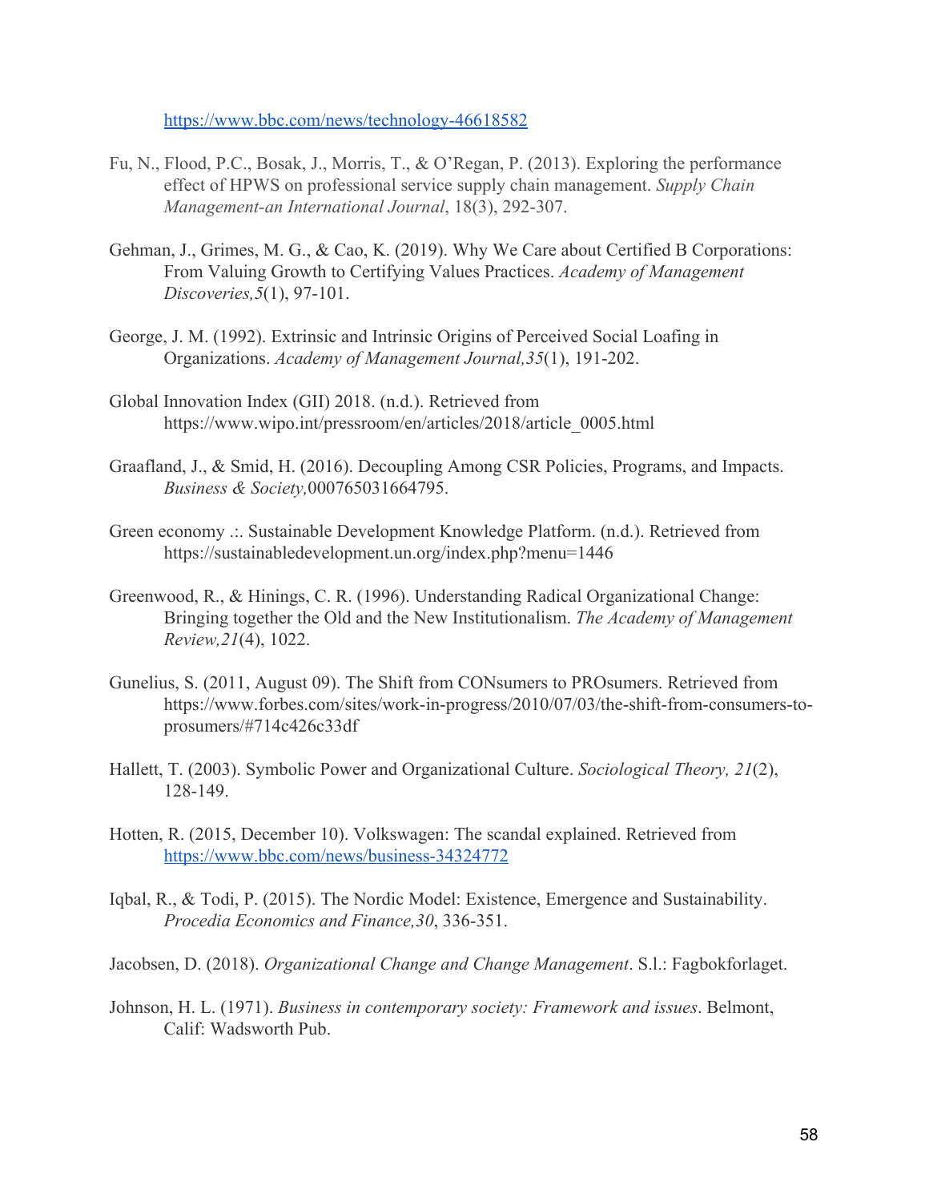https://www.bbc.com/news/technology-46618582

Fu, N., Flood, P.C., Bosak, J., Morris, T., & O'Regan, P. (2013). Exploring the performance effect of HPWS on professional service supply chain management. *Supply Chain Management-an International Journal*, 18(3), 292-307.

Gehman, J., Grimes, M. G., & Cao, K. (2019). Why We Care about Certified B Corporations: From Valuing Growth to Certifying Values Practices. *Academy of Management Discoveries,5*(1), 97-101.

George, J. M. (1992). Extrinsic and Intrinsic Origins of Perceived Social Loafing in Organizations. *Academy of Management Journal,35*(1), 191-202.

Global Innovation Index (GII) 2018. (n.d.). Retrieved from https://www.wipo.int/pressroom/en/articles/2018/article_0005.html

Graafland, J., & Smid, H. (2016). Decoupling Among CSR Policies, Programs, and Impacts. *Business & Society,*000765031664795.

Green economy .:. Sustainable Development Knowledge Platform. (n.d.). Retrieved from https://sustainabledevelopment.un.org/index.php?menu=1446

Greenwood, R., & Hinings, C. R. (1996). Understanding Radical Organizational Change: Bringing together the Old and the New Institutionalism. *The Academy of Management Review,21*(4), 1022.

Gunelius, S. (2011, August 09). The Shift from CONsumers to PROsumers. Retrieved from https://www.forbes.com/sites/work-in-progress/2010/07/03/the-shift-from-consumers-to-prosumers/#714c426c33df

Hallett, T. (2003). Symbolic Power and Organizational Culture. *Sociological Theory, 21*(2), 128-149.

Hotten, R. (2015, December 10). Volkswagen: The scandal explained. Retrieved from https://www.bbc.com/news/business-34324772

Iqbal, R., & Todi, P. (2015). The Nordic Model: Existence, Emergence and Sustainability. *Procedia Economics and Finance,30*, 336-351.

Jacobsen, D. (2018). *Organizational Change and Change Management*. S.l.: Fagbokforlaget.

Johnson, H. L. (1971). *Business in contemporary society: Framework and issues*. Belmont, Calif: Wadsworth Pub.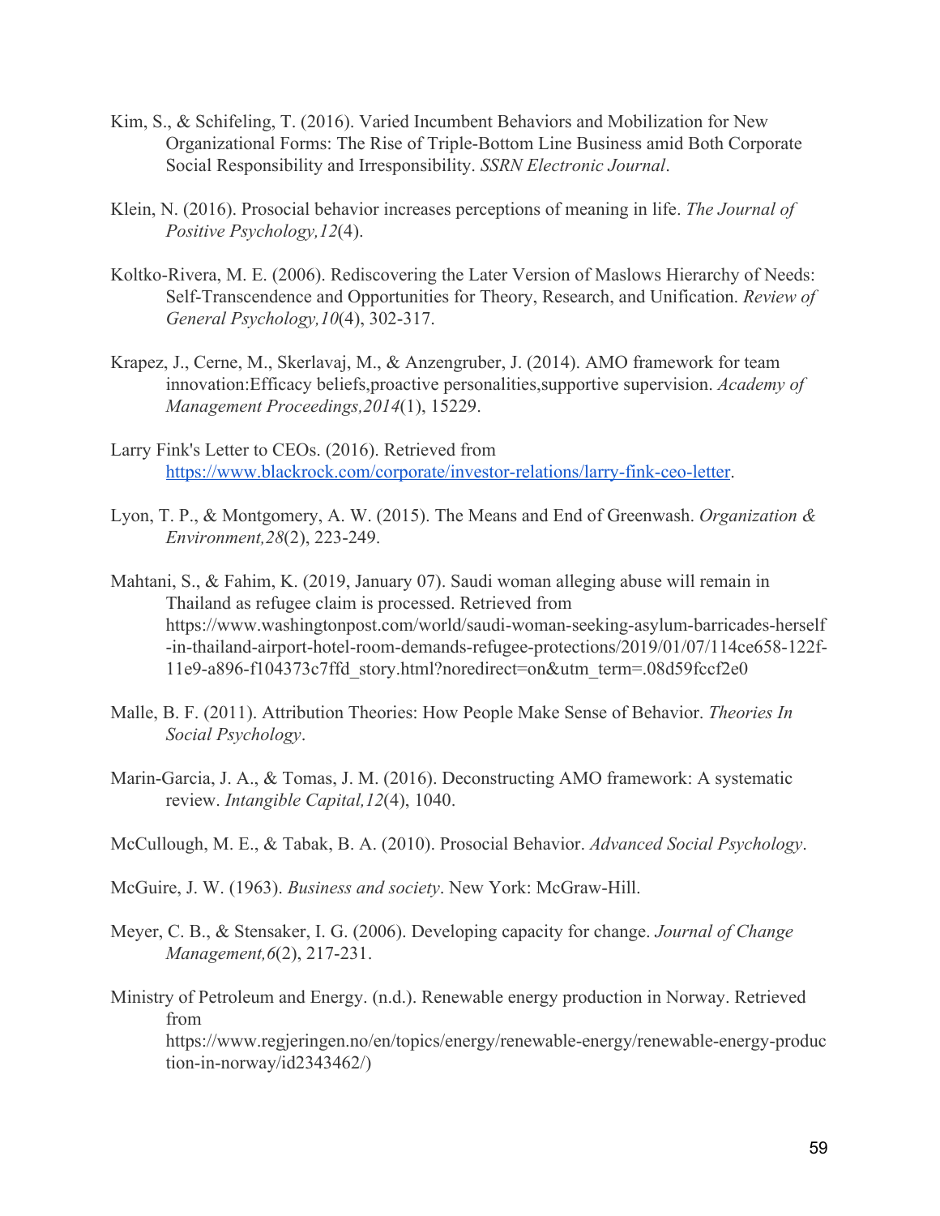Kim, S., & Schifeling, T. (2016). Varied Incumbent Behaviors and Mobilization for New Organizational Forms: The Rise of Triple-Bottom Line Business amid Both Corporate Social Responsibility and Irresponsibility. *SSRN Electronic Journal*.

Klein, N. (2016). Prosocial behavior increases perceptions of meaning in life. *The Journal of Positive Psychology,12*(4).

Koltko-Rivera, M. E. (2006). Rediscovering the Later Version of Maslows Hierarchy of Needs: Self-Transcendence and Opportunities for Theory, Research, and Unification. *Review of General Psychology,10*(4), 302-317.

Krapez, J., Cerne, M., Skerlavaj, M., & Anzengruber, J. (2014). AMO framework for team innovation:Efficacy beliefs,proactive personalities,supportive supervision. *Academy of Management Proceedings,2014*(1), 15229.

Larry Fink's Letter to CEOs. (2016). Retrieved from [https://www.blackrock.com/corporate/investor-relations/larry-fink-ceo-letter](https://www.blackrock.com/corporate/investor-relations/larry-fink-ceo-letter).

Lyon, T. P., & Montgomery, A. W. (2015). The Means and End of Greenwash. *Organization & Environment,28*(2), 223-249.

Mahtani, S., & Fahim, K. (2019, January 07). Saudi woman alleging abuse will remain in Thailand as refugee claim is processed. Retrieved from https://www.washingtonpost.com/world/saudi-woman-seeking-asylum-barricades-herself-in-thailand-airport-hotel-room-demands-refugee-protections/2019/01/07/114ce658-122f-11e9-a896-f104373c7ffd_story.html?noredirect=on&utm_term=.08d59fccf2e0

Malle, B. F. (2011). Attribution Theories: How People Make Sense of Behavior. *Theories In Social Psychology*.

Marin-Garcia, J. A., & Tomas, J. M. (2016). Deconstructing AMO framework: A systematic review. *Intangible Capital,12*(4), 1040.

McCullough, M. E., & Tabak, B. A. (2010). Prosocial Behavior. *Advanced Social Psychology*.

McGuire, J. W. (1963). *Business and society*. New York: McGraw-Hill.

Meyer, C. B., & Stensaker, I. G. (2006). Developing capacity for change. *Journal of Change Management,6*(2), 217-231.

Ministry of Petroleum and Energy. (n.d.). Renewable energy production in Norway. Retrieved from https://www.regjeringen.no/en/topics/energy/renewable-energy/renewable-energy-production-in-norway/id2343462/)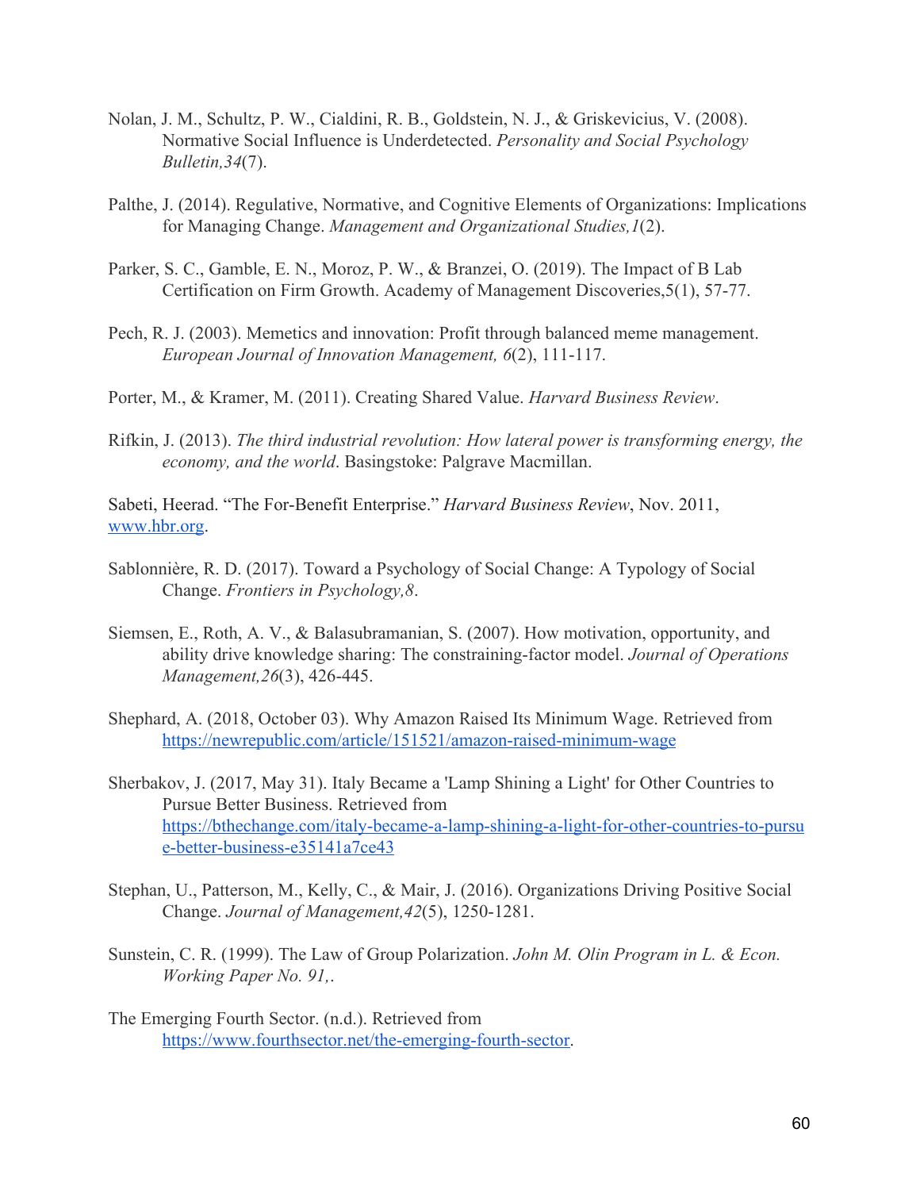Nolan, J. M., Schultz, P. W., Cialdini, R. B., Goldstein, N. J., & Griskevicius, V. (2008). Normative Social Influence is Underdetected. *Personality and Social Psychology Bulletin,34*(7).

Palthe, J. (2014). Regulative, Normative, and Cognitive Elements of Organizations: Implications for Managing Change. *Management and Organizational Studies,1*(2).

Parker, S. C., Gamble, E. N., Moroz, P. W., & Branzei, O. (2019). The Impact of B Lab Certification on Firm Growth. Academy of Management Discoveries,5(1), 57-77.

Pech, R. J. (2003). Memetics and innovation: Profit through balanced meme management. *European Journal of Innovation Management, 6*(2), 111-117.

Porter, M., & Kramer, M. (2011). Creating Shared Value. *Harvard Business Review*.

Rifkin, J. (2013). *The third industrial revolution: How lateral power is transforming energy, the economy, and the world*. Basingstoke: Palgrave Macmillan.

Sabeti, Heerad. "The For-Benefit Enterprise." *Harvard Business Review*, Nov. 2011, [www.hbr.org](www.hbr.org).

Sablonnière, R. D. (2017). Toward a Psychology of Social Change: A Typology of Social Change. *Frontiers in Psychology,8*.

Siemsen, E., Roth, A. V., & Balasubramanian, S. (2007). How motivation, opportunity, and ability drive knowledge sharing: The constraining-factor model. *Journal of Operations Management,26*(3), 426-445.

Shephard, A. (2018, October 03). Why Amazon Raised Its Minimum Wage. Retrieved from https://newrepublic.com/article/151521/amazon-raised-minimum-wage

Sherbakov, J. (2017, May 31). Italy Became a 'Lamp Shining a Light' for Other Countries to Pursue Better Business. Retrieved from https://bthechange.com/italy-became-a-lamp-shining-a-light-for-other-countries-to-pursue-better-business-e35141a7ce43

Stephan, U., Patterson, M., Kelly, C., & Mair, J. (2016). Organizations Driving Positive Social Change. *Journal of Management,42*(5), 1250-1281.

Sunstein, C. R. (1999). The Law of Group Polarization. *John M. Olin Program in L. & Econ. Working Paper No. 91,*.

The Emerging Fourth Sector. (n.d.). Retrieved from https://www.fourthsector.net/the-emerging-fourth-sector.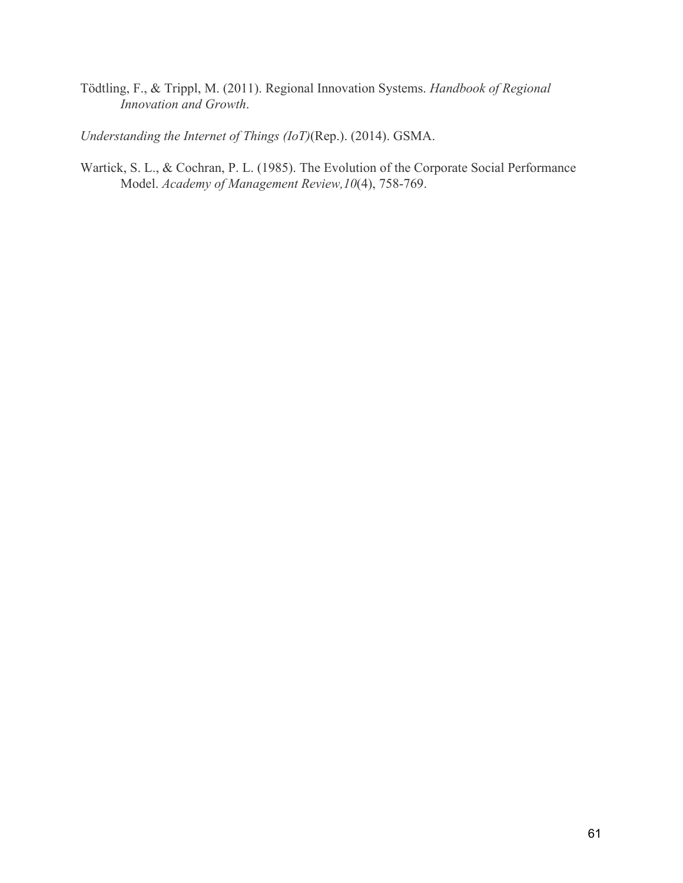Tödtling, F., & Trippl, M. (2011). Regional Innovation Systems. *Handbook of Regional Innovation and Growth*.

*Understanding the Internet of Things (IoT)*(Rep.). (2014). GSMA.

Wartick, S. L., & Cochran, P. L. (1985). The Evolution of the Corporate Social Performance Model. *Academy of Management Review,10*(4), 758-769.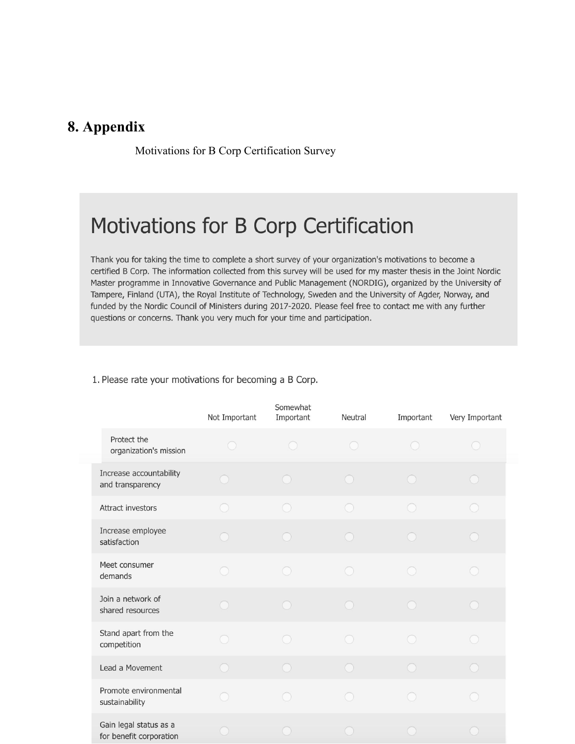# 8. Appendix

Motivations for B Corp Certification Survey

## Motivations for B Corp Certification

Thank you for taking the time to complete a short survey of your organization's motivations to become a certified B Corp. The information collected from this survey will be used for my master thesis in the Joint Nordic Master programme in Innovative Governance and Public Management (NORDIG), organized by the University of Tampere, Finland (UTA), the Royal Institute of Technology, Sweden and the University of Agder, Norway, and funded by the Nordic Council of Ministers during 2017-2020. Please feel free to contact me with any further questions or concerns. Thank you very much for your time and participation.

1. Please rate your motivations for becoming a B Corp.

| | Not Important | Somewhat Important | Neutral | Important | Very Important |
|---|---|---|---|---|---|
| Protect the organization's mission | ○ | ○ | ○ | ○ | ○ |
| Increase accountability and transparency | ○ | ○ | ○ | ○ | ○ |
| Attract investors | ○ | ○ | ○ | ○ | ○ |
| Increase employee satisfaction | ○ | ○ | ○ | ○ | ○ |
| Meet consumer demands | ○ | ○ | ○ | ○ | ○ |
| Join a network of shared resources | ○ | ○ | ○ | ○ | ○ |
| Stand apart from the competition | ○ | ○ | ○ | ○ | ○ |
| Lead a Movement | ○ | ○ | ○ | ○ | ○ |
| Promote environmental sustainability | ○ | ○ | ○ | ○ | ○ |
| Gain legal status as a for benefit corporation | ○ | ○ | ○ | ○ | ○ |